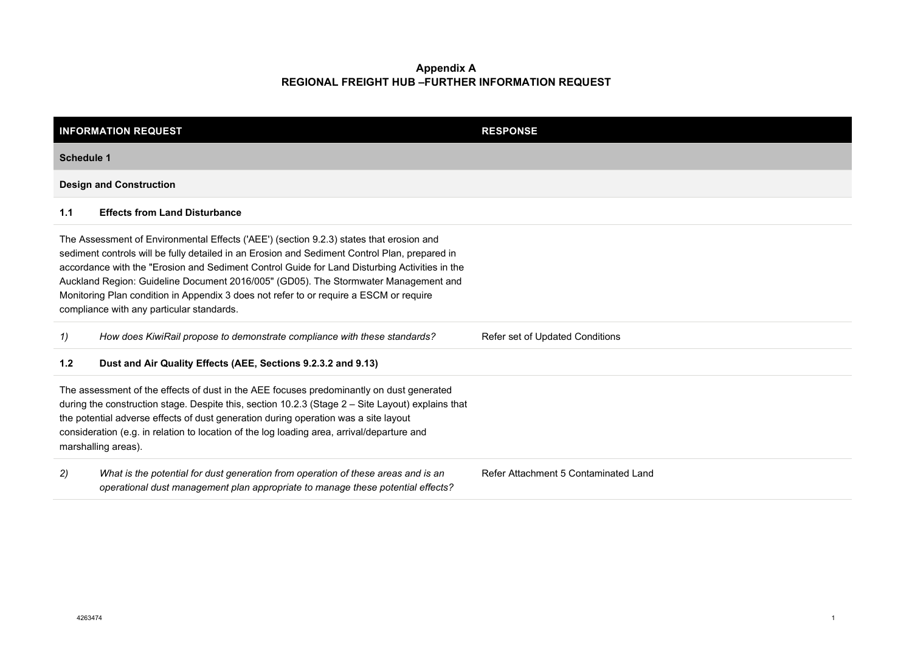# Appendix A
## REGIONAL FREIGHT HUB –FURTHER INFORMATION REQUEST

| INFORMATION REQUEST | | RESPONSE |
|---|---|---|
| **Schedule 1** | | |
| **Design and Construction** | | |
| **1.1** | **Effects from Land Disturbance** | |
| The Assessment of Environmental Effects ('AEE') (section 9.2.3) states that erosion and sediment controls will be fully detailed in an Erosion and Sediment Control Plan, prepared in accordance with the "Erosion and Sediment Control Guide for Land Disturbing Activities in the Auckland Region: Guideline Document 2016/005" (GD05). The Stormwater Management and Monitoring Plan condition in Appendix 3 does not refer to or require a ESCM or require compliance with any particular standards. | | |
| *1)* | *How does KiwiRail propose to demonstrate compliance with these standards?* | Refer set of Updated Conditions |
| **1.2** | **Dust and Air Quality Effects (AEE, Sections 9.2.3.2 and 9.13)** | |
| The assessment of the effects of dust in the AEE focuses predominantly on dust generated during the construction stage. Despite this, section 10.2.3 (Stage 2 – Site Layout) explains that the potential adverse effects of dust generation during operation was a site layout consideration (e.g. in relation to location of the log loading area, arrival/departure and marshalling areas). | | |
| *2)* | *What is the potential for dust generation from operation of these areas and is an operational dust management plan appropriate to manage these potential effects?* | Refer Attachment 5 Contaminated Land |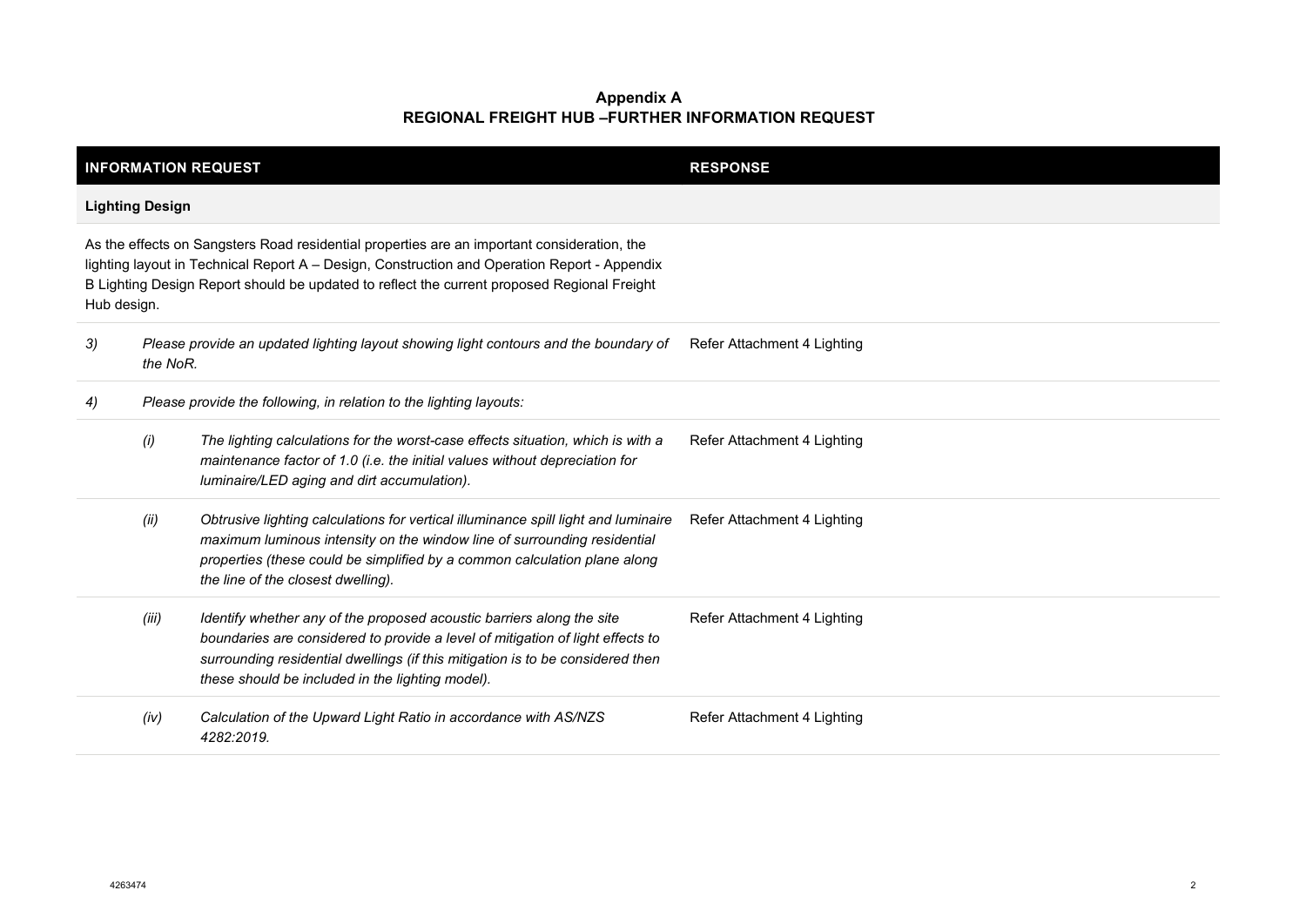**Appendix A**
**REGIONAL FREIGHT HUB –FURTHER INFORMATION REQUEST**

| INFORMATION REQUEST | | | RESPONSE |
|---|---|---|---|
| **Lighting Design** | | | |
| As the effects on Sangsters Road residential properties are an important consideration, the lighting layout in Technical Report A – Design, Construction and Operation Report - Appendix B Lighting Design Report should be updated to reflect the current proposed Regional Freight Hub design. | | | |
| *3)* | *Please provide an updated lighting layout showing light contours and the boundary of the NoR.* | | Refer Attachment 4 Lighting |
| *4)* | *Please provide the following, in relation to the lighting layouts:* | | |
| | *(i)* | *The lighting calculations for the worst-case effects situation, which is with a maintenance factor of 1.0 (i.e. the initial values without depreciation for luminaire/LED aging and dirt accumulation).* | Refer Attachment 4 Lighting |
| | *(ii)* | *Obtrusive lighting calculations for vertical illuminance spill light and luminaire maximum luminous intensity on the window line of surrounding residential properties (these could be simplified by a common calculation plane along the line of the closest dwelling).* | Refer Attachment 4 Lighting |
| | *(iii)* | *Identify whether any of the proposed acoustic barriers along the site boundaries are considered to provide a level of mitigation of light effects to surrounding residential dwellings (if this mitigation is to be considered then these should be included in the lighting model).* | Refer Attachment 4 Lighting |
| | *(iv)* | *Calculation of the Upward Light Ratio in accordance with AS/NZS 4282:2019.* | Refer Attachment 4 Lighting |

4263474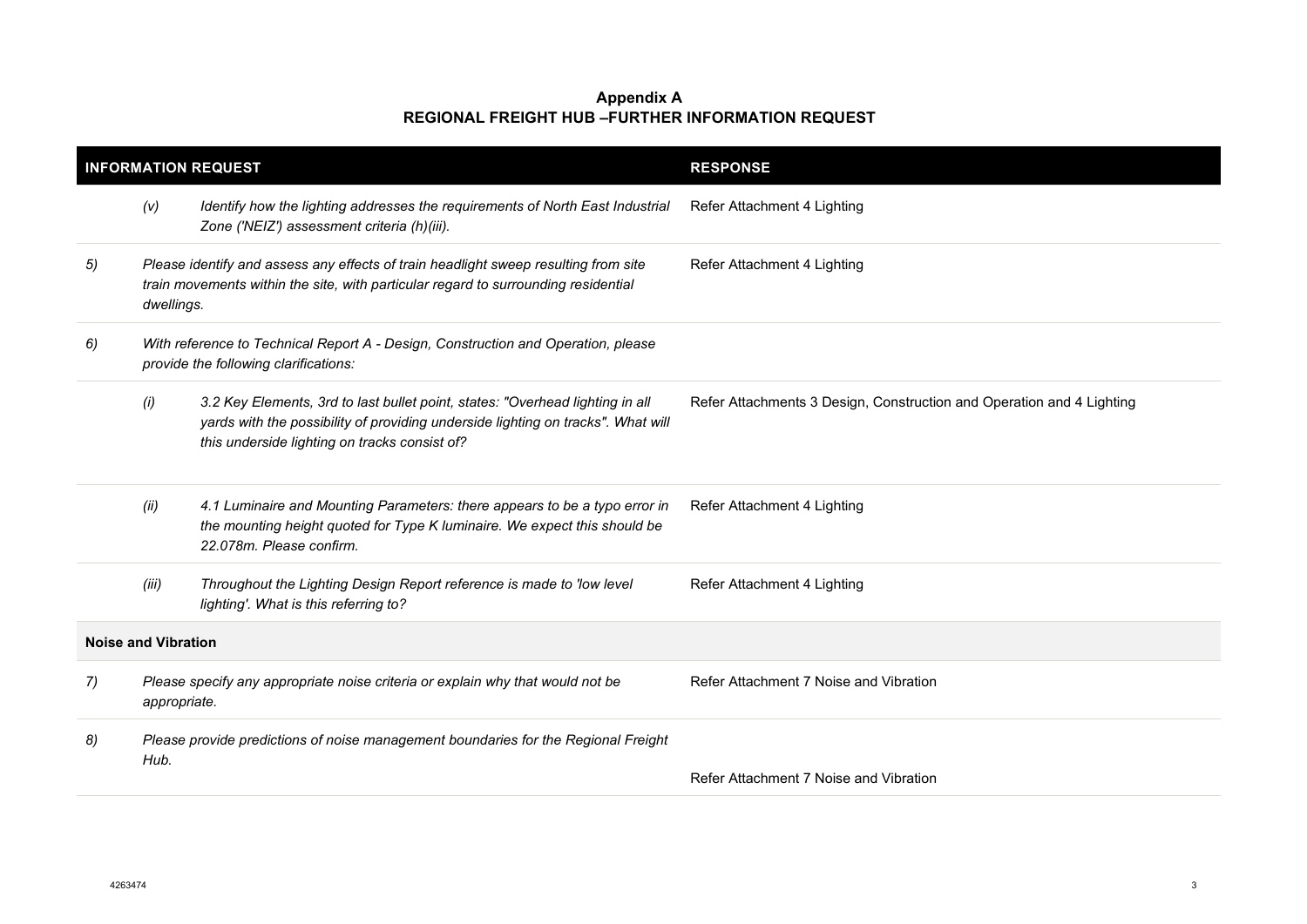**Appendix A**
**REGIONAL FREIGHT HUB –FURTHER INFORMATION REQUEST**

| INFORMATION REQUEST | | | RESPONSE |
|---|---|---|---|
| | *(v)* | *Identify how the lighting addresses the requirements of North East Industrial Zone ('NEIZ') assessment criteria (h)(iii).* | Refer Attachment 4 Lighting |
| *5)* | *Please identify and assess any effects of train headlight sweep resulting from site train movements within the site, with particular regard to surrounding residential dwellings.* | | Refer Attachment 4 Lighting |
| *6)* | *With reference to Technical Report A - Design, Construction and Operation, please provide the following clarifications:* | | |
| | *(i)* | *3.2 Key Elements, 3rd to last bullet point, states: "Overhead lighting in all yards with the possibility of providing underside lighting on tracks". What will this underside lighting on tracks consist of?* | Refer Attachments 3 Design, Construction and Operation and 4 Lighting |
| | *(ii)* | *4.1 Luminaire and Mounting Parameters: there appears to be a typo error in the mounting height quoted for Type K luminaire. We expect this should be 22.078m. Please confirm.* | Refer Attachment 4 Lighting |
| | *(iii)* | *Throughout the Lighting Design Report reference is made to 'low level lighting'. What is this referring to?* | Refer Attachment 4 Lighting |
| **Noise and Vibration** | | | |
| *7)* | *Please specify any appropriate noise criteria or explain why that would not be appropriate.* | | Refer Attachment 7 Noise and Vibration |
| *8)* | *Please provide predictions of noise management boundaries for the Regional Freight Hub.* | | Refer Attachment 7 Noise and Vibration |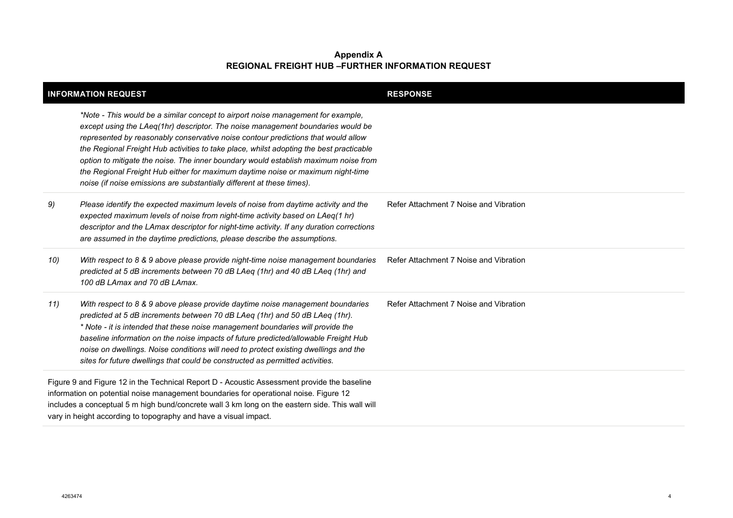**Appendix A**
**REGIONAL FREIGHT HUB –FURTHER INFORMATION REQUEST**

| | INFORMATION REQUEST | RESPONSE |
|---|---|---|
| | *\*Note - This would be a similar concept to airport noise management for example, except using the LAeq(1hr) descriptor. The noise management boundaries would be represented by reasonably conservative noise contour predictions that would allow the Regional Freight Hub activities to take place, whilst adopting the best practicable option to mitigate the noise. The inner boundary would establish maximum noise from the Regional Freight Hub either for maximum daytime noise or maximum night-time noise (if noise emissions are substantially different at these times).* | |
| *9)* | *Please identify the expected maximum levels of noise from daytime activity and the expected maximum levels of noise from night-time activity based on LAeq(1 hr) descriptor and the LAmax descriptor for night-time activity. If any duration corrections are assumed in the daytime predictions, please describe the assumptions.* | Refer Attachment 7 Noise and Vibration |
| *10)* | *With respect to 8 & 9 above please provide night-time noise management boundaries predicted at 5 dB increments between 70 dB LAeq (1hr) and 40 dB LAeq (1hr) and 100 dB LAmax and 70 dB LAmax.* | Refer Attachment 7 Noise and Vibration |
| *11)* | *With respect to 8 & 9 above please provide daytime noise management boundaries predicted at 5 dB increments between 70 dB LAeq (1hr) and 50 dB LAeq (1hr).* *\* Note - it is intended that these noise management boundaries will provide the baseline information on the noise impacts of future predicted/allowable Freight Hub noise on dwellings. Noise conditions will need to protect existing dwellings and the sites for future dwellings that could be constructed as permitted activities.* | Refer Attachment 7 Noise and Vibration |
| Figure 9 and Figure 12 in the Technical Report D - Acoustic Assessment provide the baseline information on potential noise management boundaries for operational noise. Figure 12 includes a conceptual 5 m high bund/concrete wall 3 km long on the eastern side. This wall will vary in height according to topography and have a visual impact. | | |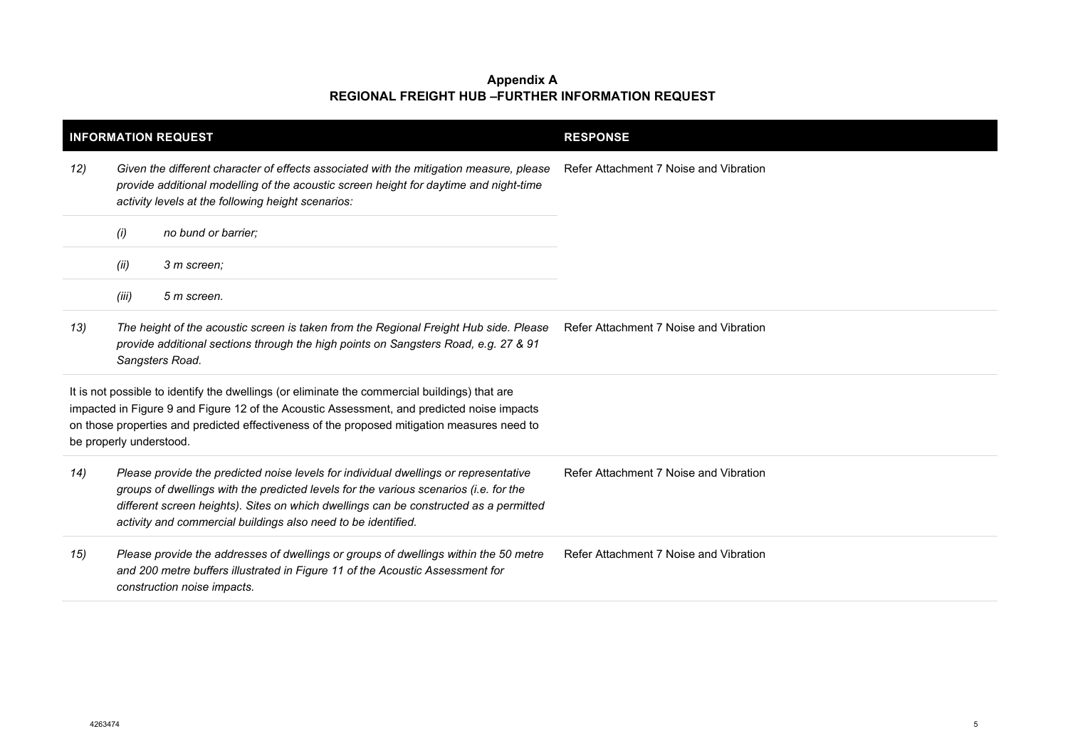**Appendix A**
**REGIONAL FREIGHT HUB –FURTHER INFORMATION REQUEST**

| INFORMATION REQUEST | | | RESPONSE |
|---|---|---|---|
| *12)* | *Given the different character of effects associated with the mitigation measure, please provide additional modelling of the acoustic screen height for daytime and night-time activity levels at the following height scenarios:* | | Refer Attachment 7 Noise and Vibration |
| | *(i)* | *no bund or barrier;* | |
| | *(ii)* | *3 m screen;* | |
| | *(iii)* | *5 m screen.* | |
| *13)* | *The height of the acoustic screen is taken from the Regional Freight Hub side. Please provide additional sections through the high points on Sangsters Road, e.g. 27 & 91 Sangsters Road.* | | Refer Attachment 7 Noise and Vibration |
| It is not possible to identify the dwellings (or eliminate the commercial buildings) that are impacted in Figure 9 and Figure 12 of the Acoustic Assessment, and predicted noise impacts on those properties and predicted effectiveness of the proposed mitigation measures need to be properly understood. | | | |
| *14)* | *Please provide the predicted noise levels for individual dwellings or representative groups of dwellings with the predicted levels for the various scenarios (i.e. for the different screen heights). Sites on which dwellings can be constructed as a permitted activity and commercial buildings also need to be identified.* | | Refer Attachment 7 Noise and Vibration |
| *15)* | *Please provide the addresses of dwellings or groups of dwellings within the 50 metre and 200 metre buffers illustrated in Figure 11 of the Acoustic Assessment for construction noise impacts.* | | Refer Attachment 7 Noise and Vibration |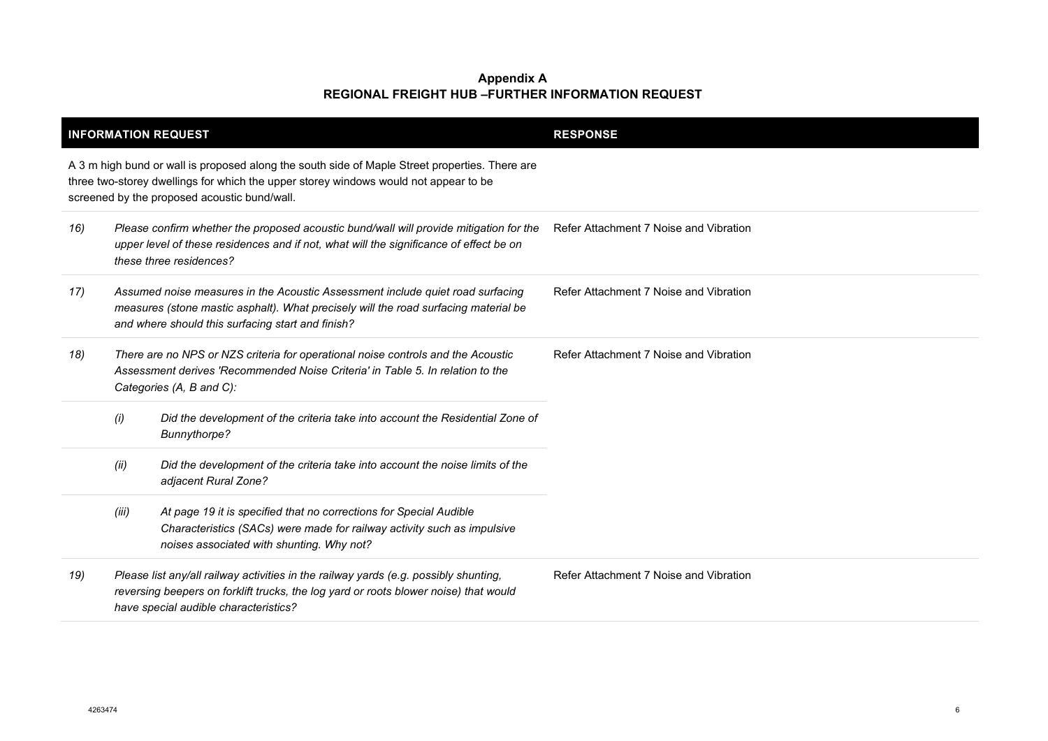**Appendix A**
**REGIONAL FREIGHT HUB –FURTHER INFORMATION REQUEST**

| INFORMATION REQUEST | | | RESPONSE |
|---|---|---|---|
| A 3 m high bund or wall is proposed along the south side of Maple Street properties. There are three two-storey dwellings for which the upper storey windows would not appear to be screened by the proposed acoustic bund/wall. | | | |
| *16)* | *Please confirm whether the proposed acoustic bund/wall will provide mitigation for the upper level of these residences and if not, what will the significance of effect be on these three residences?* | | Refer Attachment 7 Noise and Vibration |
| *17)* | *Assumed noise measures in the Acoustic Assessment include quiet road surfacing measures (stone mastic asphalt). What precisely will the road surfacing material be and where should this surfacing start and finish?* | | Refer Attachment 7 Noise and Vibration |
| *18)* | *There are no NPS or NZS criteria for operational noise controls and the Acoustic Assessment derives 'Recommended Noise Criteria' in Table 5. In relation to the Categories (A, B and C):* | | Refer Attachment 7 Noise and Vibration |
| | *(i)* | *Did the development of the criteria take into account the Residential Zone of Bunnythorpe?* | |
| | *(ii)* | *Did the development of the criteria take into account the noise limits of the adjacent Rural Zone?* | |
| | *(iii)* | *At page 19 it is specified that no corrections for Special Audible Characteristics (SACs) were made for railway activity such as impulsive noises associated with shunting. Why not?* | |
| *19)* | *Please list any/all railway activities in the railway yards (e.g. possibly shunting, reversing beepers on forklift trucks, the log yard or roots blower noise) that would have special audible characteristics?* | | Refer Attachment 7 Noise and Vibration |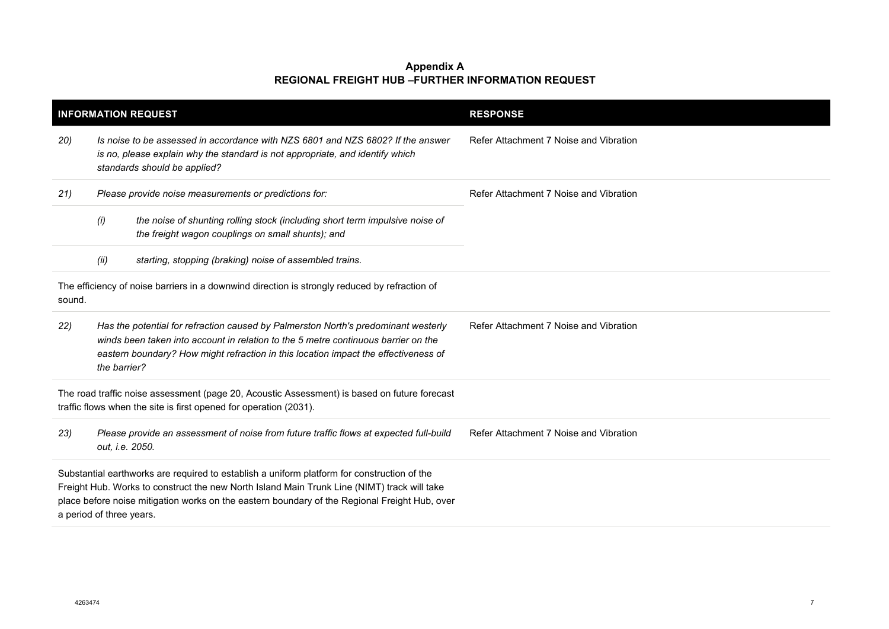**Appendix A**
**REGIONAL FREIGHT HUB –FURTHER INFORMATION REQUEST**

| INFORMATION REQUEST | | | RESPONSE |
|---|---|---|---|
| *20)* | *Is noise to be assessed in accordance with NZS 6801 and NZS 6802? If the answer is no, please explain why the standard is not appropriate, and identify which standards should be applied?* | | Refer Attachment 7 Noise and Vibration |
| *21)* | *Please provide noise measurements or predictions for:* | | Refer Attachment 7 Noise and Vibration |
| | *(i)* | *the noise of shunting rolling stock (including short term impulsive noise of the freight wagon couplings on small shunts); and* | |
| | *(ii)* | *starting, stopping (braking) noise of assembled trains.* | |
| The efficiency of noise barriers in a downwind direction is strongly reduced by refraction of sound. | | | |
| *22)* | *Has the potential for refraction caused by Palmerston North's predominant westerly winds been taken into account in relation to the 5 metre continuous barrier on the eastern boundary? How might refraction in this location impact the effectiveness of the barrier?* | | Refer Attachment 7 Noise and Vibration |
| The road traffic noise assessment (page 20, Acoustic Assessment) is based on future forecast traffic flows when the site is first opened for operation (2031). | | | |
| *23)* | *Please provide an assessment of noise from future traffic flows at expected full-build out, i.e. 2050.* | | Refer Attachment 7 Noise and Vibration |
| Substantial earthworks are required to establish a uniform platform for construction of the Freight Hub. Works to construct the new North Island Main Trunk Line (NIMT) track will take place before noise mitigation works on the eastern boundary of the Regional Freight Hub, over a period of three years. | | | |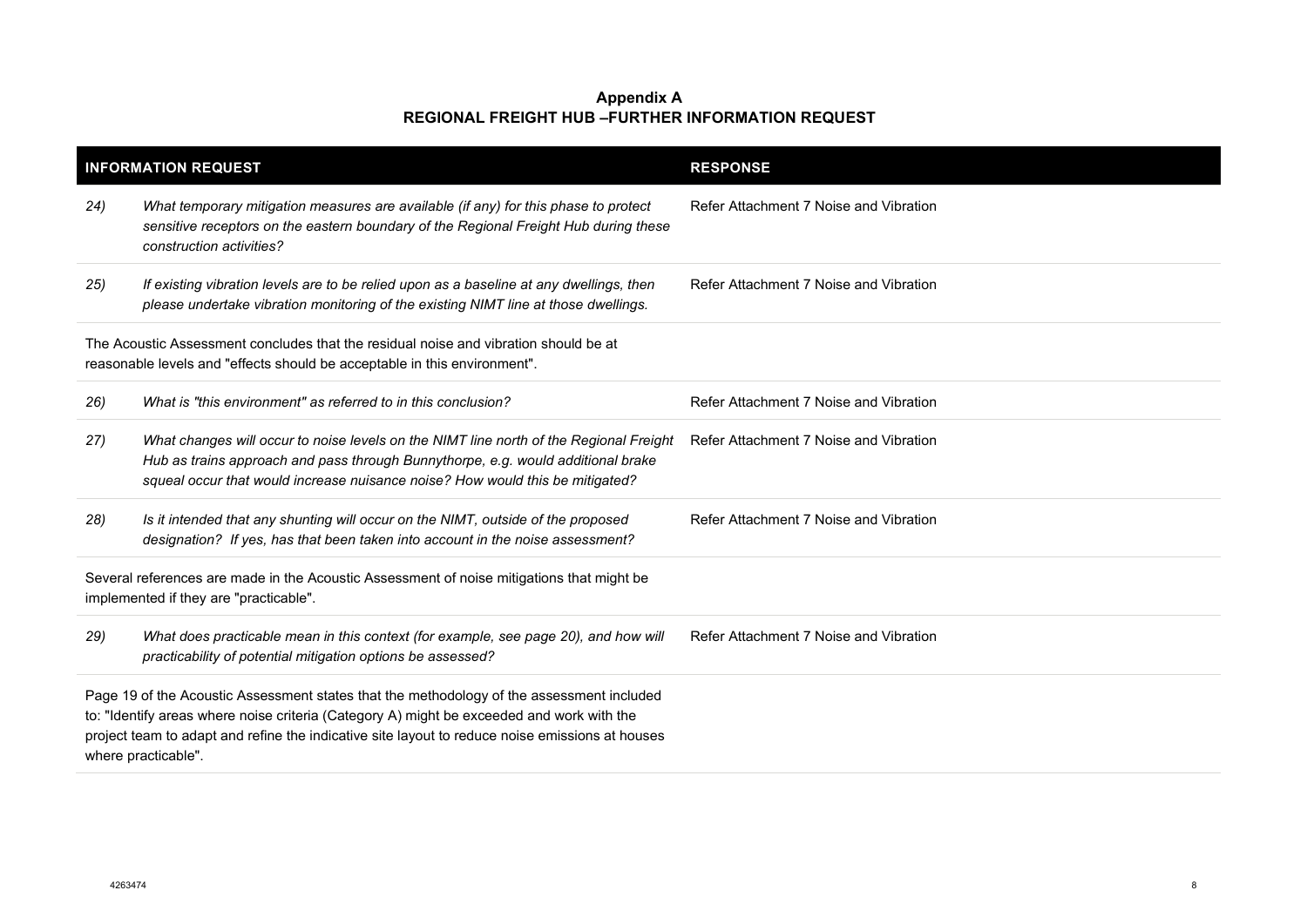**Appendix A**
**REGIONAL FREIGHT HUB –FURTHER INFORMATION REQUEST**

| INFORMATION REQUEST | | RESPONSE |
|---|---|---|
| *24)* | *What temporary mitigation measures are available (if any) for this phase to protect sensitive receptors on the eastern boundary of the Regional Freight Hub during these construction activities?* | Refer Attachment 7 Noise and Vibration |
| *25)* | *If existing vibration levels are to be relied upon as a baseline at any dwellings, then please undertake vibration monitoring of the existing NIMT line at those dwellings.* | Refer Attachment 7 Noise and Vibration |
| The Acoustic Assessment concludes that the residual noise and vibration should be at reasonable levels and "effects should be acceptable in this environment". | | |
| *26)* | *What is "this environment" as referred to in this conclusion?* | Refer Attachment 7 Noise and Vibration |
| *27)* | *What changes will occur to noise levels on the NIMT line north of the Regional Freight Hub as trains approach and pass through Bunnythorpe, e.g. would additional brake squeal occur that would increase nuisance noise? How would this be mitigated?* | Refer Attachment 7 Noise and Vibration |
| *28)* | *Is it intended that any shunting will occur on the NIMT, outside of the proposed designation? If yes, has that been taken into account in the noise assessment?* | Refer Attachment 7 Noise and Vibration |
| Several references are made in the Acoustic Assessment of noise mitigations that might be implemented if they are "practicable". | | |
| *29)* | *What does practicable mean in this context (for example, see page 20), and how will practicability of potential mitigation options be assessed?* | Refer Attachment 7 Noise and Vibration |
| Page 19 of the Acoustic Assessment states that the methodology of the assessment included to: "Identify areas where noise criteria (Category A) might be exceeded and work with the project team to adapt and refine the indicative site layout to reduce noise emissions at houses where practicable". | | |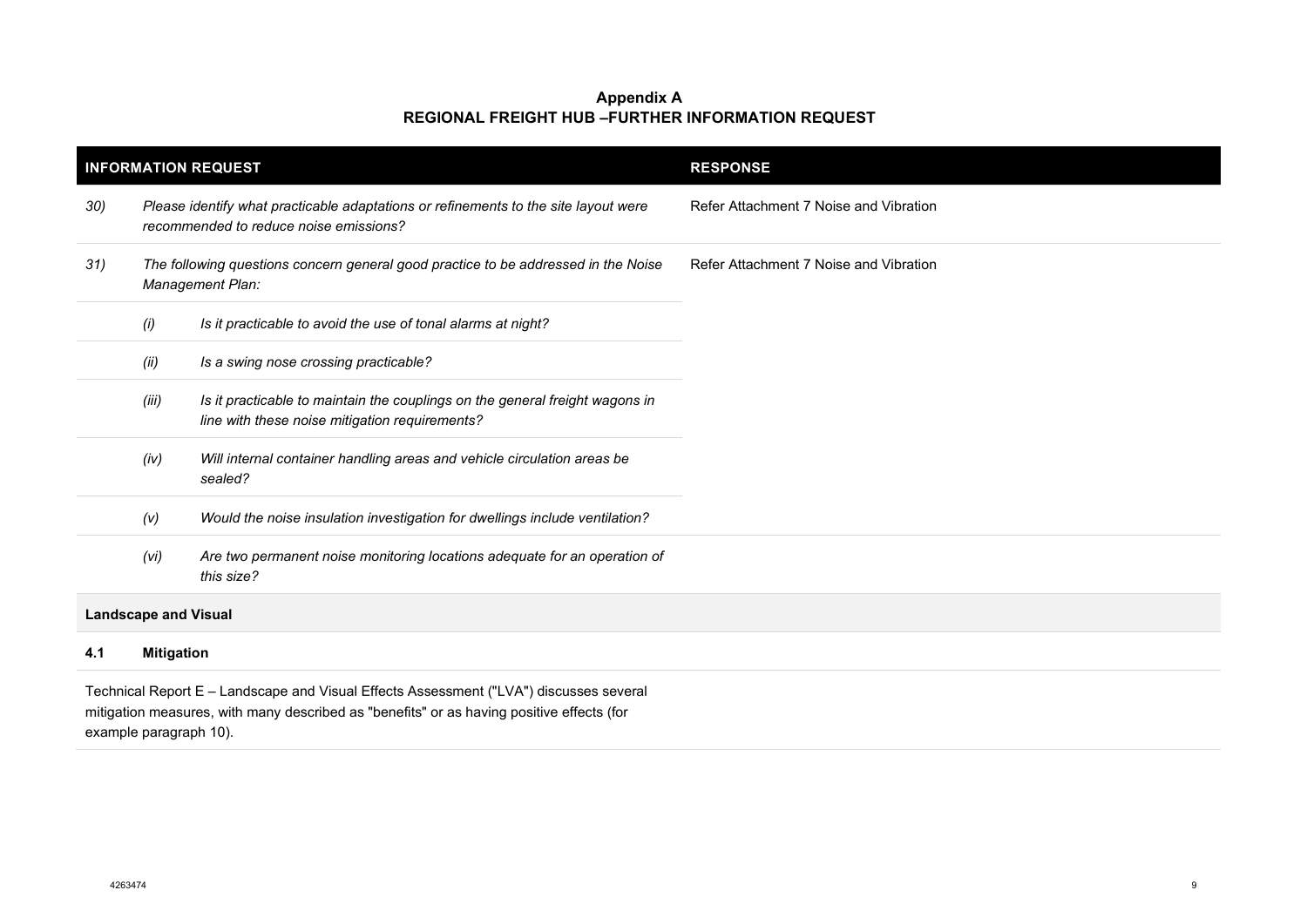## Appendix A
## REGIONAL FREIGHT HUB –FURTHER INFORMATION REQUEST

| INFORMATION REQUEST | | | RESPONSE |
|---|---|---|---|
| *30)* | *Please identify what practicable adaptations or refinements to the site layout were recommended to reduce noise emissions?* | | Refer Attachment 7 Noise and Vibration |
| *31)* | *The following questions concern general good practice to be addressed in the Noise Management Plan:* | | Refer Attachment 7 Noise and Vibration |
| | *(i)* | *Is it practicable to avoid the use of tonal alarms at night?* | |
| | *(ii)* | *Is a swing nose crossing practicable?* | |
| | *(iii)* | *Is it practicable to maintain the couplings on the general freight wagons in line with these noise mitigation requirements?* | |
| | *(iv)* | *Will internal container handling areas and vehicle circulation areas be sealed?* | |
| | *(v)* | *Would the noise insulation investigation for dwellings include ventilation?* | |
| | *(vi)* | *Are two permanent noise monitoring locations adequate for an operation of this size?* | |
| **Landscape and Visual** | | | |
| **4.1** | **Mitigation** | | |
| Technical Report E – Landscape and Visual Effects Assessment ("LVA") discusses several mitigation measures, with many described as "benefits" or as having positive effects (for example paragraph 10). | | | |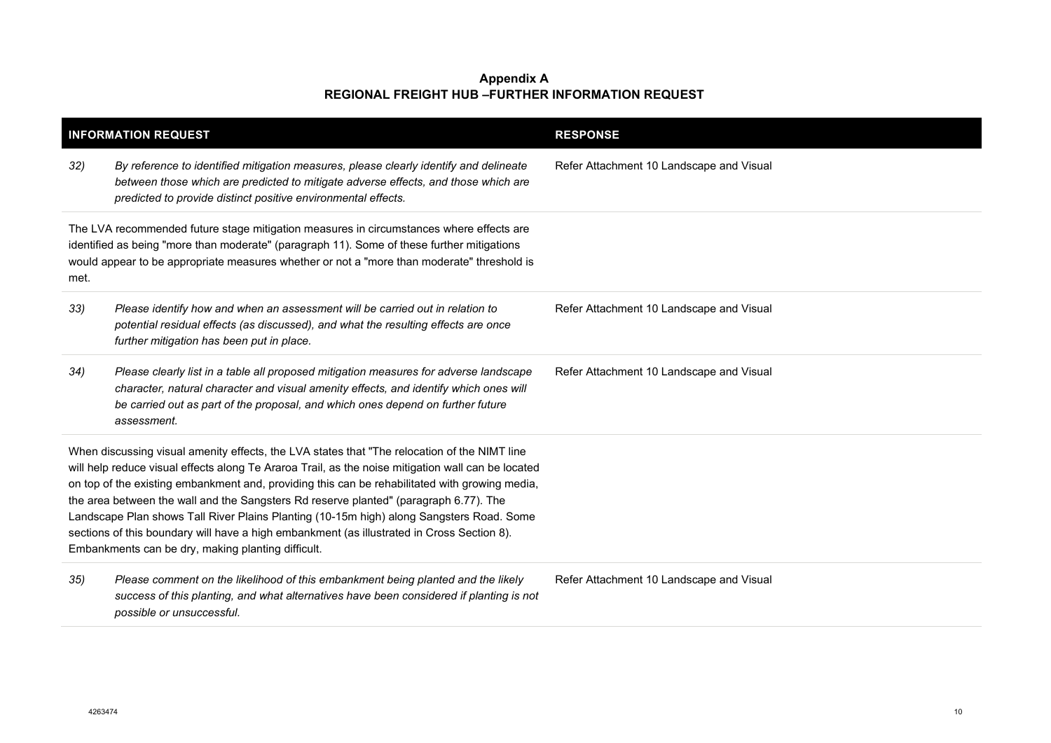**Appendix A**
**REGIONAL FREIGHT HUB –FURTHER INFORMATION REQUEST**

| INFORMATION REQUEST | | RESPONSE |
|---|---|---|
| *32)* | *By reference to identified mitigation measures, please clearly identify and delineate between those which are predicted to mitigate adverse effects, and those which are predicted to provide distinct positive environmental effects.* | Refer Attachment 10 Landscape and Visual |
| The LVA recommended future stage mitigation measures in circumstances where effects are identified as being "more than moderate" (paragraph 11). Some of these further mitigations would appear to be appropriate measures whether or not a "more than moderate" threshold is met. | | |
| *33)* | *Please identify how and when an assessment will be carried out in relation to potential residual effects (as discussed), and what the resulting effects are once further mitigation has been put in place.* | Refer Attachment 10 Landscape and Visual |
| *34)* | *Please clearly list in a table all proposed mitigation measures for adverse landscape character, natural character and visual amenity effects, and identify which ones will be carried out as part of the proposal, and which ones depend on further future assessment.* | Refer Attachment 10 Landscape and Visual |
| When discussing visual amenity effects, the LVA states that "The relocation of the NIMT line will help reduce visual effects along Te Araroa Trail, as the noise mitigation wall can be located on top of the existing embankment and, providing this can be rehabilitated with growing media, the area between the wall and the Sangsters Rd reserve planted" (paragraph 6.77). The Landscape Plan shows Tall River Plains Planting (10-15m high) along Sangsters Road. Some sections of this boundary will have a high embankment (as illustrated in Cross Section 8). Embankments can be dry, making planting difficult. | | |
| *35)* | *Please comment on the likelihood of this embankment being planted and the likely success of this planting, and what alternatives have been considered if planting is not possible or unsuccessful.* | Refer Attachment 10 Landscape and Visual |

4263474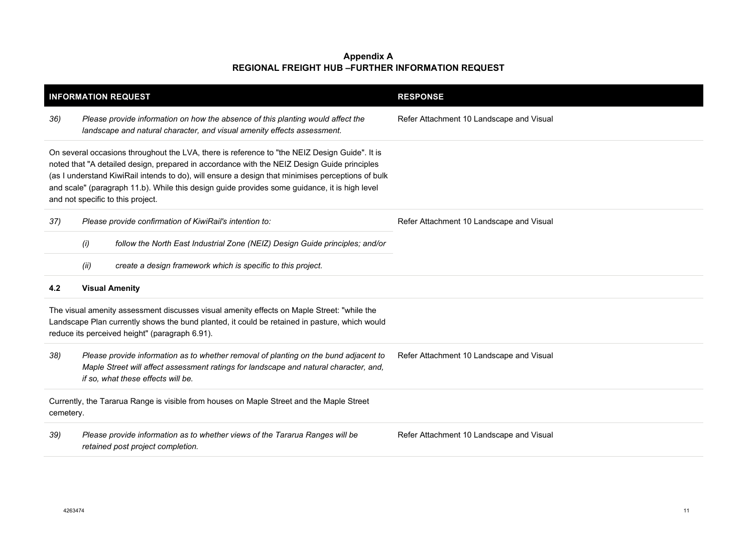**Appendix A**
**REGIONAL FREIGHT HUB –FURTHER INFORMATION REQUEST**

| INFORMATION REQUEST | | | RESPONSE |
|---|---|---|---|
| *36)* | *Please provide information on how the absence of this planting would affect the landscape and natural character, and visual amenity effects assessment.* | | Refer Attachment 10 Landscape and Visual |
| On several occasions throughout the LVA, there is reference to "the NEIZ Design Guide". It is noted that "A detailed design, prepared in accordance with the NEIZ Design Guide principles (as I understand KiwiRail intends to do), will ensure a design that minimises perceptions of bulk and scale" (paragraph 11.b). While this design guide provides some guidance, it is high level and not specific to this project. | | | |
| *37)* | *Please provide confirmation of KiwiRail's intention to:* | | Refer Attachment 10 Landscape and Visual |
| | *(i)* | *follow the North East Industrial Zone (NEIZ) Design Guide principles; and/or* | |
| | *(ii)* | *create a design framework which is specific to this project.* | |
| **4.2** | **Visual Amenity** | | |
| The visual amenity assessment discusses visual amenity effects on Maple Street: "while the Landscape Plan currently shows the bund planted, it could be retained in pasture, which would reduce its perceived height" (paragraph 6.91). | | | |
| *38)* | *Please provide information as to whether removal of planting on the bund adjacent to Maple Street will affect assessment ratings for landscape and natural character, and, if so, what these effects will be.* | | Refer Attachment 10 Landscape and Visual |
| Currently, the Tararua Range is visible from houses on Maple Street and the Maple Street cemetery. | | | |
| *39)* | *Please provide information as to whether views of the Tararua Ranges will be retained post project completion.* | | Refer Attachment 10 Landscape and Visual |

4263474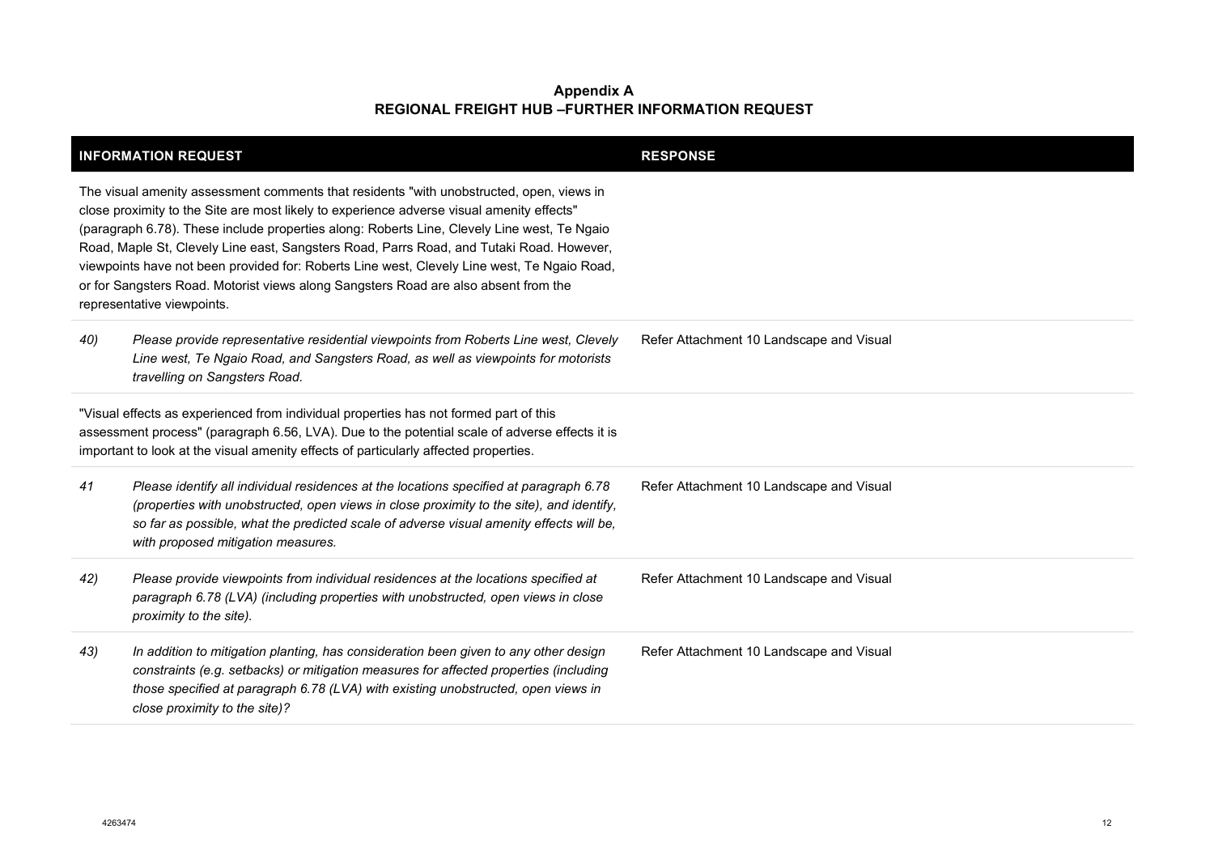**Appendix A**
**REGIONAL FREIGHT HUB –FURTHER INFORMATION REQUEST**

| INFORMATION REQUEST | | RESPONSE |
|---|---|---|
| The visual amenity assessment comments that residents "with unobstructed, open, views in close proximity to the Site are most likely to experience adverse visual amenity effects" (paragraph 6.78). These include properties along: Roberts Line, Clevely Line west, Te Ngaio Road, Maple St, Clevely Line east, Sangsters Road, Parrs Road, and Tutaki Road. However, viewpoints have not been provided for: Roberts Line west, Clevely Line west, Te Ngaio Road, or for Sangsters Road. Motorist views along Sangsters Road are also absent from the representative viewpoints. | | |
| *40)* | *Please provide representative residential viewpoints from Roberts Line west, Clevely Line west, Te Ngaio Road, and Sangsters Road, as well as viewpoints for motorists travelling on Sangsters Road.* | Refer Attachment 10 Landscape and Visual |
| "Visual effects as experienced from individual properties has not formed part of this assessment process" (paragraph 6.56, LVA). Due to the potential scale of adverse effects it is important to look at the visual amenity effects of particularly affected properties. | | |
| *41* | *Please identify all individual residences at the locations specified at paragraph 6.78 (properties with unobstructed, open views in close proximity to the site), and identify, so far as possible, what the predicted scale of adverse visual amenity effects will be, with proposed mitigation measures.* | Refer Attachment 10 Landscape and Visual |
| *42)* | *Please provide viewpoints from individual residences at the locations specified at paragraph 6.78 (LVA) (including properties with unobstructed, open views in close proximity to the site).* | Refer Attachment 10 Landscape and Visual |
| *43)* | *In addition to mitigation planting, has consideration been given to any other design constraints (e.g. setbacks) or mitigation measures for affected properties (including those specified at paragraph 6.78 (LVA) with existing unobstructed, open views in close proximity to the site)?* | Refer Attachment 10 Landscape and Visual |

4263474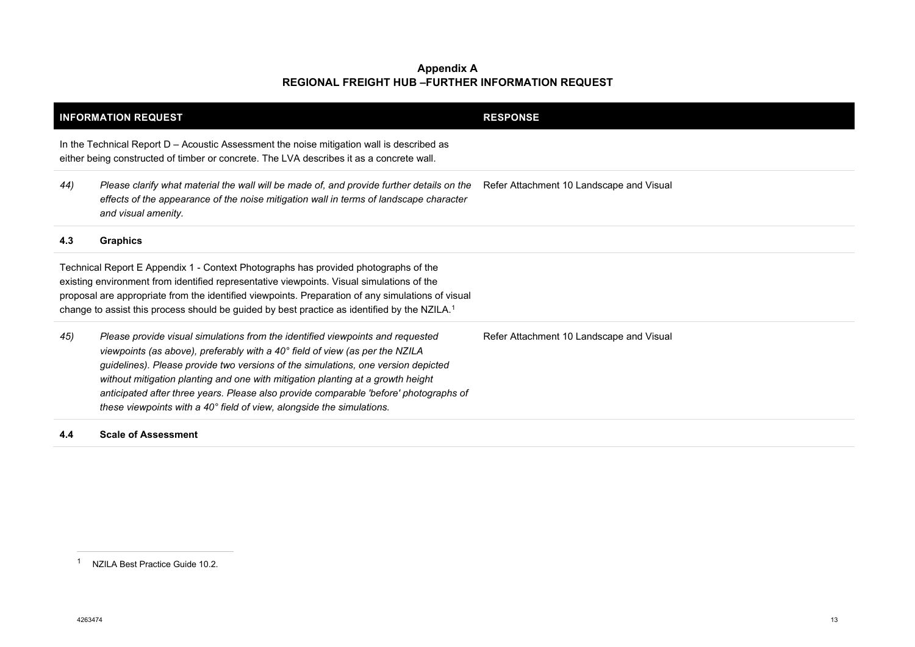**Appendix A**
**REGIONAL FREIGHT HUB –FURTHER INFORMATION REQUEST**

| INFORMATION REQUEST | | RESPONSE |
|---|---|---|
| In the Technical Report D – Acoustic Assessment the noise mitigation wall is described as either being constructed of timber or concrete. The LVA describes it as a concrete wall. | | |
| *44)* | *Please clarify what material the wall will be made of, and provide further details on the effects of the appearance of the noise mitigation wall in terms of landscape character and visual amenity.* | Refer Attachment 10 Landscape and Visual |
| **4.3** | **Graphics** | |
| Technical Report E Appendix 1 - Context Photographs has provided photographs of the existing environment from identified representative viewpoints. Visual simulations of the proposal are appropriate from the identified viewpoints. Preparation of any simulations of visual change to assist this process should be guided by best practice as identified by the NZILA.[1] | | |
| *45)* | *Please provide visual simulations from the identified viewpoints and requested viewpoints (as above), preferably with a 40° field of view (as per the NZILA guidelines). Please provide two versions of the simulations, one version depicted without mitigation planting and one with mitigation planting at a growth height anticipated after three years. Please also provide comparable 'before' photographs of these viewpoints with a 40° field of view, alongside the simulations.* | Refer Attachment 10 Landscape and Visual |
| **4.4** | **Scale of Assessment** | |

[1] NZILA Best Practice Guide 10.2.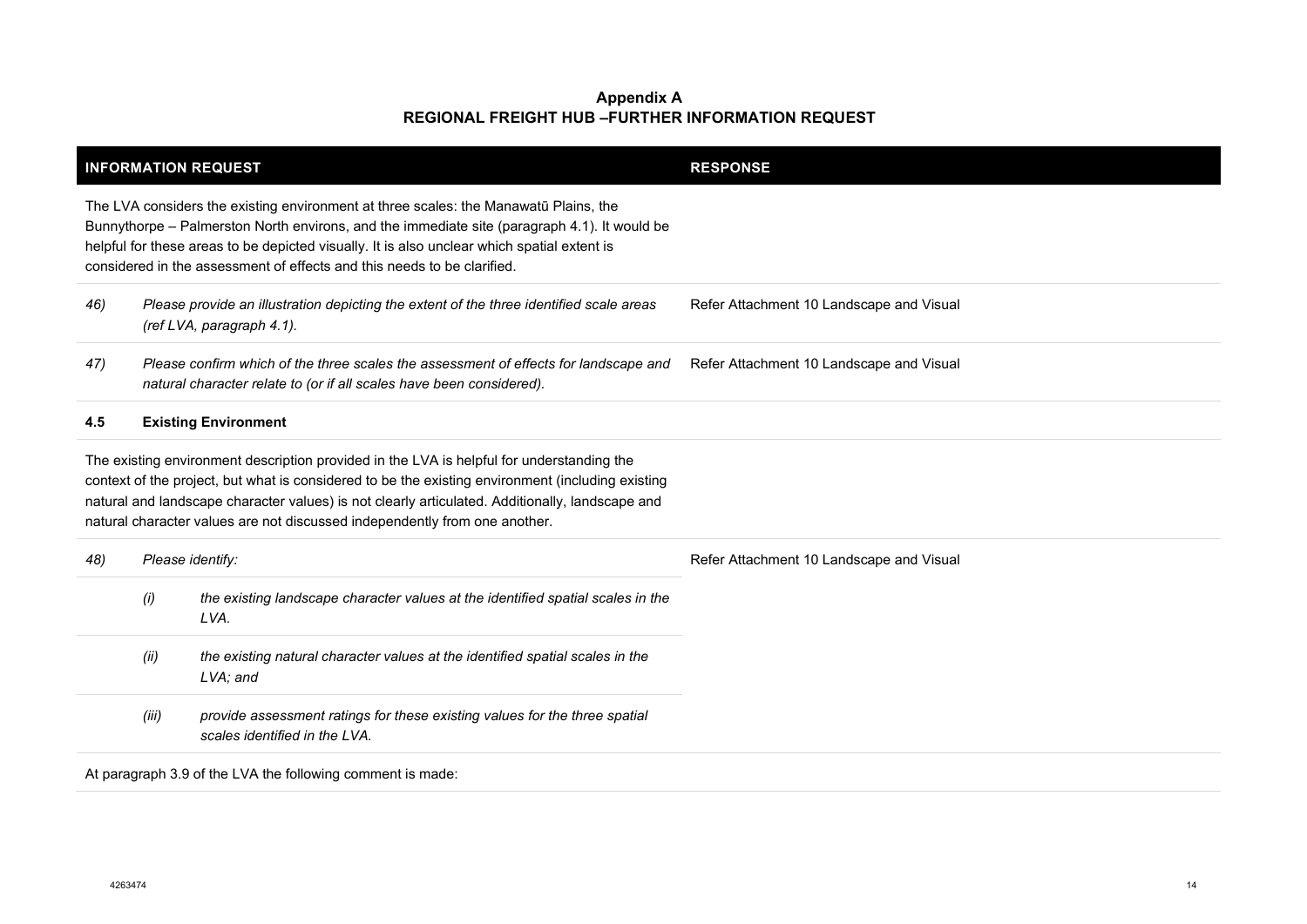**Appendix A**
**REGIONAL FREIGHT HUB –FURTHER INFORMATION REQUEST**

| INFORMATION REQUEST | | | RESPONSE |
|---|---|---|---|
| The LVA considers the existing environment at three scales: the Manawatū Plains, the Bunnythorpe – Palmerston North environs, and the immediate site (paragraph 4.1). It would be helpful for these areas to be depicted visually. It is also unclear which spatial extent is considered in the assessment of effects and this needs to be clarified. | | | |
| *46)* | *Please provide an illustration depicting the extent of the three identified scale areas (ref LVA, paragraph 4.1).* | | Refer Attachment 10 Landscape and Visual |
| *47)* | *Please confirm which of the three scales the assessment of effects for landscape and natural character relate to (or if all scales have been considered).* | | Refer Attachment 10 Landscape and Visual |
| **4.5** | **Existing Environment** | | |
| The existing environment description provided in the LVA is helpful for understanding the context of the project, but what is considered to be the existing environment (including existing natural and landscape character values) is not clearly articulated. Additionally, landscape and natural character values are not discussed independently from one another. | | | |
| *48)* | *Please identify:* | | Refer Attachment 10 Landscape and Visual |
| | *(i)* | *the existing landscape character values at the identified spatial scales in the LVA.* | |
| | *(ii)* | *the existing natural character values at the identified spatial scales in the LVA; and* | |
| | *(iii)* | *provide assessment ratings for these existing values for the three spatial scales identified in the LVA.* | |
| At paragraph 3.9 of the LVA the following comment is made: | | | |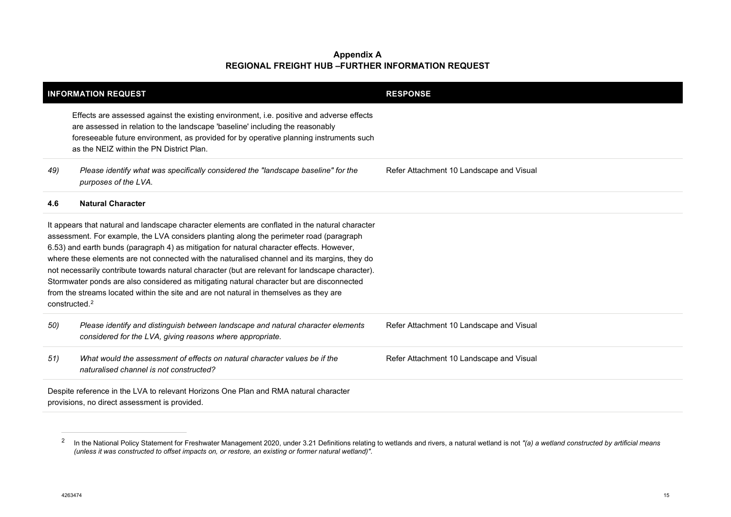**Appendix A**
**REGIONAL FREIGHT HUB –FURTHER INFORMATION REQUEST**

| INFORMATION REQUEST | | RESPONSE |
|---|---|---|
| | Effects are assessed against the existing environment, i.e. positive and adverse effects are assessed in relation to the landscape 'baseline' including the reasonably foreseeable future environment, as provided for by operative planning instruments such as the NEIZ within the PN District Plan. | |
| *49)* | *Please identify what was specifically considered the "landscape baseline" for the purposes of the LVA.* | Refer Attachment 10 Landscape and Visual |
| **4.6** | **Natural Character** | |
| It appears that natural and landscape character elements are conflated in the natural character assessment. For example, the LVA considers planting along the perimeter road (paragraph 6.53) and earth bunds (paragraph 4) as mitigation for natural character effects. However, where these elements are not connected with the naturalised channel and its margins, they do not necessarily contribute towards natural character (but are relevant for landscape character). Stormwater ponds are also considered as mitigating natural character but are disconnected from the streams located within the site and are not natural in themselves as they are constructed.[2] | | |
| *50)* | *Please identify and distinguish between landscape and natural character elements considered for the LVA, giving reasons where appropriate.* | Refer Attachment 10 Landscape and Visual |
| *51)* | *What would the assessment of effects on natural character values be if the naturalised channel is not constructed?* | Refer Attachment 10 Landscape and Visual |
| Despite reference in the LVA to relevant Horizons One Plan and RMA natural character provisions, no direct assessment is provided. | | |

[2] In the National Policy Statement for Freshwater Management 2020, under 3.21 Definitions relating to wetlands and rivers, a natural wetland is not *"(a) a wetland constructed by artificial means (unless it was constructed to offset impacts on, or restore, an existing or former natural wetland)"*.

4263474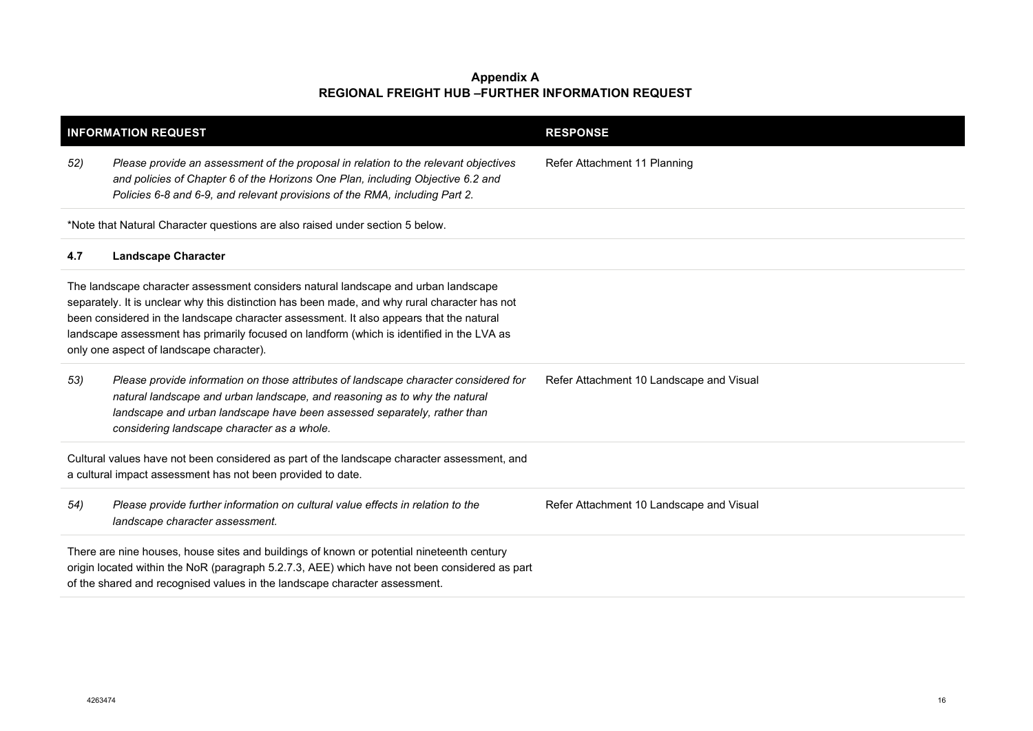**Appendix A**
**REGIONAL FREIGHT HUB –FURTHER INFORMATION REQUEST**

| INFORMATION REQUEST | | RESPONSE |
|---|---|---|
| *52)* | *Please provide an assessment of the proposal in relation to the relevant objectives and policies of Chapter 6 of the Horizons One Plan, including Objective 6.2 and Policies 6-8 and 6-9, and relevant provisions of the RMA, including Part 2.* | Refer Attachment 11 Planning |
| *Note that Natural Character questions are also raised under section 5 below. | | |
| **4.7** | **Landscape Character** | |
| The landscape character assessment considers natural landscape and urban landscape separately. It is unclear why this distinction has been made, and why rural character has not been considered in the landscape character assessment. It also appears that the natural landscape assessment has primarily focused on landform (which is identified in the LVA as only one aspect of landscape character). | | |
| *53)* | *Please provide information on those attributes of landscape character considered for natural landscape and urban landscape, and reasoning as to why the natural landscape and urban landscape have been assessed separately, rather than considering landscape character as a whole.* | Refer Attachment 10 Landscape and Visual |
| Cultural values have not been considered as part of the landscape character assessment, and a cultural impact assessment has not been provided to date. | | |
| *54)* | *Please provide further information on cultural value effects in relation to the landscape character assessment.* | Refer Attachment 10 Landscape and Visual |
| There are nine houses, house sites and buildings of known or potential nineteenth century origin located within the NoR (paragraph 5.2.7.3, AEE) which have not been considered as part of the shared and recognised values in the landscape character assessment. | | |

4263474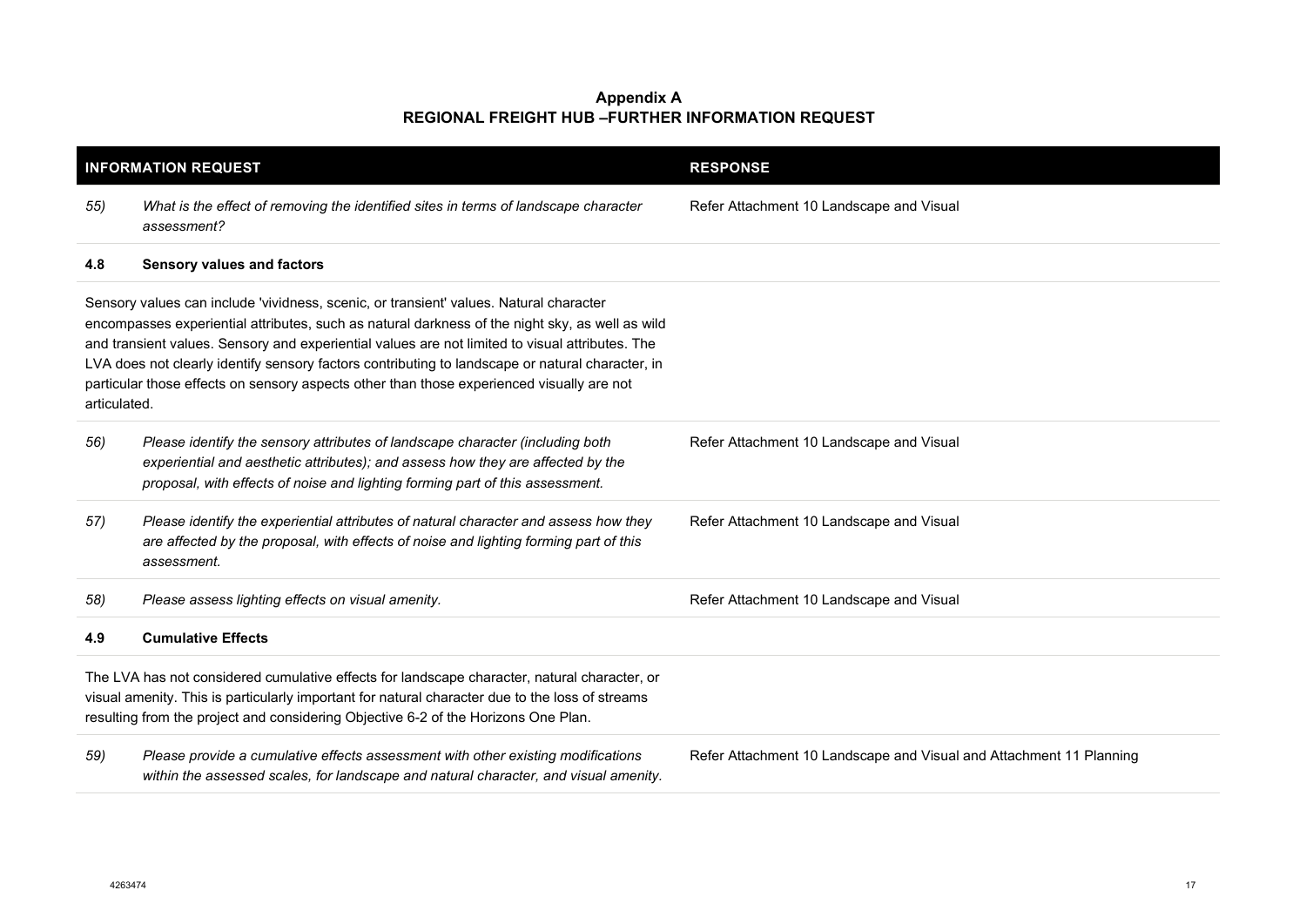**Appendix A**
**REGIONAL FREIGHT HUB –FURTHER INFORMATION REQUEST**

| INFORMATION REQUEST | | RESPONSE |
|---|---|---|
| *55)* | *What is the effect of removing the identified sites in terms of landscape character assessment?* | Refer Attachment 10 Landscape and Visual |
| **4.8** | **Sensory values and factors** | |
| Sensory values can include 'vividness, scenic, or transient' values. Natural character encompasses experiential attributes, such as natural darkness of the night sky, as well as wild and transient values. Sensory and experiential values are not limited to visual attributes. The LVA does not clearly identify sensory factors contributing to landscape or natural character, in particular those effects on sensory aspects other than those experienced visually are not articulated. | | |
| *56)* | *Please identify the sensory attributes of landscape character (including both experiential and aesthetic attributes); and assess how they are affected by the proposal, with effects of noise and lighting forming part of this assessment.* | Refer Attachment 10 Landscape and Visual |
| *57)* | *Please identify the experiential attributes of natural character and assess how they are affected by the proposal, with effects of noise and lighting forming part of this assessment.* | Refer Attachment 10 Landscape and Visual |
| *58)* | *Please assess lighting effects on visual amenity.* | Refer Attachment 10 Landscape and Visual |
| **4.9** | **Cumulative Effects** | |
| The LVA has not considered cumulative effects for landscape character, natural character, or visual amenity. This is particularly important for natural character due to the loss of streams resulting from the project and considering Objective 6-2 of the Horizons One Plan. | | |
| *59)* | *Please provide a cumulative effects assessment with other existing modifications within the assessed scales, for landscape and natural character, and visual amenity.* | Refer Attachment 10 Landscape and Visual and Attachment 11 Planning |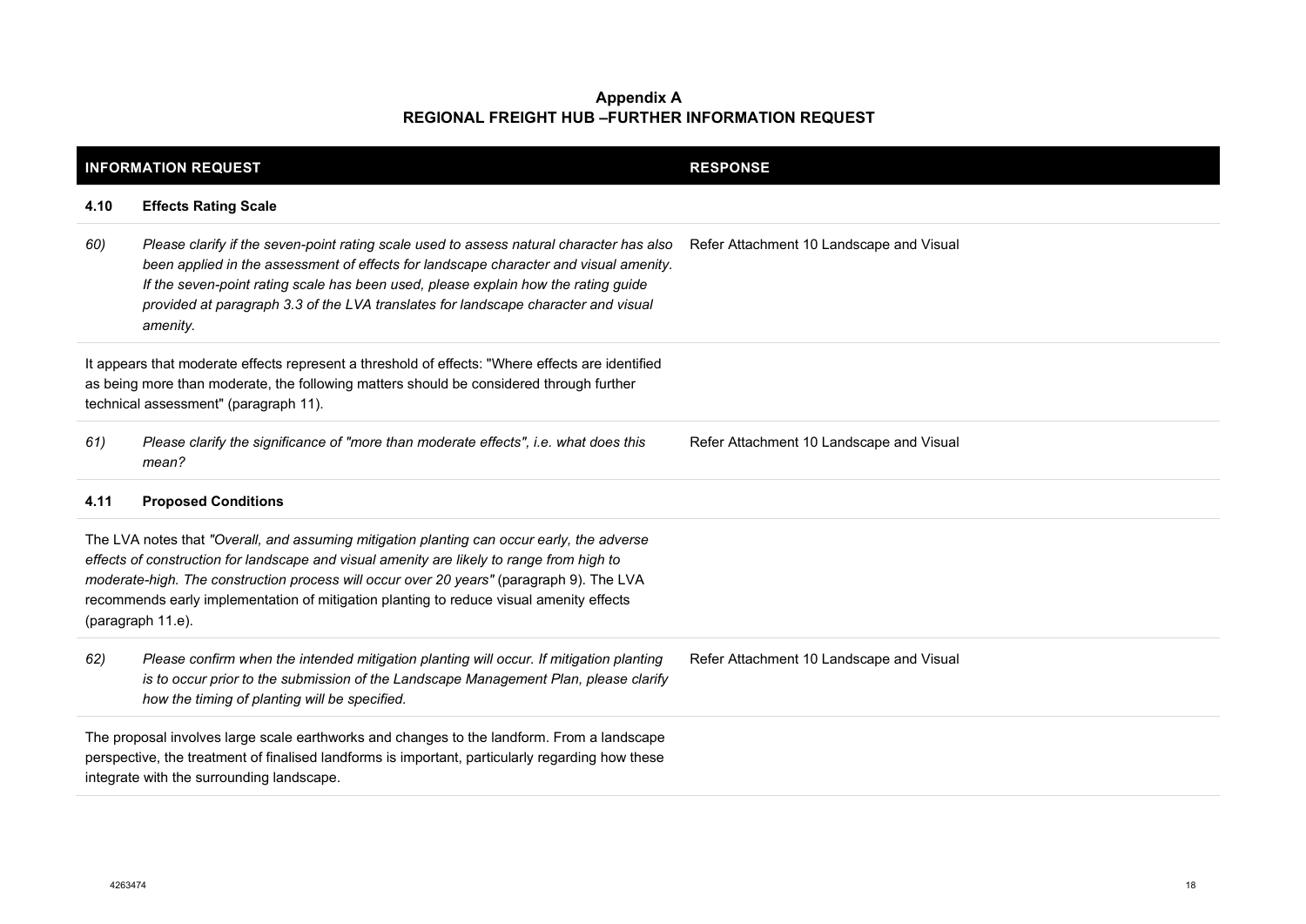**Appendix A**
**REGIONAL FREIGHT HUB –FURTHER INFORMATION REQUEST**

| INFORMATION REQUEST | | RESPONSE |
|---|---|---|
| **4.10** | **Effects Rating Scale** | |
| *60)* | *Please clarify if the seven-point rating scale used to assess natural character has also been applied in the assessment of effects for landscape character and visual amenity. If the seven-point rating scale has been used, please explain how the rating guide provided at paragraph 3.3 of the LVA translates for landscape character and visual amenity.* | Refer Attachment 10 Landscape and Visual |
| It appears that moderate effects represent a threshold of effects: "Where effects are identified as being more than moderate, the following matters should be considered through further technical assessment" (paragraph 11). | | |
| *61)* | *Please clarify the significance of "more than moderate effects", i.e. what does this mean?* | Refer Attachment 10 Landscape and Visual |
| **4.11** | **Proposed Conditions** | |
| The LVA notes that *"Overall, and assuming mitigation planting can occur early, the adverse effects of construction for landscape and visual amenity are likely to range from high to moderate-high. The construction process will occur over 20 years"* (paragraph 9). The LVA recommends early implementation of mitigation planting to reduce visual amenity effects (paragraph 11.e). | | |
| *62)* | *Please confirm when the intended mitigation planting will occur. If mitigation planting is to occur prior to the submission of the Landscape Management Plan, please clarify how the timing of planting will be specified.* | Refer Attachment 10 Landscape and Visual |
| The proposal involves large scale earthworks and changes to the landform. From a landscape perspective, the treatment of finalised landforms is important, particularly regarding how these integrate with the surrounding landscape. | | |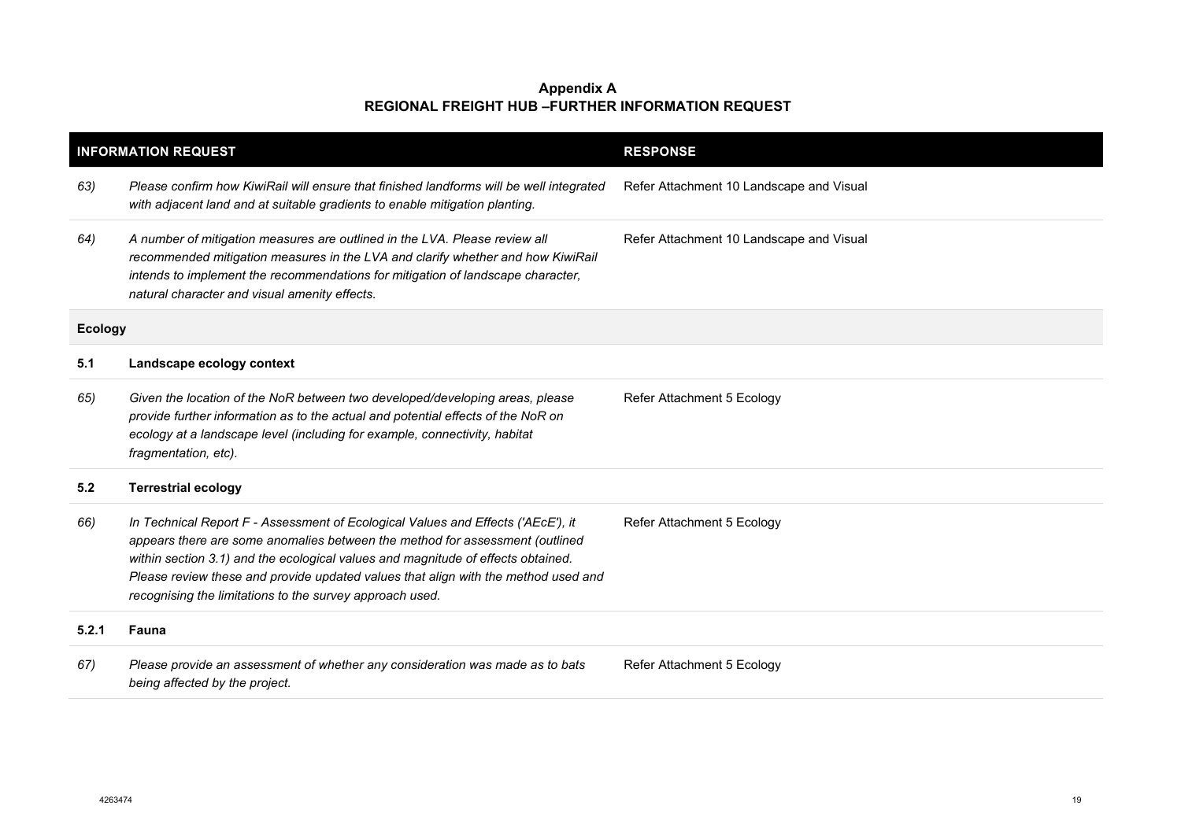**Appendix A**
**REGIONAL FREIGHT HUB –FURTHER INFORMATION REQUEST**

| INFORMATION REQUEST | | RESPONSE |
|---|---|---|
| *63)* | *Please confirm how KiwiRail will ensure that finished landforms will be well integrated with adjacent land and at suitable gradients to enable mitigation planting.* | Refer Attachment 10 Landscape and Visual |
| *64)* | *A number of mitigation measures are outlined in the LVA. Please review all recommended mitigation measures in the LVA and clarify whether and how KiwiRail intends to implement the recommendations for mitigation of landscape character, natural character and visual amenity effects.* | Refer Attachment 10 Landscape and Visual |
| **Ecology** | | |
| **5.1** | **Landscape ecology context** | |
| *65)* | *Given the location of the NoR between two developed/developing areas, please provide further information as to the actual and potential effects of the NoR on ecology at a landscape level (including for example, connectivity, habitat fragmentation, etc).* | Refer Attachment 5 Ecology |
| **5.2** | **Terrestrial ecology** | |
| *66)* | *In Technical Report F - Assessment of Ecological Values and Effects ('AEcE'), it appears there are some anomalies between the method for assessment (outlined within section 3.1) and the ecological values and magnitude of effects obtained. Please review these and provide updated values that align with the method used and recognising the limitations to the survey approach used.* | Refer Attachment 5 Ecology |
| **5.2.1** | **Fauna** | |
| *67)* | *Please provide an assessment of whether any consideration was made as to bats being affected by the project.* | Refer Attachment 5 Ecology |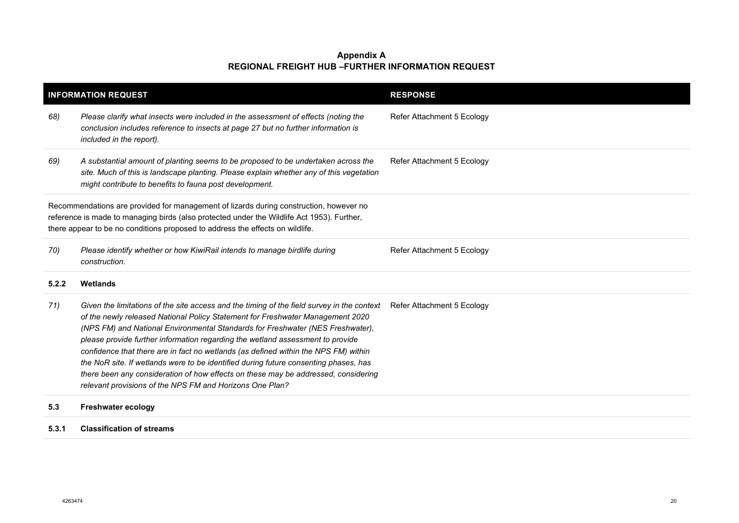**Appendix A**
**REGIONAL FREIGHT HUB –FURTHER INFORMATION REQUEST**

| INFORMATION REQUEST | | RESPONSE |
|---|---|---|
| *68)* | *Please clarify what insects were included in the assessment of effects (noting the conclusion includes reference to insects at page 27 but no further information is included in the report).* | Refer Attachment 5 Ecology |
| *69)* | *A substantial amount of planting seems to be proposed to be undertaken across the site. Much of this is landscape planting. Please explain whether any of this vegetation might contribute to benefits to fauna post development.* | Refer Attachment 5 Ecology |
| Recommendations are provided for management of lizards during construction, however no reference is made to managing birds (also protected under the Wildlife Act 1953). Further, there appear to be no conditions proposed to address the effects on wildlife. | | |
| *70)* | *Please identify whether or how KiwiRail intends to manage birdlife during construction.* | Refer Attachment 5 Ecology |
| **5.2.2** | **Wetlands** | |
| *71)* | *Given the limitations of the site access and the timing of the field survey in the context of the newly released National Policy Statement for Freshwater Management 2020 (NPS FM) and National Environmental Standards for Freshwater (NES Freshwater), please provide further information regarding the wetland assessment to provide confidence that there are in fact no wetlands (as defined within the NPS FM) within the NoR site. If wetlands were to be identified during future consenting phases, has there been any consideration of how effects on these may be addressed, considering relevant provisions of the NPS FM and Horizons One Plan?* | Refer Attachment 5 Ecology |
| **5.3** | **Freshwater ecology** | |
| **5.3.1** | **Classification of streams** | |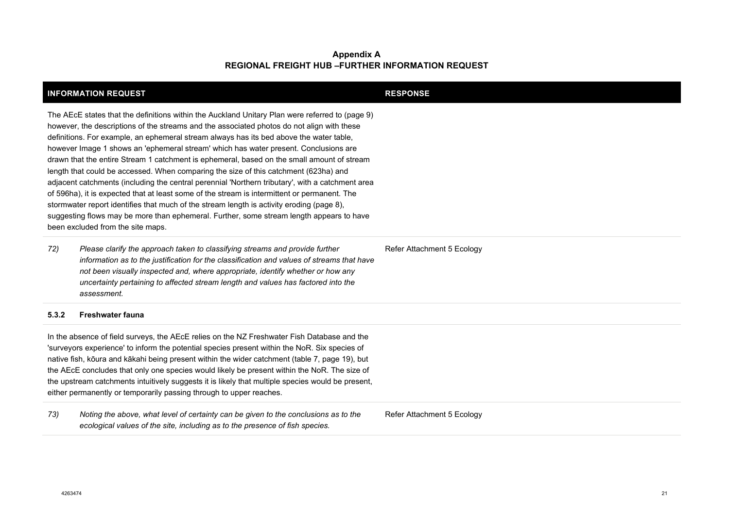**Appendix A**
**REGIONAL FREIGHT HUB –FURTHER INFORMATION REQUEST**

| INFORMATION REQUEST | RESPONSE |
|---|---|
| The AEcE states that the definitions within the Auckland Unitary Plan were referred to (page 9) however, the descriptions of the streams and the associated photos do not align with these definitions. For example, an ephemeral stream always has its bed above the water table, however Image 1 shows an 'ephemeral stream' which has water present. Conclusions are drawn that the entire Stream 1 catchment is ephemeral, based on the small amount of stream length that could be accessed. When comparing the size of this catchment (623ha) and adjacent catchments (including the central perennial 'Northern tributary', with a catchment area of 596ha), it is expected that at least some of the stream is intermittent or permanent. The stormwater report identifies that much of the stream length is activity eroding (page 8), suggesting flows may be more than ephemeral. Further, some stream length appears to have been excluded from the site maps. | |
| *72) Please clarify the approach taken to classifying streams and provide further information as to the justification for the classification and values of streams that have not been visually inspected and, where appropriate, identify whether or how any uncertainty pertaining to affected stream length and values has factored into the assessment.* | Refer Attachment 5 Ecology |
| **5.3.2 Freshwater fauna** | |
| In the absence of field surveys, the AEcE relies on the NZ Freshwater Fish Database and the 'surveyors experience' to inform the potential species present within the NoR. Six species of native fish, kōura and kākahi being present within the wider catchment (table 7, page 19), but the AEcE concludes that only one species would likely be present within the NoR. The size of the upstream catchments intuitively suggests it is likely that multiple species would be present, either permanently or temporarily passing through to upper reaches. | |
| *73) Noting the above, what level of certainty can be given to the conclusions as to the ecological values of the site, including as to the presence of fish species.* | Refer Attachment 5 Ecology |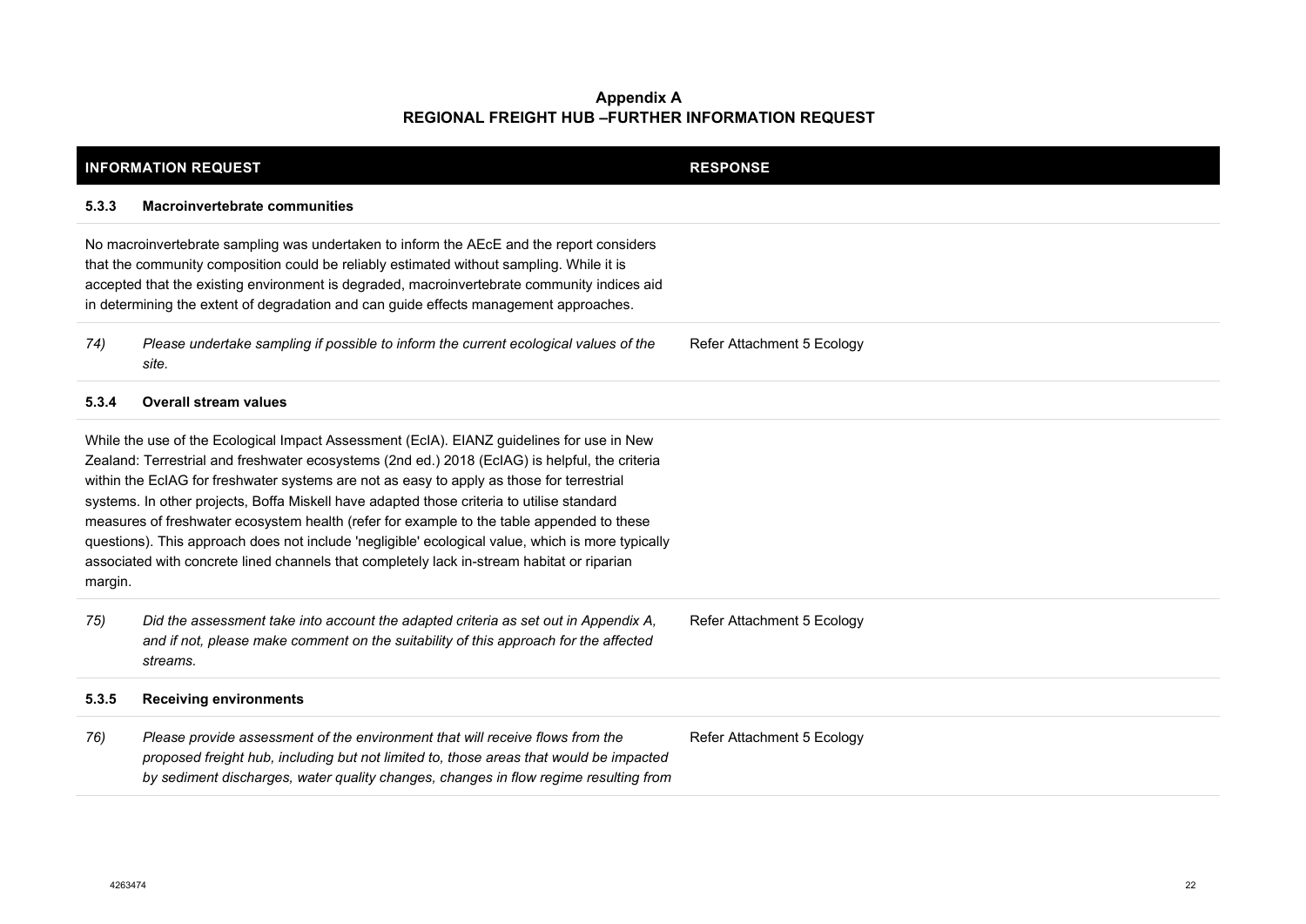**Appendix A**
**REGIONAL FREIGHT HUB –FURTHER INFORMATION REQUEST**

| INFORMATION REQUEST | | RESPONSE |
|---|---|---|
| **5.3.3** | **Macroinvertebrate communities** | |
| No macroinvertebrate sampling was undertaken to inform the AEcE and the report considers that the community composition could be reliably estimated without sampling. While it is accepted that the existing environment is degraded, macroinvertebrate community indices aid in determining the extent of degradation and can guide effects management approaches. | | |
| *74)* | *Please undertake sampling if possible to inform the current ecological values of the site.* | Refer Attachment 5 Ecology |
| **5.3.4** | **Overall stream values** | |
| While the use of the Ecological Impact Assessment (EcIA). EIANZ guidelines for use in New Zealand: Terrestrial and freshwater ecosystems (2nd ed.) 2018 (EcIAG) is helpful, the criteria within the EcIAG for freshwater systems are not as easy to apply as those for terrestrial systems. In other projects, Boffa Miskell have adapted those criteria to utilise standard measures of freshwater ecosystem health (refer for example to the table appended to these questions). This approach does not include 'negligible' ecological value, which is more typically associated with concrete lined channels that completely lack in-stream habitat or riparian margin. | | |
| *75)* | *Did the assessment take into account the adapted criteria as set out in Appendix A, and if not, please make comment on the suitability of this approach for the affected streams.* | Refer Attachment 5 Ecology |
| **5.3.5** | **Receiving environments** | |
| *76)* | *Please provide assessment of the environment that will receive flows from the proposed freight hub, including but not limited to, those areas that would be impacted by sediment discharges, water quality changes, changes in flow regime resulting from* | Refer Attachment 5 Ecology |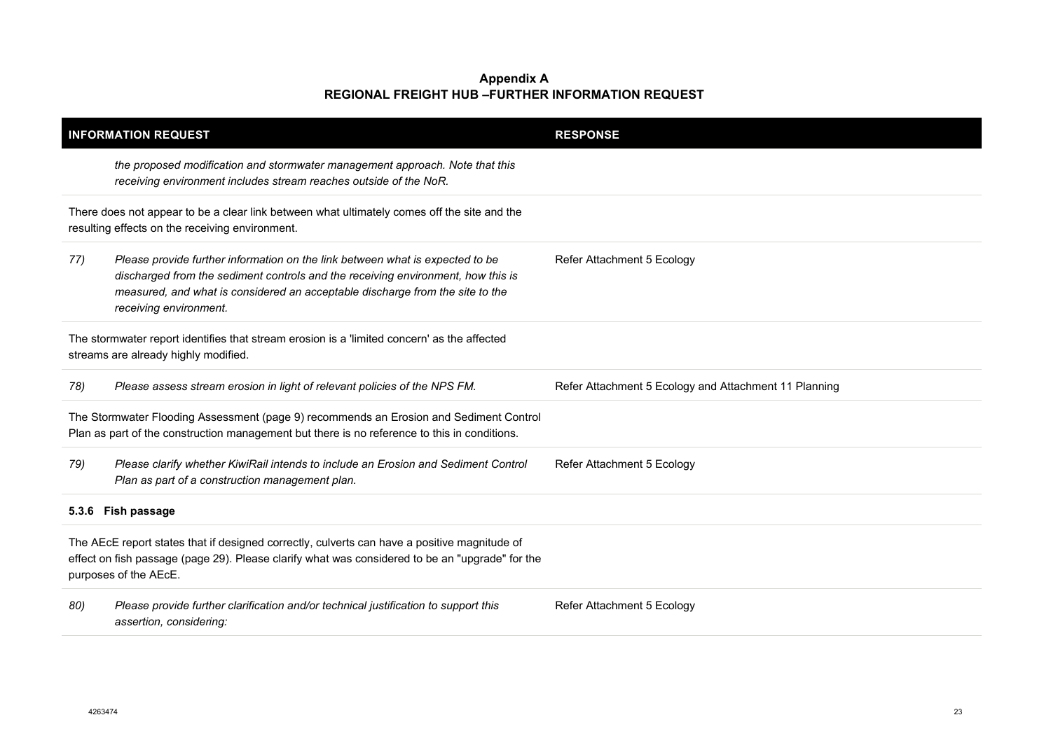**Appendix A**
**REGIONAL FREIGHT HUB –FURTHER INFORMATION REQUEST**

| INFORMATION REQUEST | | RESPONSE |
|---|---|---|
| | *the proposed modification and stormwater management approach. Note that this receiving environment includes stream reaches outside of the NoR.* | |
| There does not appear to be a clear link between what ultimately comes off the site and the resulting effects on the receiving environment. | | |
| *77)* | *Please provide further information on the link between what is expected to be discharged from the sediment controls and the receiving environment, how this is measured, and what is considered an acceptable discharge from the site to the receiving environment.* | Refer Attachment 5 Ecology |
| The stormwater report identifies that stream erosion is a 'limited concern' as the affected streams are already highly modified. | | |
| *78)* | *Please assess stream erosion in light of relevant policies of the NPS FM.* | Refer Attachment 5 Ecology and Attachment 11 Planning |
| The Stormwater Flooding Assessment (page 9) recommends an Erosion and Sediment Control Plan as part of the construction management but there is no reference to this in conditions. | | |
| *79)* | *Please clarify whether KiwiRail intends to include an Erosion and Sediment Control Plan as part of a construction management plan.* | Refer Attachment 5 Ecology |
| **5.3.6 Fish passage** | | |
| The AEcE report states that if designed correctly, culverts can have a positive magnitude of effect on fish passage (page 29). Please clarify what was considered to be an "upgrade" for the purposes of the AEcE. | | |
| *80)* | *Please provide further clarification and/or technical justification to support this assertion, considering:* | Refer Attachment 5 Ecology |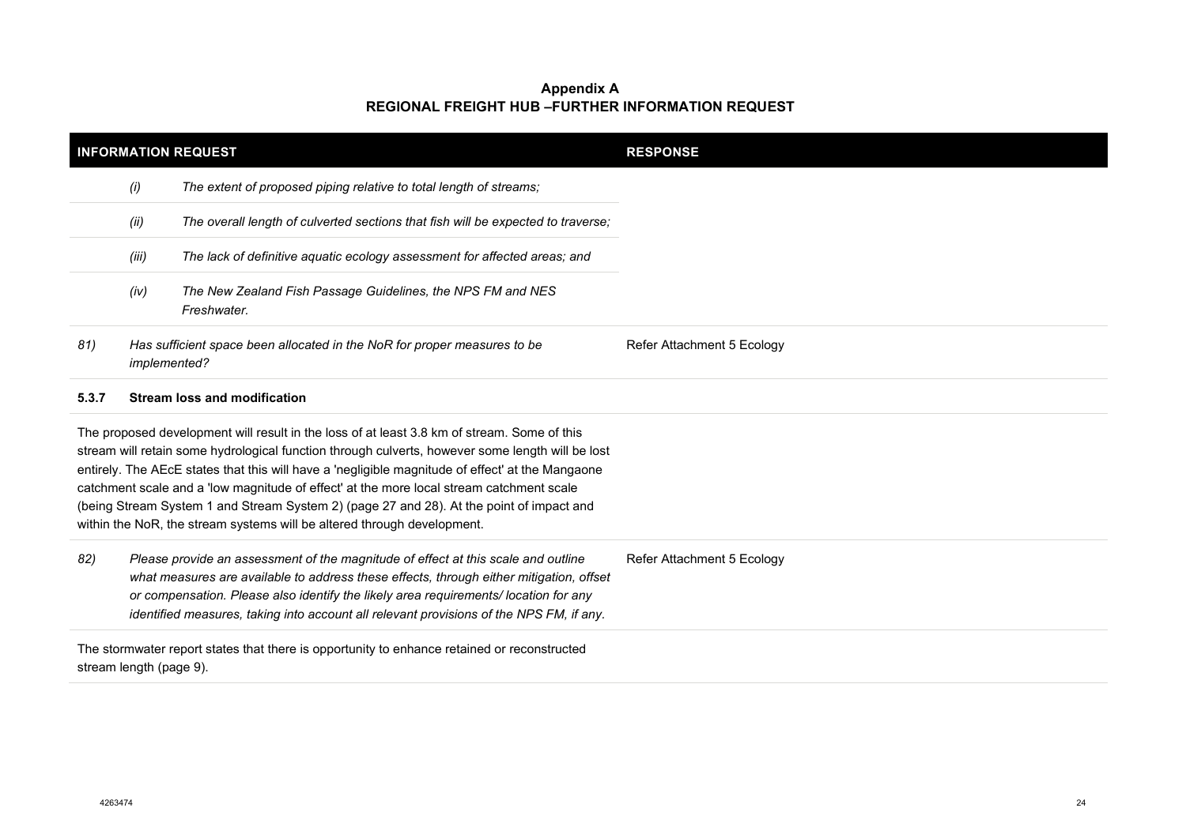**Appendix A**
**REGIONAL FREIGHT HUB –FURTHER INFORMATION REQUEST**

| INFORMATION REQUEST | | RESPONSE |
|---|---|---|
| | *(i) The extent of proposed piping relative to total length of streams;* | |
| | *(ii) The overall length of culverted sections that fish will be expected to traverse;* | |
| | *(iii) The lack of definitive aquatic ecology assessment for affected areas; and* | |
| | *(iv) The New Zealand Fish Passage Guidelines, the NPS FM and NES Freshwater.* | |
| *81)* | *Has sufficient space been allocated in the NoR for proper measures to be implemented?* | Refer Attachment 5 Ecology |
| **5.3.7** | **Stream loss and modification** | |
| The proposed development will result in the loss of at least 3.8 km of stream. Some of this stream will retain some hydrological function through culverts, however some length will be lost entirely. The AEcE states that this will have a 'negligible magnitude of effect' at the Mangaone catchment scale and a 'low magnitude of effect' at the more local stream catchment scale (being Stream System 1 and Stream System 2) (page 27 and 28). At the point of impact and within the NoR, the stream systems will be altered through development. | | |
| *82)* | *Please provide an assessment of the magnitude of effect at this scale and outline what measures are available to address these effects, through either mitigation, offset or compensation. Please also identify the likely area requirements/ location for any identified measures, taking into account all relevant provisions of the NPS FM, if any.* | Refer Attachment 5 Ecology |
| The stormwater report states that there is opportunity to enhance retained or reconstructed stream length (page 9). | | |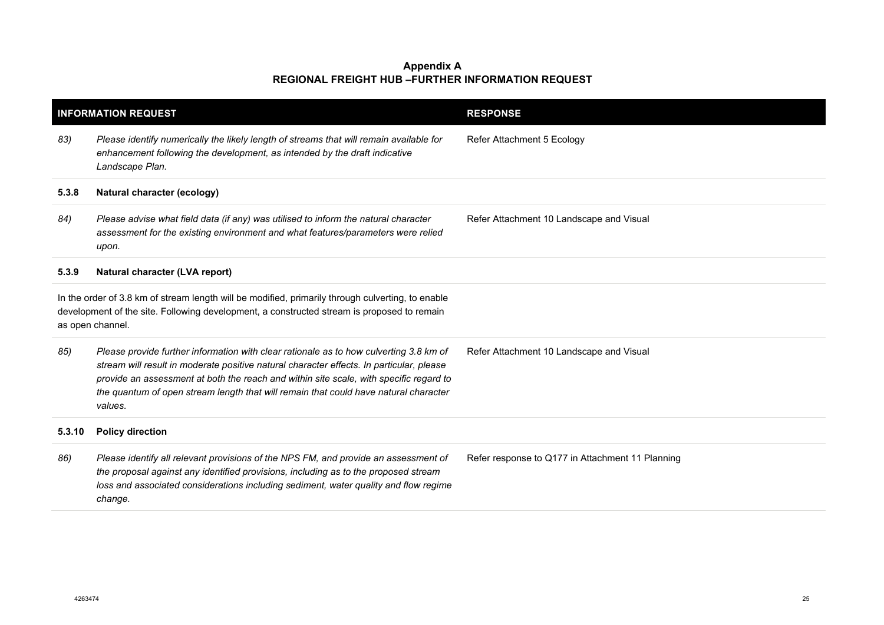**Appendix A**
**REGIONAL FREIGHT HUB –FURTHER INFORMATION REQUEST**

| INFORMATION REQUEST | | RESPONSE |
|---|---|---|
| *83)* | *Please identify numerically the likely length of streams that will remain available for enhancement following the development, as intended by the draft indicative Landscape Plan.* | Refer Attachment 5 Ecology |
| **5.3.8** | **Natural character (ecology)** | |
| *84)* | *Please advise what field data (if any) was utilised to inform the natural character assessment for the existing environment and what features/parameters were relied upon.* | Refer Attachment 10 Landscape and Visual |
| **5.3.9** | **Natural character (LVA report)** | |
| In the order of 3.8 km of stream length will be modified, primarily through culverting, to enable development of the site. Following development, a constructed stream is proposed to remain as open channel. | | |
| *85)* | *Please provide further information with clear rationale as to how culverting 3.8 km of stream will result in moderate positive natural character effects. In particular, please provide an assessment at both the reach and within site scale, with specific regard to the quantum of open stream length that will remain that could have natural character values.* | Refer Attachment 10 Landscape and Visual |
| **5.3.10** | **Policy direction** | |
| *86)* | *Please identify all relevant provisions of the NPS FM, and provide an assessment of the proposal against any identified provisions, including as to the proposed stream loss and associated considerations including sediment, water quality and flow regime change.* | Refer response to Q177 in Attachment 11 Planning |

4263474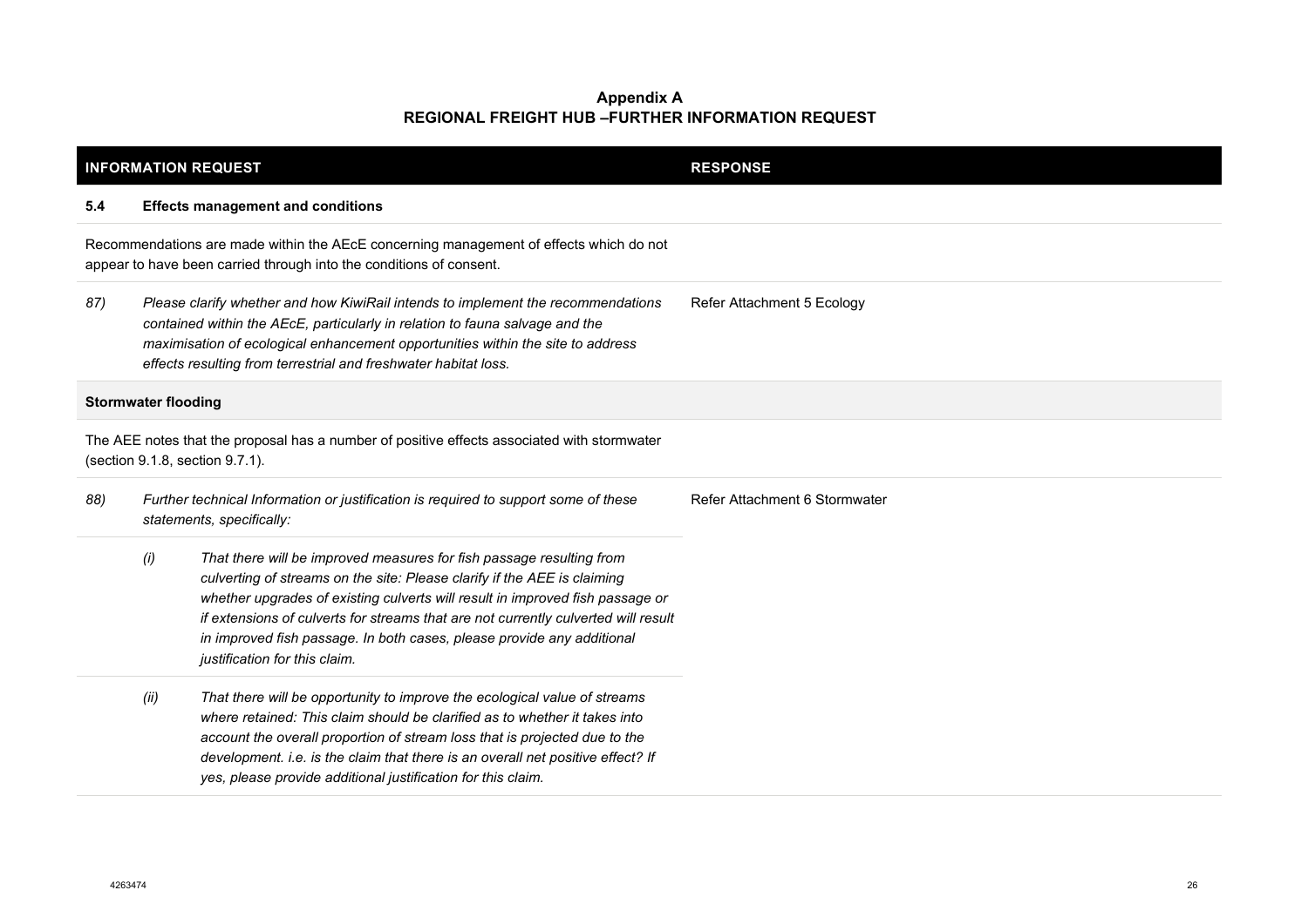**Appendix A**
**REGIONAL FREIGHT HUB –FURTHER INFORMATION REQUEST**

| INFORMATION REQUEST | | | RESPONSE |
|---|---|---|---|
| **5.4** | **Effects management and conditions** | | |
| Recommendations are made within the AEcE concerning management of effects which do not appear to have been carried through into the conditions of consent. | | | |
| *87)* | *Please clarify whether and how KiwiRail intends to implement the recommendations contained within the AEcE, particularly in relation to fauna salvage and the maximisation of ecological enhancement opportunities within the site to address effects resulting from terrestrial and freshwater habitat loss.* | | Refer Attachment 5 Ecology |
| **Stormwater flooding** | | | |
| The AEE notes that the proposal has a number of positive effects associated with stormwater (section 9.1.8, section 9.7.1). | | | |
| *88)* | *Further technical Information or justification is required to support some of these statements, specifically:* | | Refer Attachment 6 Stormwater |
| | *(i)* | *That there will be improved measures for fish passage resulting from culverting of streams on the site: Please clarify if the AEE is claiming whether upgrades of existing culverts will result in improved fish passage or if extensions of culverts for streams that are not currently culverted will result in improved fish passage. In both cases, please provide any additional justification for this claim.* | |
| | *(ii)* | *That there will be opportunity to improve the ecological value of streams where retained: This claim should be clarified as to whether it takes into account the overall proportion of stream loss that is projected due to the development. i.e. is the claim that there is an overall net positive effect? If yes, please provide additional justification for this claim.* | |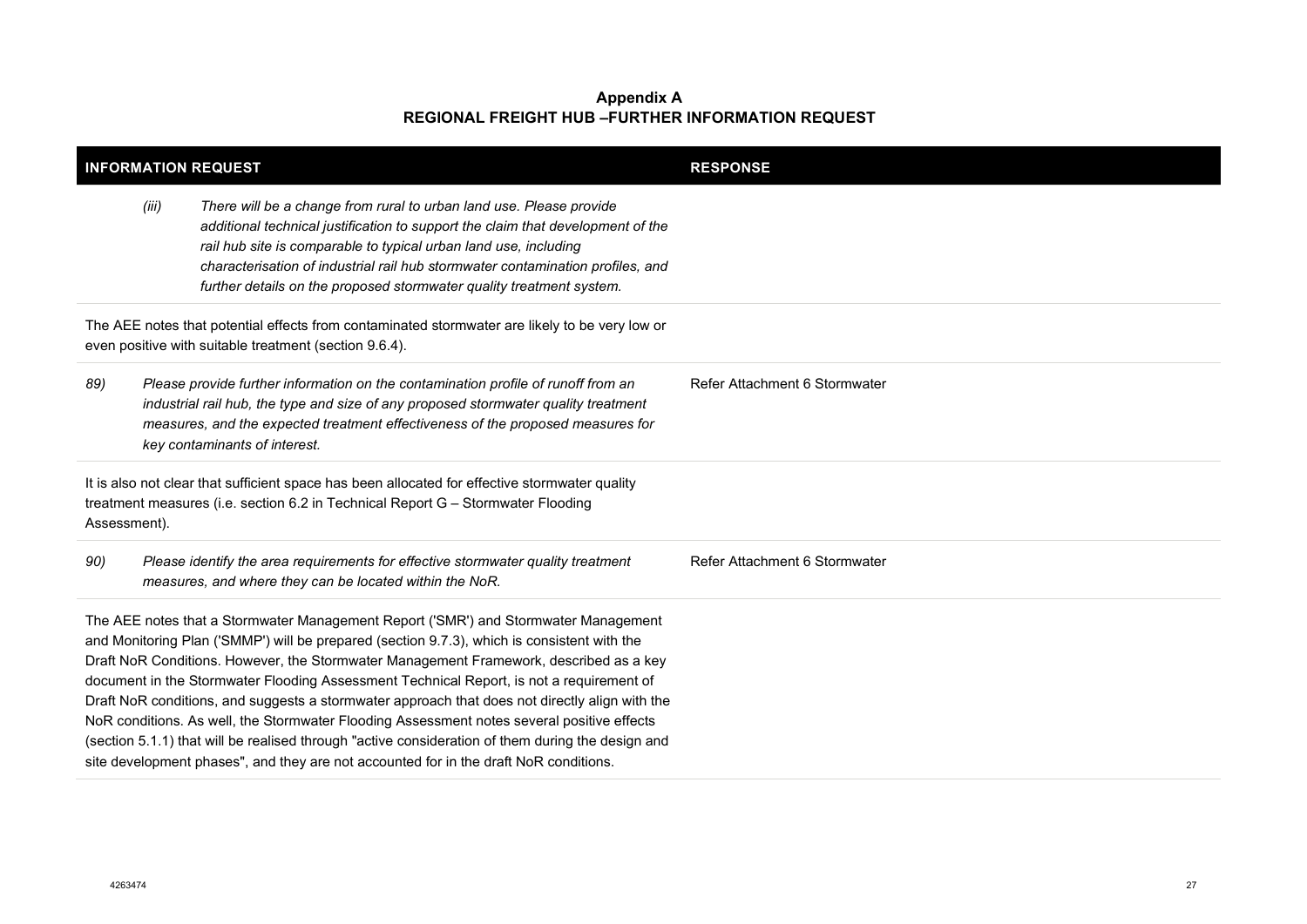**Appendix A**
**REGIONAL FREIGHT HUB –FURTHER INFORMATION REQUEST**

| INFORMATION REQUEST | RESPONSE |
|---|---|
| *(iii)* *There will be a change from rural to urban land use. Please provide additional technical justification to support the claim that development of the rail hub site is comparable to typical urban land use, including characterisation of industrial rail hub stormwater contamination profiles, and further details on the proposed stormwater quality treatment system.* | |
| The AEE notes that potential effects from contaminated stormwater are likely to be very low or even positive with suitable treatment (section 9.6.4). | |
| *89)* *Please provide further information on the contamination profile of runoff from an industrial rail hub, the type and size of any proposed stormwater quality treatment measures, and the expected treatment effectiveness of the proposed measures for key contaminants of interest.* | Refer Attachment 6 Stormwater |
| It is also not clear that sufficient space has been allocated for effective stormwater quality treatment measures (i.e. section 6.2 in Technical Report G – Stormwater Flooding Assessment). | |
| *90)* *Please identify the area requirements for effective stormwater quality treatment measures, and where they can be located within the NoR.* | Refer Attachment 6 Stormwater |
| The AEE notes that a Stormwater Management Report ('SMR') and Stormwater Management and Monitoring Plan ('SMMP') will be prepared (section 9.7.3), which is consistent with the Draft NoR Conditions. However, the Stormwater Management Framework, described as a key document in the Stormwater Flooding Assessment Technical Report, is not a requirement of Draft NoR conditions, and suggests a stormwater approach that does not directly align with the NoR conditions. As well, the Stormwater Flooding Assessment notes several positive effects (section 5.1.1) that will be realised through "active consideration of them during the design and site development phases", and they are not accounted for in the draft NoR conditions. | |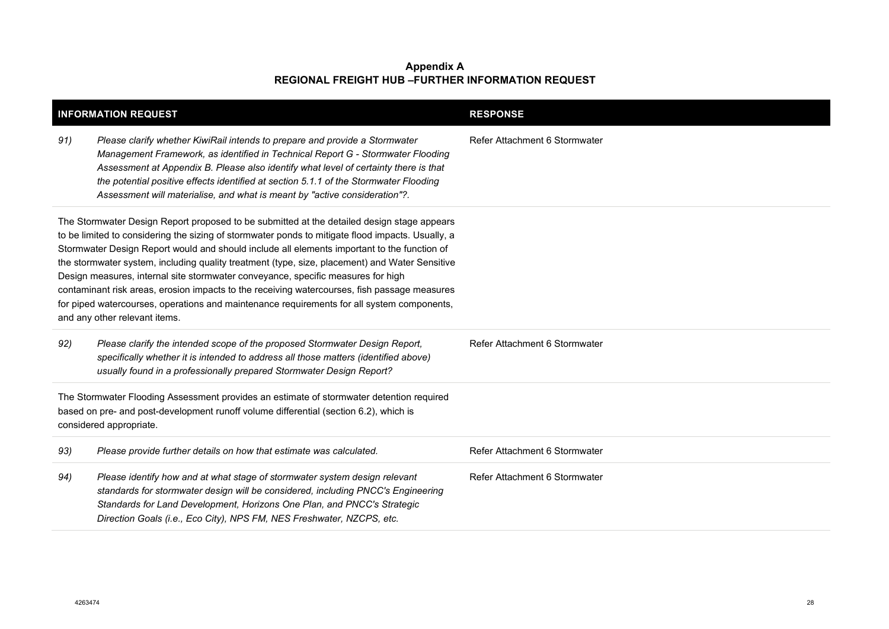**Appendix A**
**REGIONAL FREIGHT HUB –FURTHER INFORMATION REQUEST**

| INFORMATION REQUEST | | RESPONSE |
|---|---|---|
| *91)* | *Please clarify whether KiwiRail intends to prepare and provide a Stormwater Management Framework, as identified in Technical Report G - Stormwater Flooding Assessment at Appendix B. Please also identify what level of certainty there is that the potential positive effects identified at section 5.1.1 of the Stormwater Flooding Assessment will materialise, and what is meant by "active consideration"?.* | Refer Attachment 6 Stormwater |
| The Stormwater Design Report proposed to be submitted at the detailed design stage appears to be limited to considering the sizing of stormwater ponds to mitigate flood impacts. Usually, a Stormwater Design Report would and should include all elements important to the function of the stormwater system, including quality treatment (type, size, placement) and Water Sensitive Design measures, internal site stormwater conveyance, specific measures for high contaminant risk areas, erosion impacts to the receiving watercourses, fish passage measures for piped watercourses, operations and maintenance requirements for all system components, and any other relevant items. | | |
| *92)* | *Please clarify the intended scope of the proposed Stormwater Design Report, specifically whether it is intended to address all those matters (identified above) usually found in a professionally prepared Stormwater Design Report?* | Refer Attachment 6 Stormwater |
| The Stormwater Flooding Assessment provides an estimate of stormwater detention required based on pre- and post-development runoff volume differential (section 6.2), which is considered appropriate. | | |
| *93)* | *Please provide further details on how that estimate was calculated.* | Refer Attachment 6 Stormwater |
| *94)* | *Please identify how and at what stage of stormwater system design relevant standards for stormwater design will be considered, including PNCC's Engineering Standards for Land Development, Horizons One Plan, and PNCC's Strategic Direction Goals (i.e., Eco City), NPS FM, NES Freshwater, NZCPS, etc.* | Refer Attachment 6 Stormwater |

4263474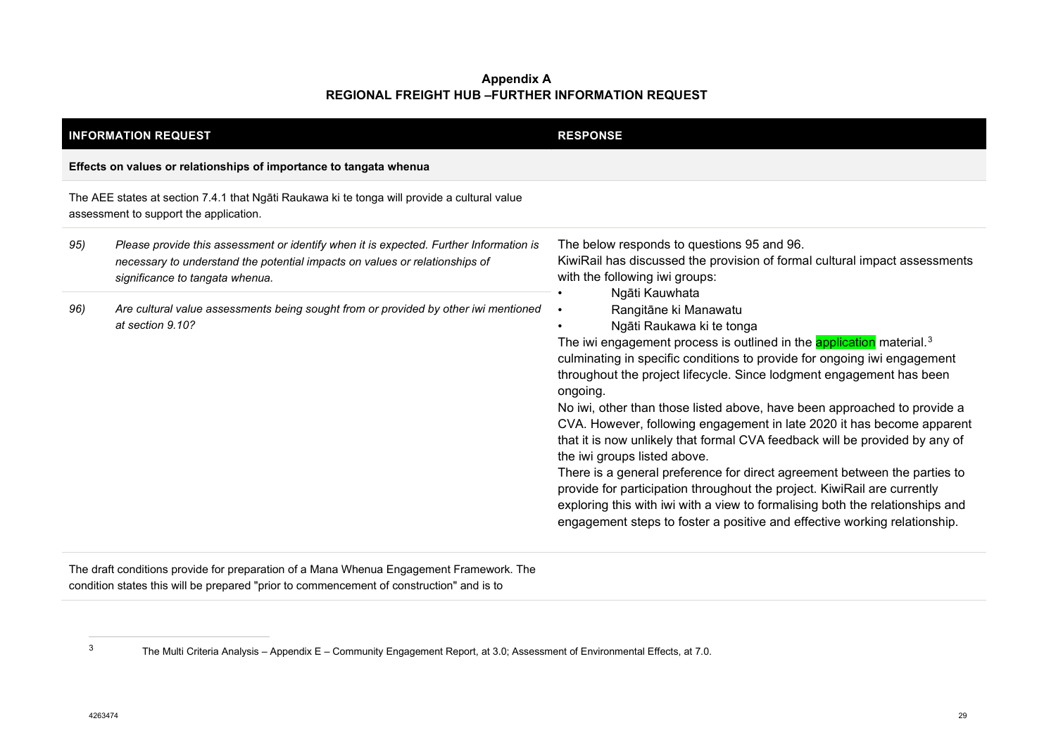**Appendix A**
**REGIONAL FREIGHT HUB –FURTHER INFORMATION REQUEST**

| INFORMATION REQUEST | | RESPONSE |
|---|---|---|
| **Effects on values or relationships of importance to tangata whenua** | | |
| The AEE states at section 7.4.1 that Ngāti Raukawa ki te tonga will provide a cultural value assessment to support the application. | | |
| *95)* | *Please provide this assessment or identify when it is expected. Further Information is necessary to understand the potential impacts on values or relationships of significance to tangata whenua.* | The below responds to questions 95 and 96.<br>KiwiRail has discussed the provision of formal cultural impact assessments with the following iwi groups:<br>• Ngāti Kauwhata<br>• Rangitāne ki Manawatu<br>• Ngāti Raukawa ki te tonga<br>The iwi engagement process is outlined in the application material.[3] culminating in specific conditions to provide for ongoing iwi engagement throughout the project lifecycle. Since lodgment engagement has been ongoing.<br>No iwi, other than those listed above, have been approached to provide a CVA. However, following engagement in late 2020 it has become apparent that it is now unlikely that formal CVA feedback will be provided by any of the iwi groups listed above.<br>There is a general preference for direct agreement between the parties to provide for participation throughout the project. KiwiRail are currently exploring this with iwi with a view to formalising both the relationships and engagement steps to foster a positive and effective working relationship. |
| *96)* | *Are cultural value assessments being sought from or provided by other iwi mentioned at section 9.10?* | |
| The draft conditions provide for preparation of a Mana Whenua Engagement Framework. The condition states this will be prepared "prior to commencement of construction" and is to | | |

[3] The Multi Criteria Analysis – Appendix E – Community Engagement Report, at 3.0; Assessment of Environmental Effects, at 7.0.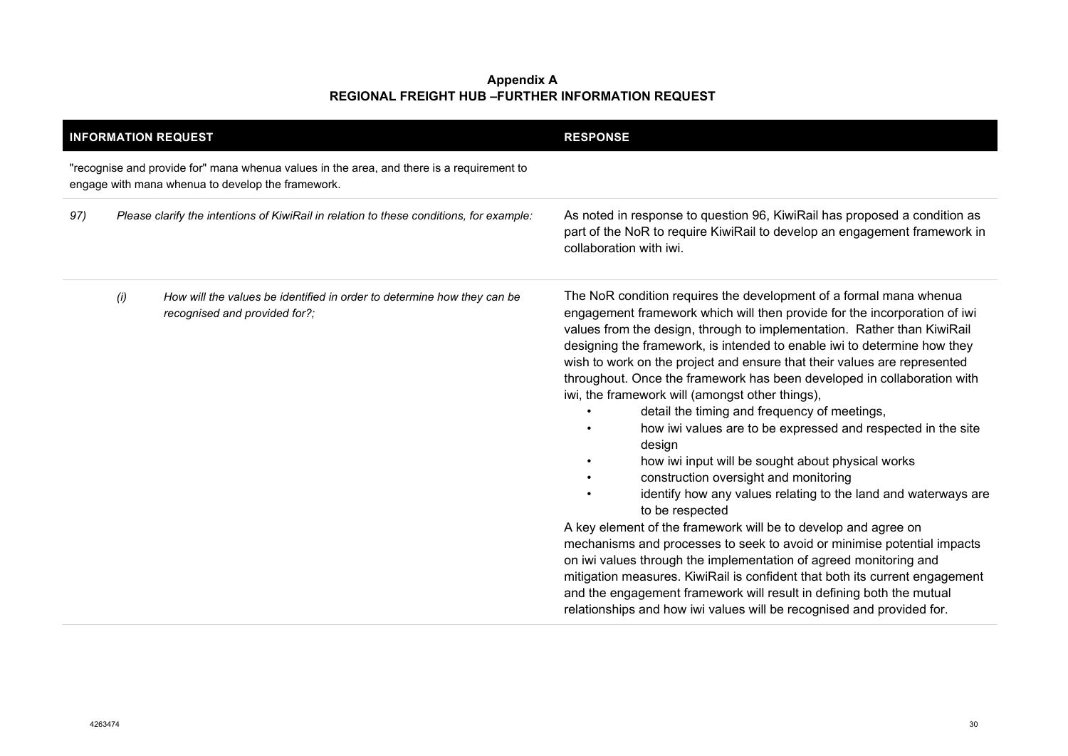**Appendix A**
**REGIONAL FREIGHT HUB –FURTHER INFORMATION REQUEST**

| INFORMATION REQUEST | | | RESPONSE |
|---|---|---|---|
| "recognise and provide for" mana whenua values in the area, and there is a requirement to engage with mana whenua to develop the framework. | | | |
| *97)* | *Please clarify the intentions of KiwiRail in relation to these conditions, for example:* | | As noted in response to question 96, KiwiRail has proposed a condition as part of the NoR to require KiwiRail to develop an engagement framework in collaboration with iwi. |
| | *(i)* | *How will the values be identified in order to determine how they can be recognised and provided for?;* | The NoR condition requires the development of a formal mana whenua engagement framework which will then provide for the incorporation of iwi values from the design, through to implementation. Rather than KiwiRail designing the framework, is intended to enable iwi to determine how they wish to work on the project and ensure that their values are represented throughout. Once the framework has been developed in collaboration with iwi, the framework will (amongst other things),<br>• detail the timing and frequency of meetings,<br>• how iwi values are to be expressed and respected in the site design<br>• how iwi input will be sought about physical works<br>• construction oversight and monitoring<br>• identify how any values relating to the land and waterways are to be respected<br>A key element of the framework will be to develop and agree on mechanisms and processes to seek to avoid or minimise potential impacts on iwi values through the implementation of agreed monitoring and mitigation measures. KiwiRail is confident that both its current engagement and the engagement framework will result in defining both the mutual relationships and how iwi values will be recognised and provided for. |

4263474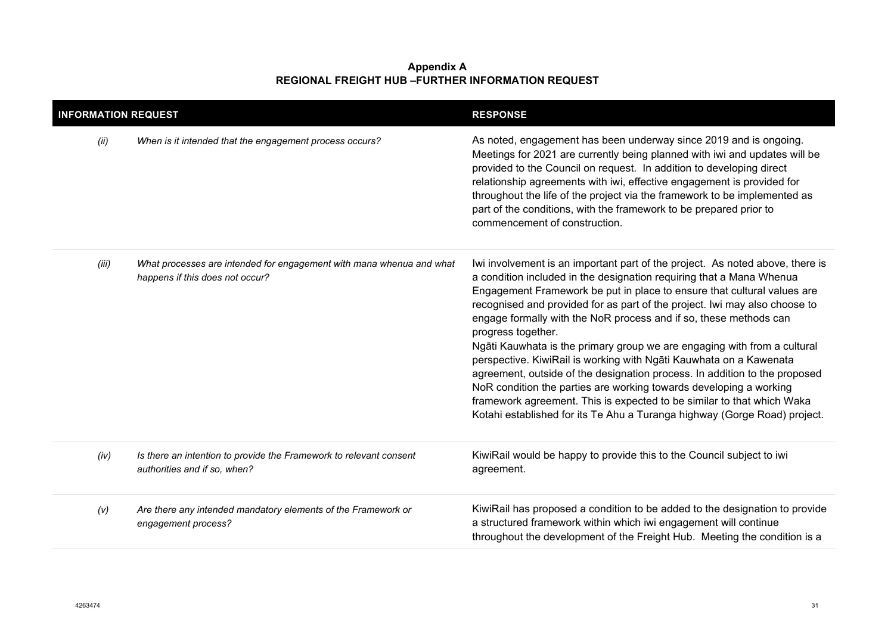**Appendix A**
**REGIONAL FREIGHT HUB –FURTHER INFORMATION REQUEST**

| INFORMATION REQUEST | | RESPONSE |
|---|---|---|
| *(ii)* | *When is it intended that the engagement process occurs?* | As noted, engagement has been underway since 2019 and is ongoing. Meetings for 2021 are currently being planned with iwi and updates will be provided to the Council on request. In addition to developing direct relationship agreements with iwi, effective engagement is provided for throughout the life of the project via the framework to be implemented as part of the conditions, with the framework to be prepared prior to commencement of construction. |
| *(iii)* | *What processes are intended for engagement with mana whenua and what happens if this does not occur?* | Iwi involvement is an important part of the project. As noted above, there is a condition included in the designation requiring that a Mana Whenua Engagement Framework be put in place to ensure that cultural values are recognised and provided for as part of the project. Iwi may also choose to engage formally with the NoR process and if so, these methods can progress together.<br>Ngāti Kauwhata is the primary group we are engaging with from a cultural perspective. KiwiRail is working with Ngāti Kauwhata on a Kawenata agreement, outside of the designation process. In addition to the proposed NoR condition the parties are working towards developing a working framework agreement. This is expected to be similar to that which Waka Kotahi established for its Te Ahu a Turanga highway (Gorge Road) project. |
| *(iv)* | *Is there an intention to provide the Framework to relevant consent authorities and if so, when?* | KiwiRail would be happy to provide this to the Council subject to iwi agreement. |
| *(v)* | *Are there any intended mandatory elements of the Framework or engagement process?* | KiwiRail has proposed a condition to be added to the designation to provide a structured framework within which iwi engagement will continue throughout the development of the Freight Hub. Meeting the condition is a |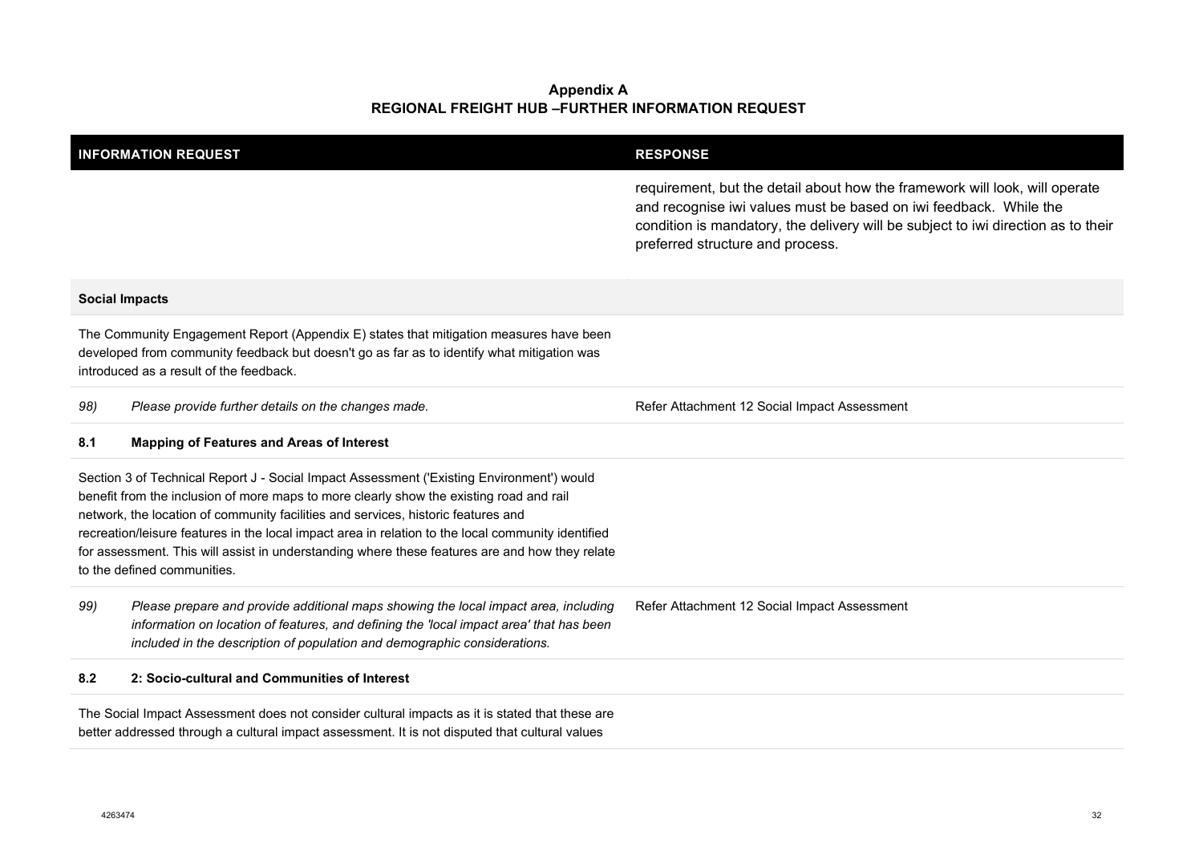**Appendix A**
**REGIONAL FREIGHT HUB –FURTHER INFORMATION REQUEST**

| INFORMATION REQUEST | | RESPONSE |
|---|---|---|
| | | requirement, but the detail about how the framework will look, will operate and recognise iwi values must be based on iwi feedback. While the condition is mandatory, the delivery will be subject to iwi direction as to their preferred structure and process. |
| **Social Impacts** | | |
| The Community Engagement Report (Appendix E) states that mitigation measures have been developed from community feedback but doesn't go as far as to identify what mitigation was introduced as a result of the feedback. | | |
| *98)* | *Please provide further details on the changes made.* | Refer Attachment 12 Social Impact Assessment |
| **8.1** | **Mapping of Features and Areas of Interest** | |
| Section 3 of Technical Report J - Social Impact Assessment ('Existing Environment') would benefit from the inclusion of more maps to more clearly show the existing road and rail network, the location of community facilities and services, historic features and recreation/leisure features in the local impact area in relation to the local community identified for assessment. This will assist in understanding where these features are and how they relate to the defined communities. | | |
| *99)* | *Please prepare and provide additional maps showing the local impact area, including information on location of features, and defining the 'local impact area' that has been included in the description of population and demographic considerations.* | Refer Attachment 12 Social Impact Assessment |
| **8.2** | **2: Socio-cultural and Communities of Interest** | |
| The Social Impact Assessment does not consider cultural impacts as it is stated that these are better addressed through a cultural impact assessment. It is not disputed that cultural values | | |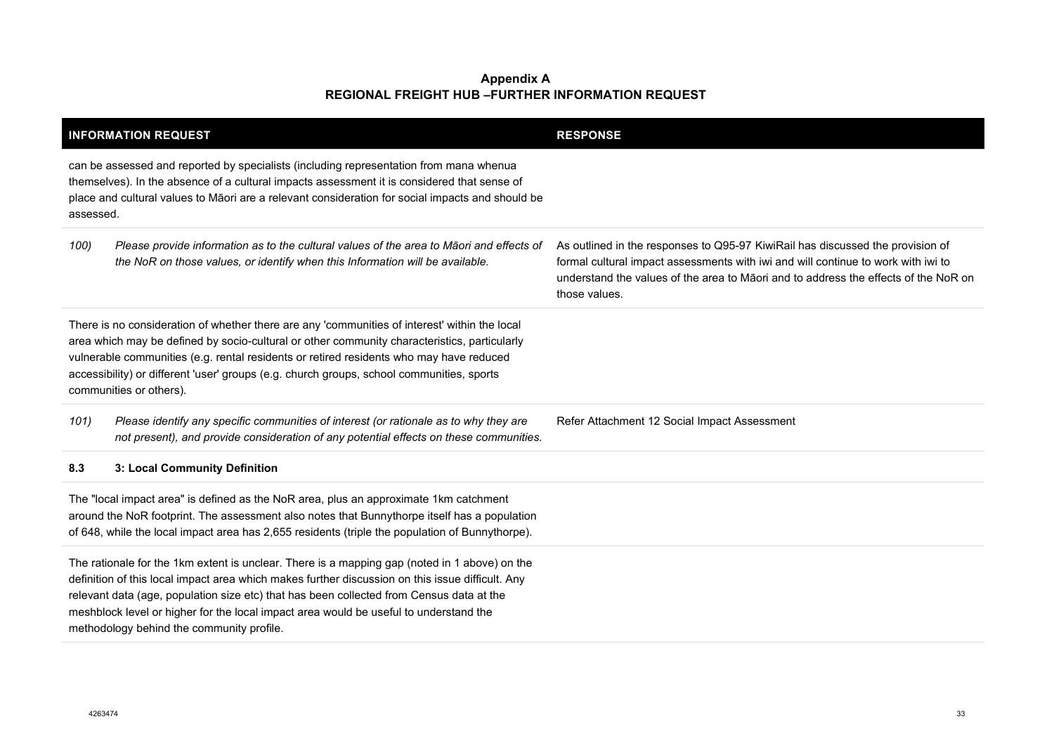**Appendix A**
**REGIONAL FREIGHT HUB –FURTHER INFORMATION REQUEST**

| INFORMATION REQUEST | RESPONSE |
| --- | --- |
| can be assessed and reported by specialists (including representation from mana whenua themselves). In the absence of a cultural impacts assessment it is considered that sense of place and cultural values to Māori are a relevant consideration for social impacts and should be assessed. | |
| *100) Please provide information as to the cultural values of the area to Māori and effects of the NoR on those values, or identify when this Information will be available.* | As outlined in the responses to Q95-97 KiwiRail has discussed the provision of formal cultural impact assessments with iwi and will continue to work with iwi to understand the values of the area to Māori and to address the effects of the NoR on those values. |
| There is no consideration of whether there are any 'communities of interest' within the local area which may be defined by socio-cultural or other community characteristics, particularly vulnerable communities (e.g. rental residents or retired residents who may have reduced accessibility) or different 'user' groups (e.g. church groups, school communities, sports communities or others). | |
| *101) Please identify any specific communities of interest (or rationale as to why they are not present), and provide consideration of any potential effects on these communities.* | Refer Attachment 12 Social Impact Assessment |
| **8.3 3: Local Community Definition** | |
| The "local impact area" is defined as the NoR area, plus an approximate 1km catchment around the NoR footprint. The assessment also notes that Bunnythorpe itself has a population of 648, while the local impact area has 2,655 residents (triple the population of Bunnythorpe). | |
| The rationale for the 1km extent is unclear. There is a mapping gap (noted in 1 above) on the definition of this local impact area which makes further discussion on this issue difficult. Any relevant data (age, population size etc) that has been collected from Census data at the meshblock level or higher for the local impact area would be useful to understand the methodology behind the community profile. | |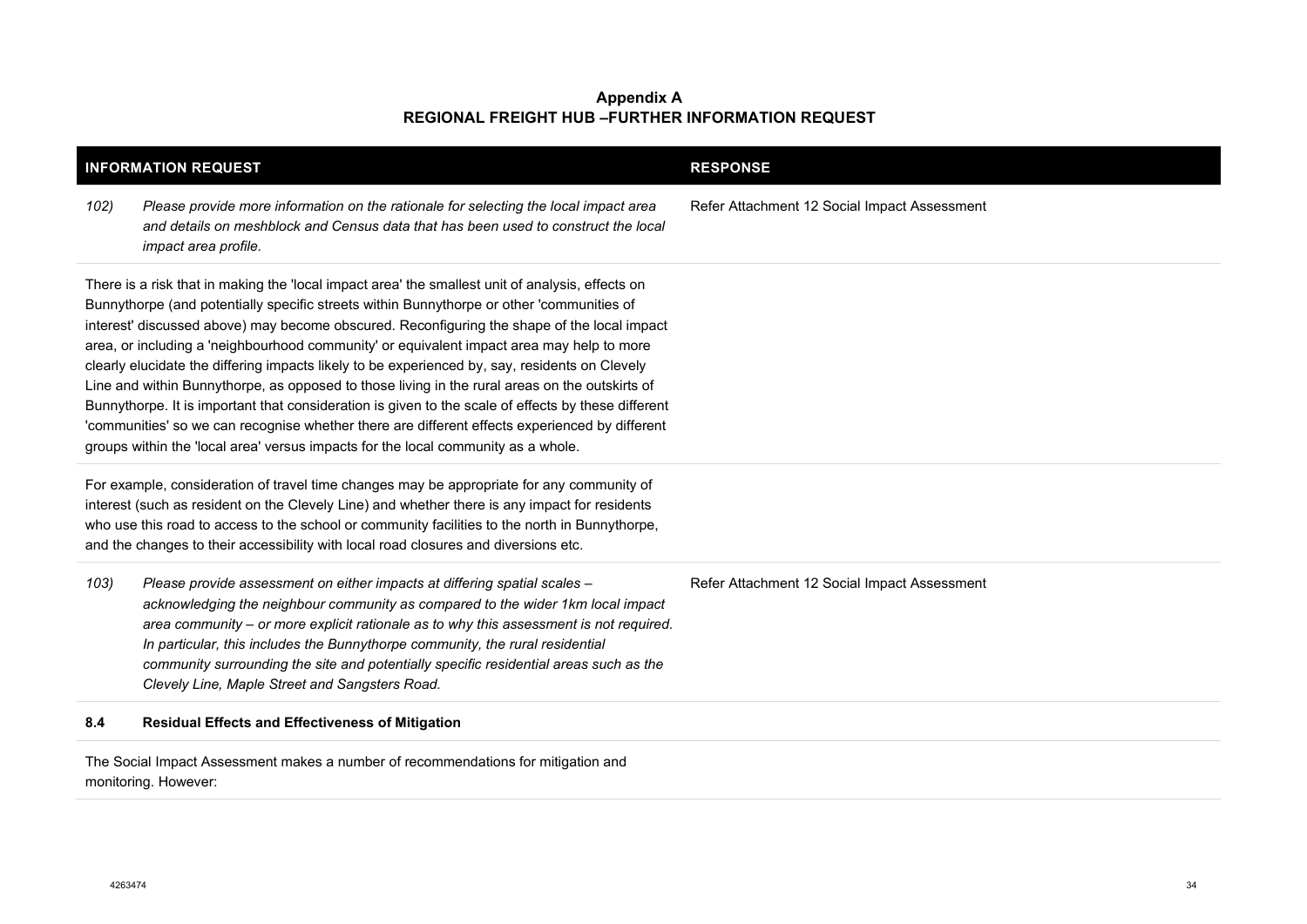**Appendix A**
**REGIONAL FREIGHT HUB –FURTHER INFORMATION REQUEST**

| INFORMATION REQUEST | RESPONSE |
|---|---|
| *102) Please provide more information on the rationale for selecting the local impact area and details on meshblock and Census data that has been used to construct the local impact area profile.* | Refer Attachment 12 Social Impact Assessment |
| There is a risk that in making the 'local impact area' the smallest unit of analysis, effects on Bunnythorpe (and potentially specific streets within Bunnythorpe or other 'communities of interest' discussed above) may become obscured. Reconfiguring the shape of the local impact area, or including a 'neighbourhood community' or equivalent impact area may help to more clearly elucidate the differing impacts likely to be experienced by, say, residents on Clevely Line and within Bunnythorpe, as opposed to those living in the rural areas on the outskirts of Bunnythorpe. It is important that consideration is given to the scale of effects by these different 'communities' so we can recognise whether there are different effects experienced by different groups within the 'local area' versus impacts for the local community as a whole. | |
| For example, consideration of travel time changes may be appropriate for any community of interest (such as resident on the Clevely Line) and whether there is any impact for residents who use this road to access to the school or community facilities to the north in Bunnythorpe, and the changes to their accessibility with local road closures and diversions etc. | |
| *103) Please provide assessment on either impacts at differing spatial scales – acknowledging the neighbour community as compared to the wider 1km local impact area community – or more explicit rationale as to why this assessment is not required. In particular, this includes the Bunnythorpe community, the rural residential community surrounding the site and potentially specific residential areas such as the Clevely Line, Maple Street and Sangsters Road.* | Refer Attachment 12 Social Impact Assessment |
| **8.4 Residual Effects and Effectiveness of Mitigation** | |
| The Social Impact Assessment makes a number of recommendations for mitigation and monitoring. However: | |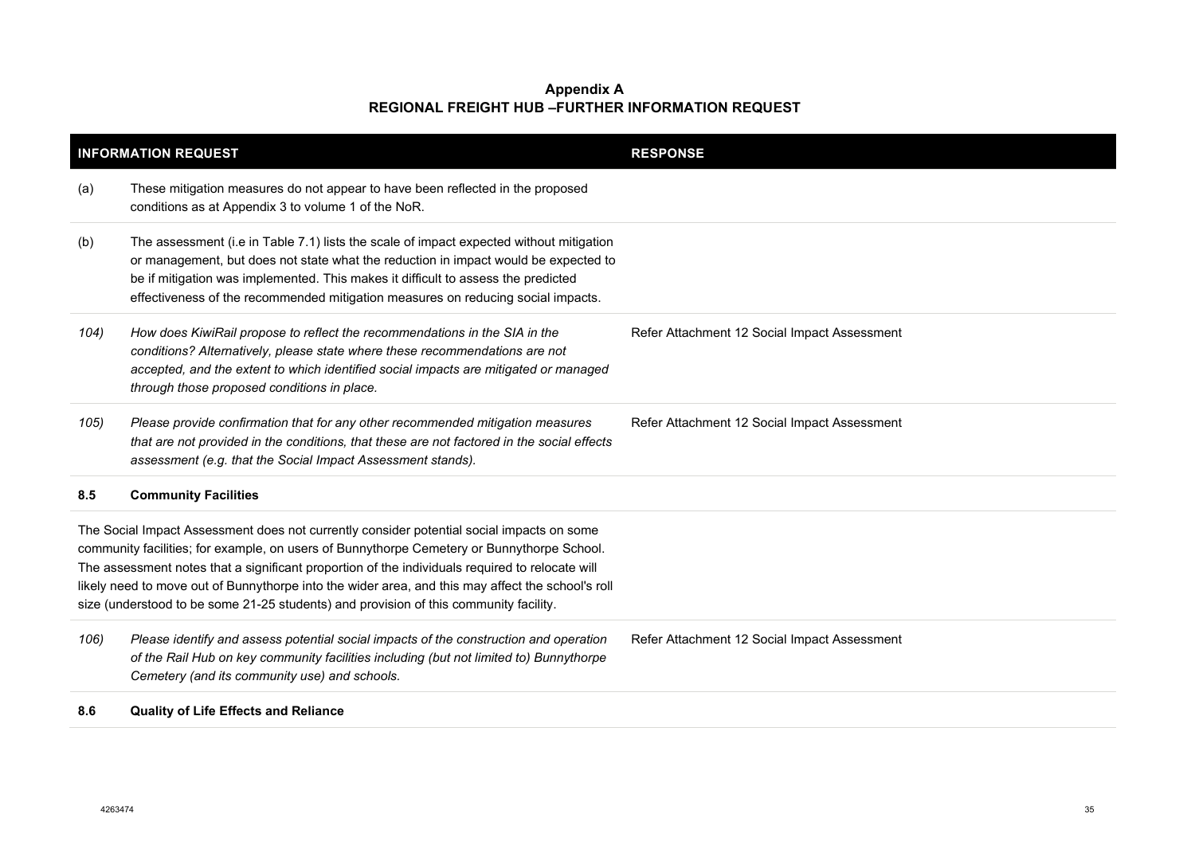**Appendix A**
**REGIONAL FREIGHT HUB –FURTHER INFORMATION REQUEST**

| INFORMATION REQUEST | | RESPONSE |
|---|---|---|
| (a) | These mitigation measures do not appear to have been reflected in the proposed conditions as at Appendix 3 to volume 1 of the NoR. | |
| (b) | The assessment (i.e in Table 7.1) lists the scale of impact expected without mitigation or management, but does not state what the reduction in impact would be expected to be if mitigation was implemented. This makes it difficult to assess the predicted effectiveness of the recommended mitigation measures on reducing social impacts. | |
| *104)* | *How does KiwiRail propose to reflect the recommendations in the SIA in the conditions? Alternatively, please state where these recommendations are not accepted, and the extent to which identified social impacts are mitigated or managed through those proposed conditions in place.* | Refer Attachment 12 Social Impact Assessment |
| *105)* | *Please provide confirmation that for any other recommended mitigation measures that are not provided in the conditions, that these are not factored in the social effects assessment (e.g. that the Social Impact Assessment stands).* | Refer Attachment 12 Social Impact Assessment |
| **8.5** | **Community Facilities** | |
| The Social Impact Assessment does not currently consider potential social impacts on some community facilities; for example, on users of Bunnythorpe Cemetery or Bunnythorpe School. The assessment notes that a significant proportion of the individuals required to relocate will likely need to move out of Bunnythorpe into the wider area, and this may affect the school's roll size (understood to be some 21-25 students) and provision of this community facility. | | |
| *106)* | *Please identify and assess potential social impacts of the construction and operation of the Rail Hub on key community facilities including (but not limited to) Bunnythorpe Cemetery (and its community use) and schools.* | Refer Attachment 12 Social Impact Assessment |
| **8.6** | **Quality of Life Effects and Reliance** | |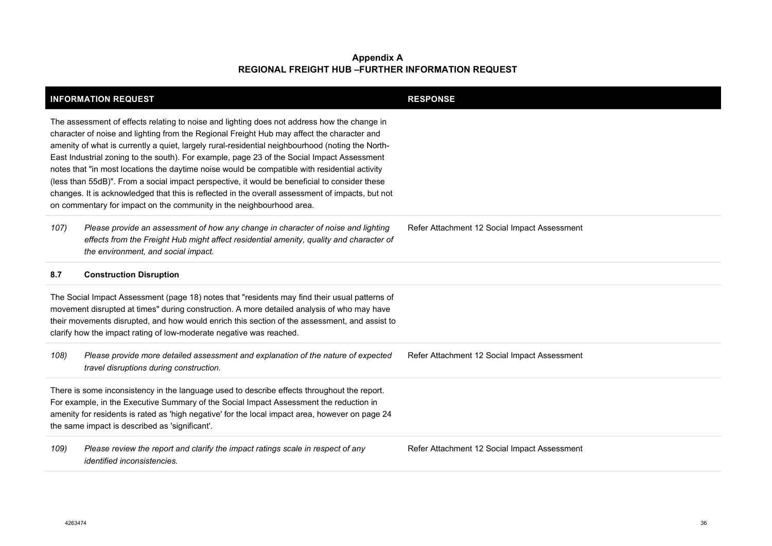**Appendix A**
**REGIONAL FREIGHT HUB –FURTHER INFORMATION REQUEST**

| INFORMATION REQUEST | RESPONSE |
|---|---|
| The assessment of effects relating to noise and lighting does not address how the change in character of noise and lighting from the Regional Freight Hub may affect the character and amenity of what is currently a quiet, largely rural-residential neighbourhood (noting the North-East Industrial zoning to the south). For example, page 23 of the Social Impact Assessment notes that "in most locations the daytime noise would be compatible with residential activity (less than 55dB)". From a social impact perspective, it would be beneficial to consider these changes. It is acknowledged that this is reflected in the overall assessment of impacts, but not on commentary for impact on the community in the neighbourhood area. | |
| *107) Please provide an assessment of how any change in character of noise and lighting effects from the Freight Hub might affect residential amenity, quality and character of the environment, and social impact.* | Refer Attachment 12 Social Impact Assessment |
| **8.7 Construction Disruption** | |
| The Social Impact Assessment (page 18) notes that "residents may find their usual patterns of movement disrupted at times" during construction. A more detailed analysis of who may have their movements disrupted, and how would enrich this section of the assessment, and assist to clarify how the impact rating of low-moderate negative was reached. | |
| *108) Please provide more detailed assessment and explanation of the nature of expected travel disruptions during construction.* | Refer Attachment 12 Social Impact Assessment |
| There is some inconsistency in the language used to describe effects throughout the report. For example, in the Executive Summary of the Social Impact Assessment the reduction in amenity for residents is rated as 'high negative' for the local impact area, however on page 24 the same impact is described as 'significant'. | |
| *109) Please review the report and clarify the impact ratings scale in respect of any identified inconsistencies.* | Refer Attachment 12 Social Impact Assessment |

4263474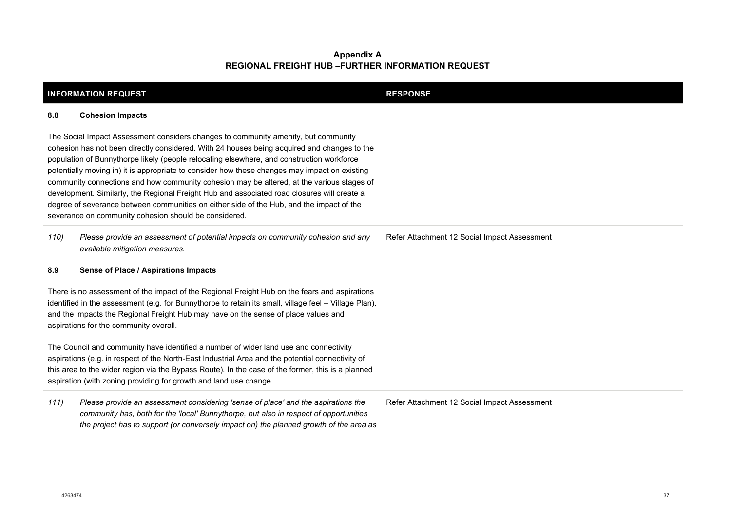**Appendix A**
**REGIONAL FREIGHT HUB –FURTHER INFORMATION REQUEST**

| INFORMATION REQUEST | | RESPONSE |
|---|---|---|
| **8.8** | **Cohesion Impacts** | |
| The Social Impact Assessment considers changes to community amenity, but community cohesion has not been directly considered. With 24 houses being acquired and changes to the population of Bunnythorpe likely (people relocating elsewhere, and construction workforce potentially moving in) it is appropriate to consider how these changes may impact on existing community connections and how community cohesion may be altered, at the various stages of development. Similarly, the Regional Freight Hub and associated road closures will create a degree of severance between communities on either side of the Hub, and the impact of the severance on community cohesion should be considered. | | |
| *110)* | *Please provide an assessment of potential impacts on community cohesion and any available mitigation measures.* | Refer Attachment 12 Social Impact Assessment |
| **8.9** | **Sense of Place / Aspirations Impacts** | |
| There is no assessment of the impact of the Regional Freight Hub on the fears and aspirations identified in the assessment (e.g. for Bunnythorpe to retain its small, village feel – Village Plan), and the impacts the Regional Freight Hub may have on the sense of place values and aspirations for the community overall. | | |
| The Council and community have identified a number of wider land use and connectivity aspirations (e.g. in respect of the North-East Industrial Area and the potential connectivity of this area to the wider region via the Bypass Route). In the case of the former, this is a planned aspiration (with zoning providing for growth and land use change. | | |
| *111)* | *Please provide an assessment considering 'sense of place' and the aspirations the community has, both for the 'local' Bunnythorpe, but also in respect of opportunities the project has to support (or conversely impact on) the planned growth of the area as* | Refer Attachment 12 Social Impact Assessment |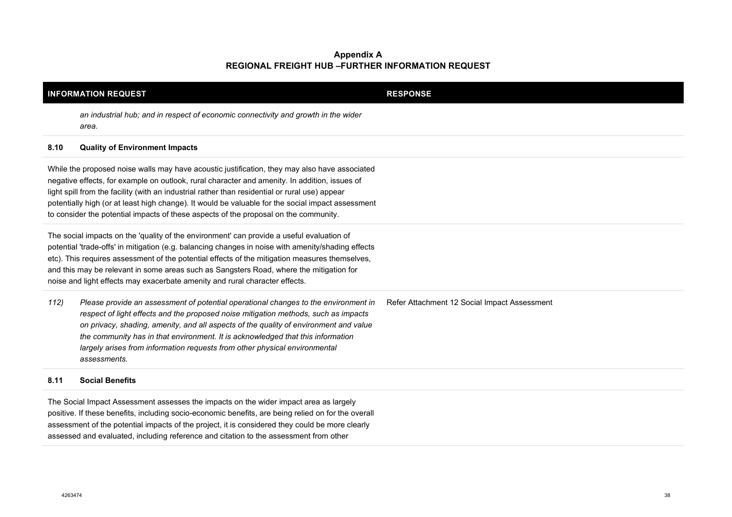**Appendix A**
**REGIONAL FREIGHT HUB –FURTHER INFORMATION REQUEST**

| INFORMATION REQUEST | | RESPONSE |
|---|---|---|
| | *an industrial hub; and in respect of economic connectivity and growth in the wider area.* | |
| **8.10** | **Quality of Environment Impacts** | |
| While the proposed noise walls may have acoustic justification, they may also have associated negative effects, for example on outlook, rural character and amenity. In addition, issues of light spill from the facility (with an industrial rather than residential or rural use) appear potentially high (or at least high change). It would be valuable for the social impact assessment to consider the potential impacts of these aspects of the proposal on the community. | | |
| The social impacts on the 'quality of the environment' can provide a useful evaluation of potential 'trade-offs' in mitigation (e.g. balancing changes in noise with amenity/shading effects etc). This requires assessment of the potential effects of the mitigation measures themselves, and this may be relevant in some areas such as Sangsters Road, where the mitigation for noise and light effects may exacerbate amenity and rural character effects. | | |
| *112)* | *Please provide an assessment of potential operational changes to the environment in respect of light effects and the proposed noise mitigation methods, such as impacts on privacy, shading, amenity, and all aspects of the quality of environment and value the community has in that environment. It is acknowledged that this information largely arises from information requests from other physical environmental assessments.* | Refer Attachment 12 Social Impact Assessment |
| **8.11** | **Social Benefits** | |
| The Social Impact Assessment assesses the impacts on the wider impact area as largely positive. If these benefits, including socio-economic benefits, are being relied on for the overall assessment of the potential impacts of the project, it is considered they could be more clearly assessed and evaluated, including reference and citation to the assessment from other | | |

4263474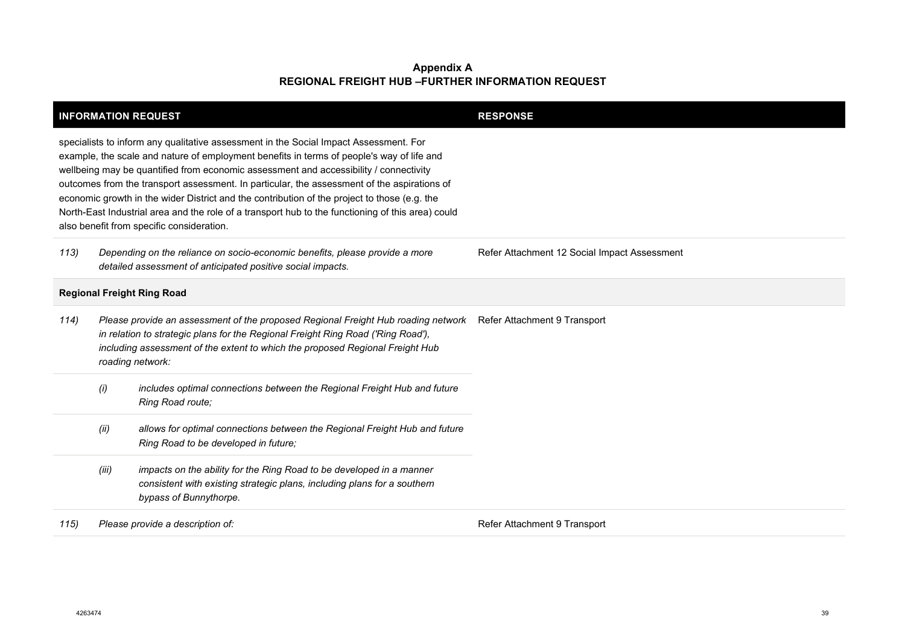**Appendix A**
**REGIONAL FREIGHT HUB –FURTHER INFORMATION REQUEST**

| INFORMATION REQUEST | | | RESPONSE |
|---|---|---|---|
| specialists to inform any qualitative assessment in the Social Impact Assessment. For example, the scale and nature of employment benefits in terms of people's way of life and wellbeing may be quantified from economic assessment and accessibility / connectivity outcomes from the transport assessment. In particular, the assessment of the aspirations of economic growth in the wider District and the contribution of the project to those (e.g. the North-East Industrial area and the role of a transport hub to the functioning of this area) could also benefit from specific consideration. | | | |
| *113)* | *Depending on the reliance on socio-economic benefits, please provide a more detailed assessment of anticipated positive social impacts.* | | Refer Attachment 12 Social Impact Assessment |
| **Regional Freight Ring Road** | | | |
| *114)* | *Please provide an assessment of the proposed Regional Freight Hub roading network in relation to strategic plans for the Regional Freight Ring Road ('Ring Road'), including assessment of the extent to which the proposed Regional Freight Hub roading network:* | | Refer Attachment 9 Transport |
| | *(i)* | *includes optimal connections between the Regional Freight Hub and future Ring Road route;* | |
| | *(ii)* | *allows for optimal connections between the Regional Freight Hub and future Ring Road to be developed in future;* | |
| | *(iii)* | *impacts on the ability for the Ring Road to be developed in a manner consistent with existing strategic plans, including plans for a southern bypass of Bunnythorpe.* | |
| *115)* | *Please provide a description of:* | | Refer Attachment 9 Transport |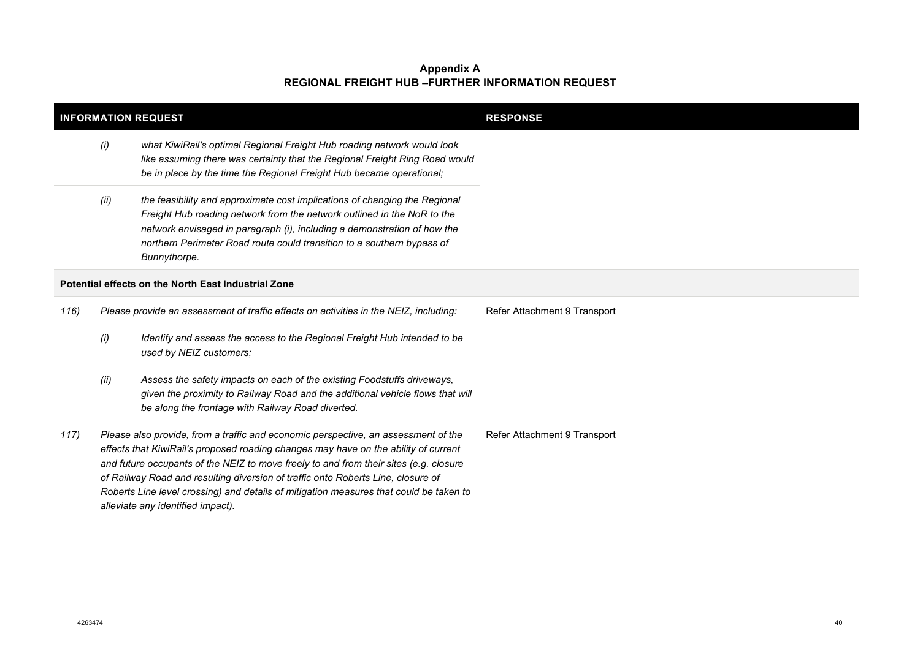**Appendix A**
**REGIONAL FREIGHT HUB –FURTHER INFORMATION REQUEST**

| INFORMATION REQUEST | | | RESPONSE |
|---|---|---|---|
| | *(i)* | *what KiwiRail's optimal Regional Freight Hub roading network would look like assuming there was certainty that the Regional Freight Ring Road would be in place by the time the Regional Freight Hub became operational;* | |
| | *(ii)* | *the feasibility and approximate cost implications of changing the Regional Freight Hub roading network from the network outlined in the NoR to the network envisaged in paragraph (i), including a demonstration of how the northern Perimeter Road route could transition to a southern bypass of Bunnythorpe.* | |
| **Potential effects on the North East Industrial Zone** | | | |
| *116)* | *Please provide an assessment of traffic effects on activities in the NEIZ, including:* | | Refer Attachment 9 Transport |
| | *(i)* | *Identify and assess the access to the Regional Freight Hub intended to be used by NEIZ customers;* | |
| | *(ii)* | *Assess the safety impacts on each of the existing Foodstuffs driveways, given the proximity to Railway Road and the additional vehicle flows that will be along the frontage with Railway Road diverted.* | |
| *117)* | *Please also provide, from a traffic and economic perspective, an assessment of the effects that KiwiRail's proposed roading changes may have on the ability of current and future occupants of the NEIZ to move freely to and from their sites (e.g. closure of Railway Road and resulting diversion of traffic onto Roberts Line, closure of Roberts Line level crossing) and details of mitigation measures that could be taken to alleviate any identified impact).* | | Refer Attachment 9 Transport |

4263474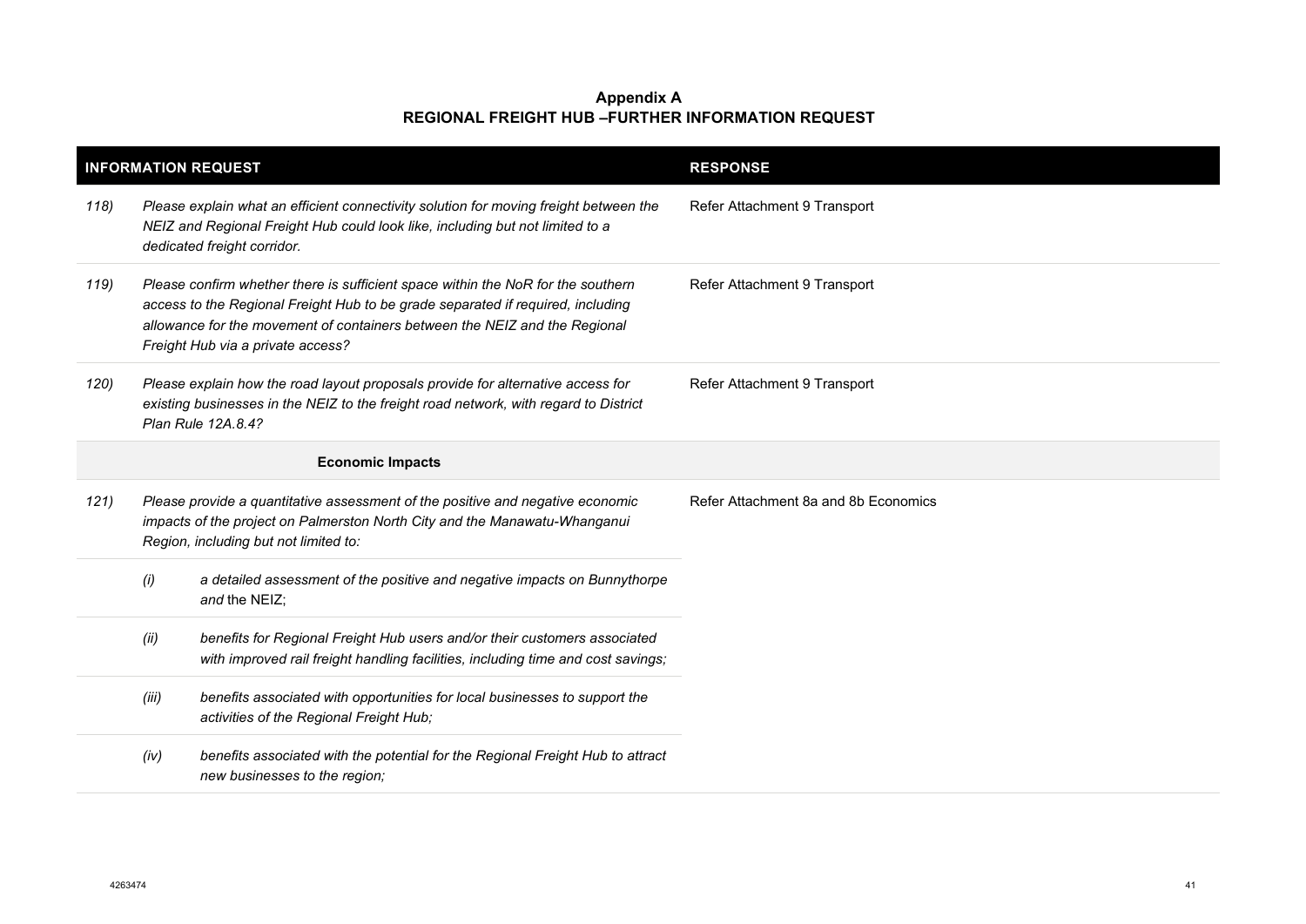**Appendix A**
**REGIONAL FREIGHT HUB –FURTHER INFORMATION REQUEST**

| INFORMATION REQUEST | | RESPONSE |
|---|---|---|
| *118)* | *Please explain what an efficient connectivity solution for moving freight between the NEIZ and Regional Freight Hub could look like, including but not limited to a dedicated freight corridor.* | Refer Attachment 9 Transport |
| *119)* | *Please confirm whether there is sufficient space within the NoR for the southern access to the Regional Freight Hub to be grade separated if required, including allowance for the movement of containers between the NEIZ and the Regional Freight Hub via a private access?* | Refer Attachment 9 Transport |
| *120)* | *Please explain how the road layout proposals provide for alternative access for existing businesses in the NEIZ to the freight road network, with regard to District Plan Rule 12A.8.4?* | Refer Attachment 9 Transport |
| | **Economic Impacts** | |
| *121)* | *Please provide a quantitative assessment of the positive and negative economic impacts of the project on Palmerston North City and the Manawatu-Whanganui Region, including but not limited to:* | Refer Attachment 8a and 8b Economics |
| | *(i)* *a detailed assessment of the positive and negative impacts on Bunnythorpe and* the NEIZ; | |
| | *(ii)* *benefits for Regional Freight Hub users and/or their customers associated with improved rail freight handling facilities, including time and cost savings;* | |
| | *(iii)* *benefits associated with opportunities for local businesses to support the activities of the Regional Freight Hub;* | |
| | *(iv)* *benefits associated with the potential for the Regional Freight Hub to attract new businesses to the region;* | |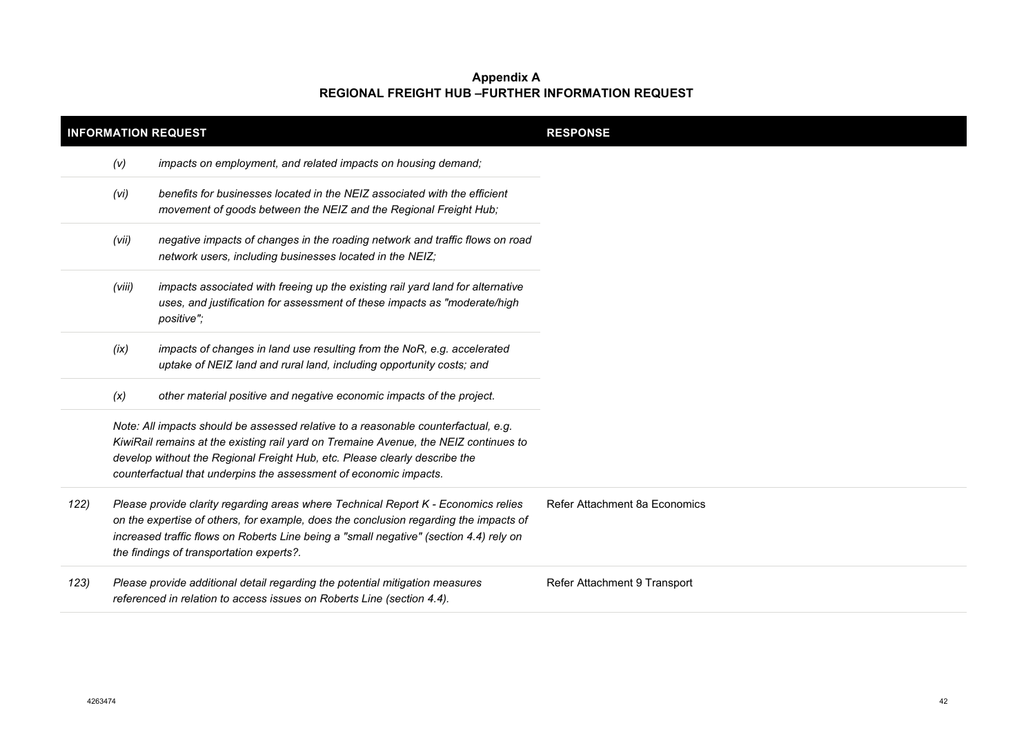**Appendix A**
**REGIONAL FREIGHT HUB –FURTHER INFORMATION REQUEST**

| INFORMATION REQUEST | | | RESPONSE |
|---|---|---|---|
| | *(v)* | *impacts on employment, and related impacts on housing demand;* | |
| | *(vi)* | *benefits for businesses located in the NEIZ associated with the efficient movement of goods between the NEIZ and the Regional Freight Hub;* | |
| | *(vii)* | *negative impacts of changes in the roading network and traffic flows on road network users, including businesses located in the NEIZ;* | |
| | *(viii)* | *impacts associated with freeing up the existing rail yard land for alternative uses, and justification for assessment of these impacts as "moderate/high positive";* | |
| | *(ix)* | *impacts of changes in land use resulting from the NoR, e.g. accelerated uptake of NEIZ land and rural land, including opportunity costs; and* | |
| | *(x)* | *other material positive and negative economic impacts of the project.* | |
| | *Note: All impacts should be assessed relative to a reasonable counterfactual, e.g. KiwiRail remains at the existing rail yard on Tremaine Avenue, the NEIZ continues to develop without the Regional Freight Hub, etc. Please clearly describe the counterfactual that underpins the assessment of economic impacts.* | | |
| *122)* | *Please provide clarity regarding areas where Technical Report K - Economics relies on the expertise of others, for example, does the conclusion regarding the impacts of increased traffic flows on Roberts Line being a "small negative" (section 4.4) rely on the findings of transportation experts?.* | | Refer Attachment 8a Economics |
| *123)* | *Please provide additional detail regarding the potential mitigation measures referenced in relation to access issues on Roberts Line (section 4.4).* | | Refer Attachment 9 Transport |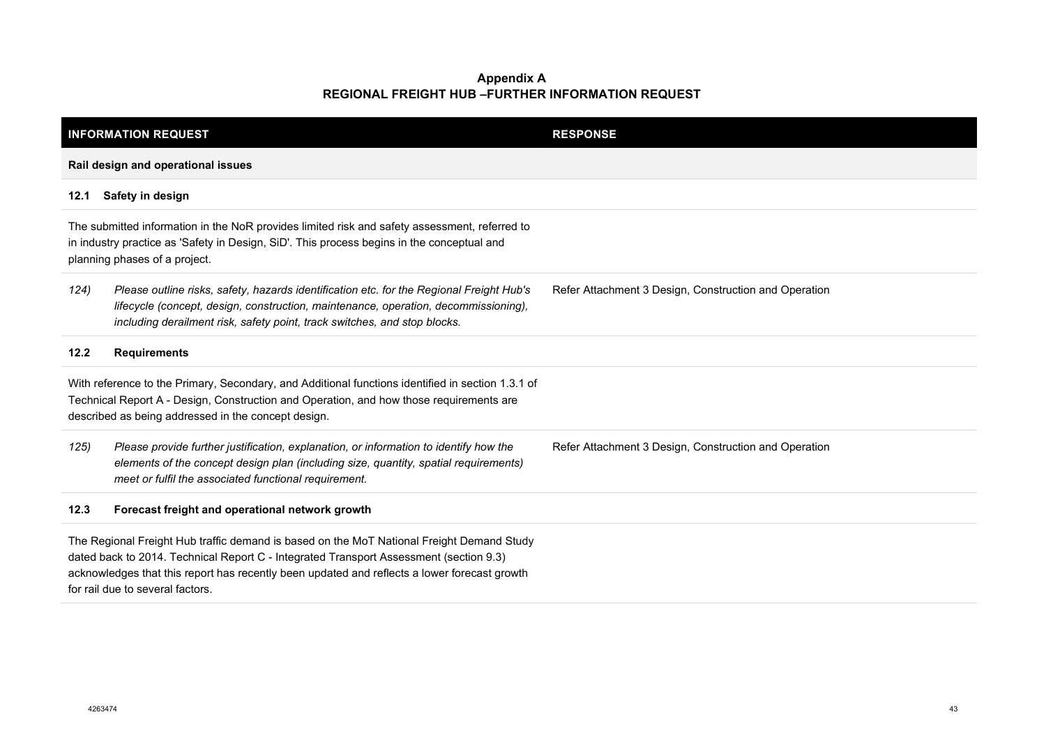**Appendix A**
**REGIONAL FREIGHT HUB –FURTHER INFORMATION REQUEST**

| INFORMATION REQUEST | RESPONSE |
| --- | --- |
| **Rail design and operational issues** | |
| **12.1 Safety in design** | |
| The submitted information in the NoR provides limited risk and safety assessment, referred to in industry practice as 'Safety in Design, SiD'. This process begins in the conceptual and planning phases of a project. | |
| *124) Please outline risks, safety, hazards identification etc. for the Regional Freight Hub's lifecycle (concept, design, construction, maintenance, operation, decommissioning), including derailment risk, safety point, track switches, and stop blocks.* | Refer Attachment 3 Design, Construction and Operation |
| **12.2 Requirements** | |
| With reference to the Primary, Secondary, and Additional functions identified in section 1.3.1 of Technical Report A - Design, Construction and Operation, and how those requirements are described as being addressed in the concept design. | |
| *125) Please provide further justification, explanation, or information to identify how the elements of the concept design plan (including size, quantity, spatial requirements) meet or fulfil the associated functional requirement.* | Refer Attachment 3 Design, Construction and Operation |
| **12.3 Forecast freight and operational network growth** | |
| The Regional Freight Hub traffic demand is based on the MoT National Freight Demand Study dated back to 2014. Technical Report C - Integrated Transport Assessment (section 9.3) acknowledges that this report has recently been updated and reflects a lower forecast growth for rail due to several factors. | |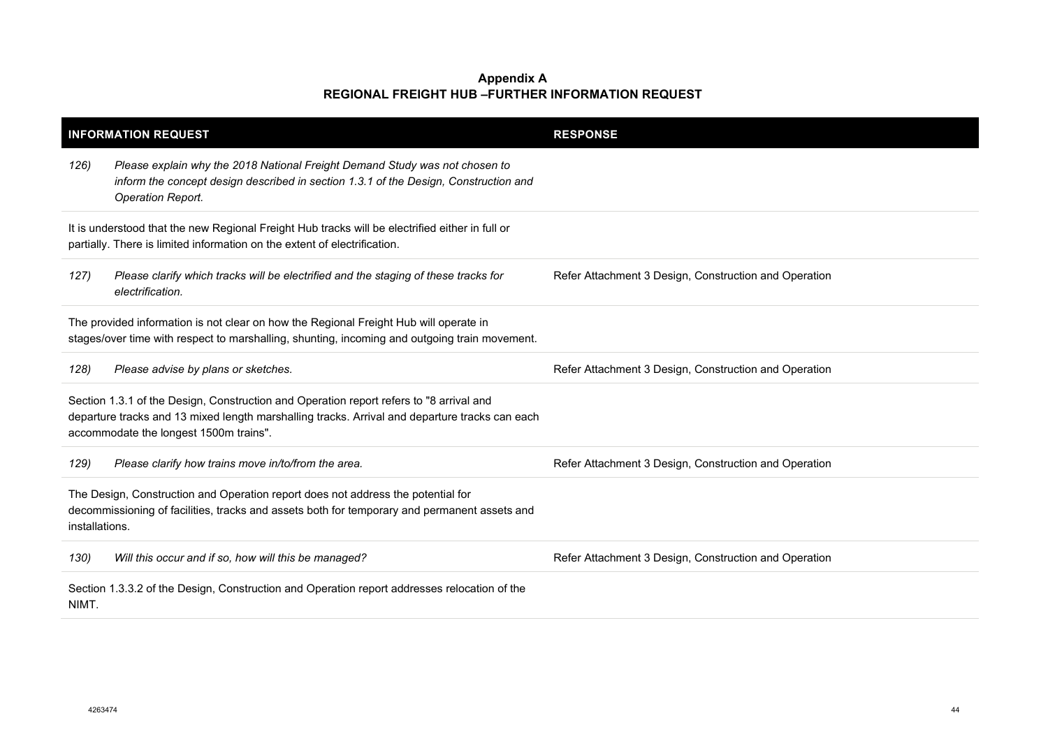**Appendix A**
**REGIONAL FREIGHT HUB –FURTHER INFORMATION REQUEST**

| INFORMATION REQUEST | RESPONSE |
|---|---|
| *126) Please explain why the 2018 National Freight Demand Study was not chosen to inform the concept design described in section 1.3.1 of the Design, Construction and Operation Report.* | |
| It is understood that the new Regional Freight Hub tracks will be electrified either in full or partially. There is limited information on the extent of electrification. | |
| *127) Please clarify which tracks will be electrified and the staging of these tracks for electrification.* | Refer Attachment 3 Design, Construction and Operation |
| The provided information is not clear on how the Regional Freight Hub will operate in stages/over time with respect to marshalling, shunting, incoming and outgoing train movement. | |
| *128) Please advise by plans or sketches.* | Refer Attachment 3 Design, Construction and Operation |
| Section 1.3.1 of the Design, Construction and Operation report refers to "8 arrival and departure tracks and 13 mixed length marshalling tracks. Arrival and departure tracks can each accommodate the longest 1500m trains". | |
| *129) Please clarify how trains move in/to/from the area.* | Refer Attachment 3 Design, Construction and Operation |
| The Design, Construction and Operation report does not address the potential for decommissioning of facilities, tracks and assets both for temporary and permanent assets and installations. | |
| *130) Will this occur and if so, how will this be managed?* | Refer Attachment 3 Design, Construction and Operation |
| Section 1.3.3.2 of the Design, Construction and Operation report addresses relocation of the NIMT. | |

4263474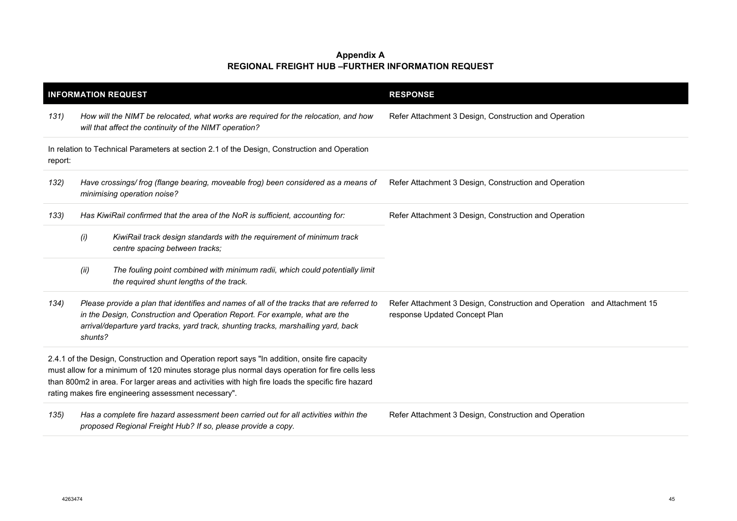**Appendix A**
**REGIONAL FREIGHT HUB –FURTHER INFORMATION REQUEST**

| INFORMATION REQUEST | | | RESPONSE |
|---|---|---|---|
| *131)* | *How will the NIMT be relocated, what works are required for the relocation, and how will that affect the continuity of the NIMT operation?* | | Refer Attachment 3 Design, Construction and Operation |
| In relation to Technical Parameters at section 2.1 of the Design, Construction and Operation report: | | | |
| *132)* | *Have crossings/ frog (flange bearing, moveable frog) been considered as a means of minimising operation noise?* | | Refer Attachment 3 Design, Construction and Operation |
| *133)* | *Has KiwiRail confirmed that the area of the NoR is sufficient, accounting for:* | | Refer Attachment 3 Design, Construction and Operation |
| | *(i)* | *KiwiRail track design standards with the requirement of minimum track centre spacing between tracks;* | |
| | *(ii)* | *The fouling point combined with minimum radii, which could potentially limit the required shunt lengths of the track.* | |
| *134)* | *Please provide a plan that identifies and names of all of the tracks that are referred to in the Design, Construction and Operation Report. For example, what are the arrival/departure yard tracks, yard track, shunting tracks, marshalling yard, back shunts?* | | Refer Attachment 3 Design, Construction and Operation and Attachment 15 response Updated Concept Plan |
| 2.4.1 of the Design, Construction and Operation report says "In addition, onsite fire capacity must allow for a minimum of 120 minutes storage plus normal days operation for fire cells less than 800m2 in area. For larger areas and activities with high fire loads the specific fire hazard rating makes fire engineering assessment necessary". | | | |
| *135)* | *Has a complete fire hazard assessment been carried out for all activities within the proposed Regional Freight Hub? If so, please provide a copy.* | | Refer Attachment 3 Design, Construction and Operation |

4263474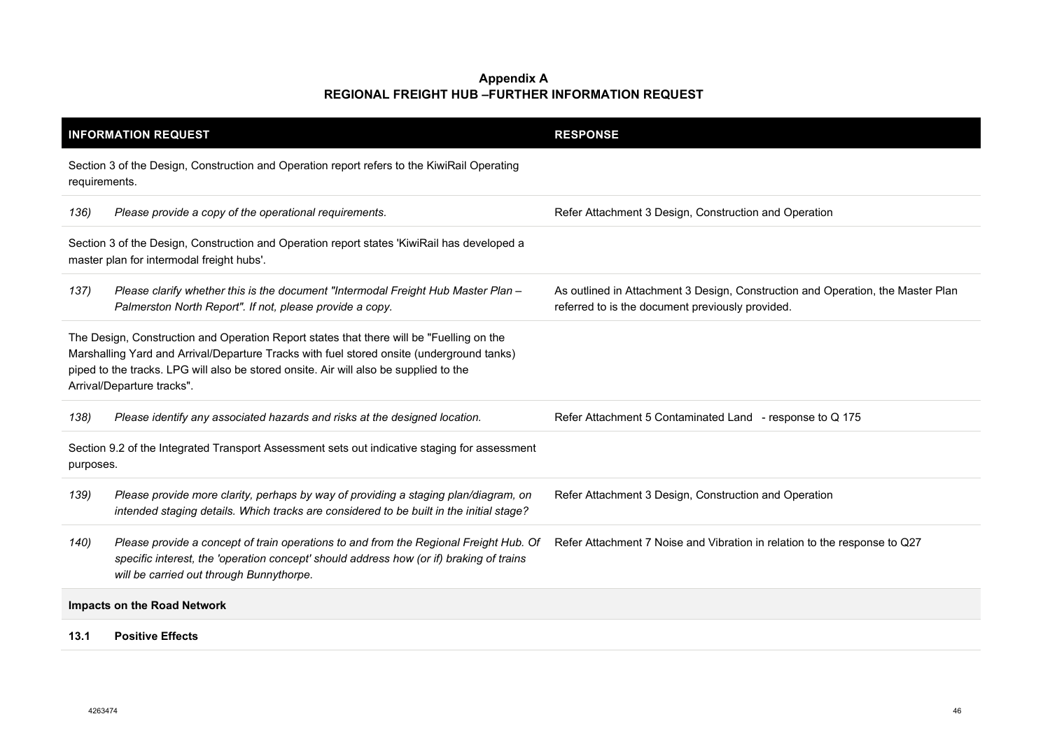**Appendix A**
**REGIONAL FREIGHT HUB –FURTHER INFORMATION REQUEST**

| INFORMATION REQUEST | RESPONSE |
|---|---|
| Section 3 of the Design, Construction and Operation report refers to the KiwiRail Operating requirements. | |
| *136) Please provide a copy of the operational requirements.* | Refer Attachment 3 Design, Construction and Operation |
| Section 3 of the Design, Construction and Operation report states 'KiwiRail has developed a master plan for intermodal freight hubs'. | |
| *137) Please clarify whether this is the document "Intermodal Freight Hub Master Plan – Palmerston North Report". If not, please provide a copy.* | As outlined in Attachment 3 Design, Construction and Operation, the Master Plan referred to is the document previously provided. |
| The Design, Construction and Operation Report states that there will be "Fuelling on the Marshalling Yard and Arrival/Departure Tracks with fuel stored onsite (underground tanks) piped to the tracks. LPG will also be stored onsite. Air will also be supplied to the Arrival/Departure tracks". | |
| *138) Please identify any associated hazards and risks at the designed location.* | Refer Attachment 5 Contaminated Land - response to Q 175 |
| Section 9.2 of the Integrated Transport Assessment sets out indicative staging for assessment purposes. | |
| *139) Please provide more clarity, perhaps by way of providing a staging plan/diagram, on intended staging details. Which tracks are considered to be built in the initial stage?* | Refer Attachment 3 Design, Construction and Operation |
| *140) Please provide a concept of train operations to and from the Regional Freight Hub. Of specific interest, the 'operation concept' should address how (or if) braking of trains will be carried out through Bunnythorpe.* | Refer Attachment 7 Noise and Vibration in relation to the response to Q27 |
| **Impacts on the Road Network** | |
| **13.1 Positive Effects** | |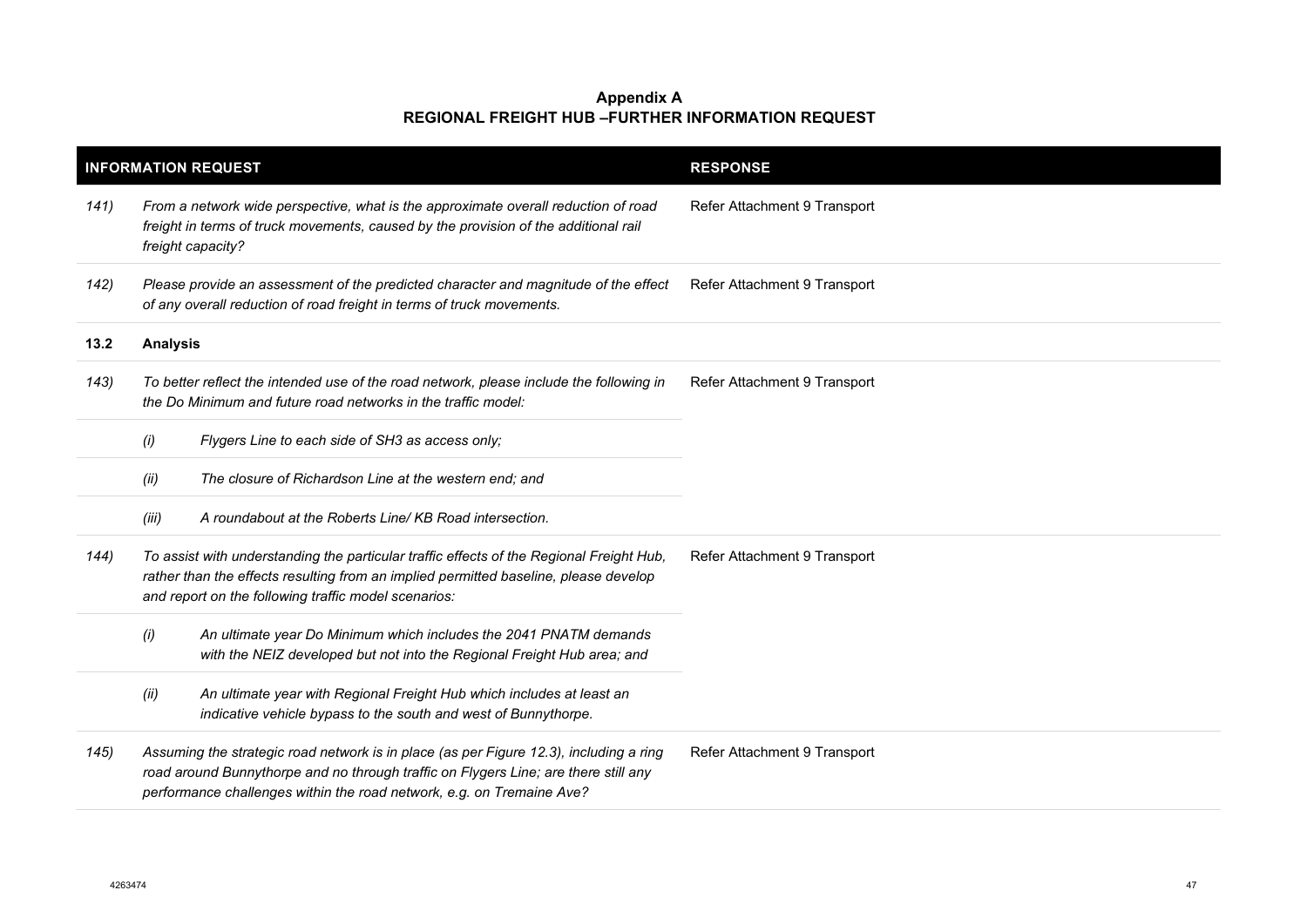**Appendix A**
**REGIONAL FREIGHT HUB –FURTHER INFORMATION REQUEST**

| INFORMATION REQUEST | | | RESPONSE |
|---|---|---|---|
| *141)* | *From a network wide perspective, what is the approximate overall reduction of road freight in terms of truck movements, caused by the provision of the additional rail freight capacity?* | | Refer Attachment 9 Transport |
| *142)* | *Please provide an assessment of the predicted character and magnitude of the effect of any overall reduction of road freight in terms of truck movements.* | | Refer Attachment 9 Transport |
| **13.2** | **Analysis** | | |
| *143)* | *To better reflect the intended use of the road network, please include the following in the Do Minimum and future road networks in the traffic model:* | | Refer Attachment 9 Transport |
| | *(i)* | *Flygers Line to each side of SH3 as access only;* | |
| | *(ii)* | *The closure of Richardson Line at the western end; and* | |
| | *(iii)* | *A roundabout at the Roberts Line/ KB Road intersection.* | |
| *144)* | *To assist with understanding the particular traffic effects of the Regional Freight Hub, rather than the effects resulting from an implied permitted baseline, please develop and report on the following traffic model scenarios:* | | Refer Attachment 9 Transport |
| | *(i)* | *An ultimate year Do Minimum which includes the 2041 PNATM demands with the NEIZ developed but not into the Regional Freight Hub area; and* | |
| | *(ii)* | *An ultimate year with Regional Freight Hub which includes at least an indicative vehicle bypass to the south and west of Bunnythorpe.* | |
| *145)* | *Assuming the strategic road network is in place (as per Figure 12.3), including a ring road around Bunnythorpe and no through traffic on Flygers Line; are there still any performance challenges within the road network, e.g. on Tremaine Ave?* | | Refer Attachment 9 Transport |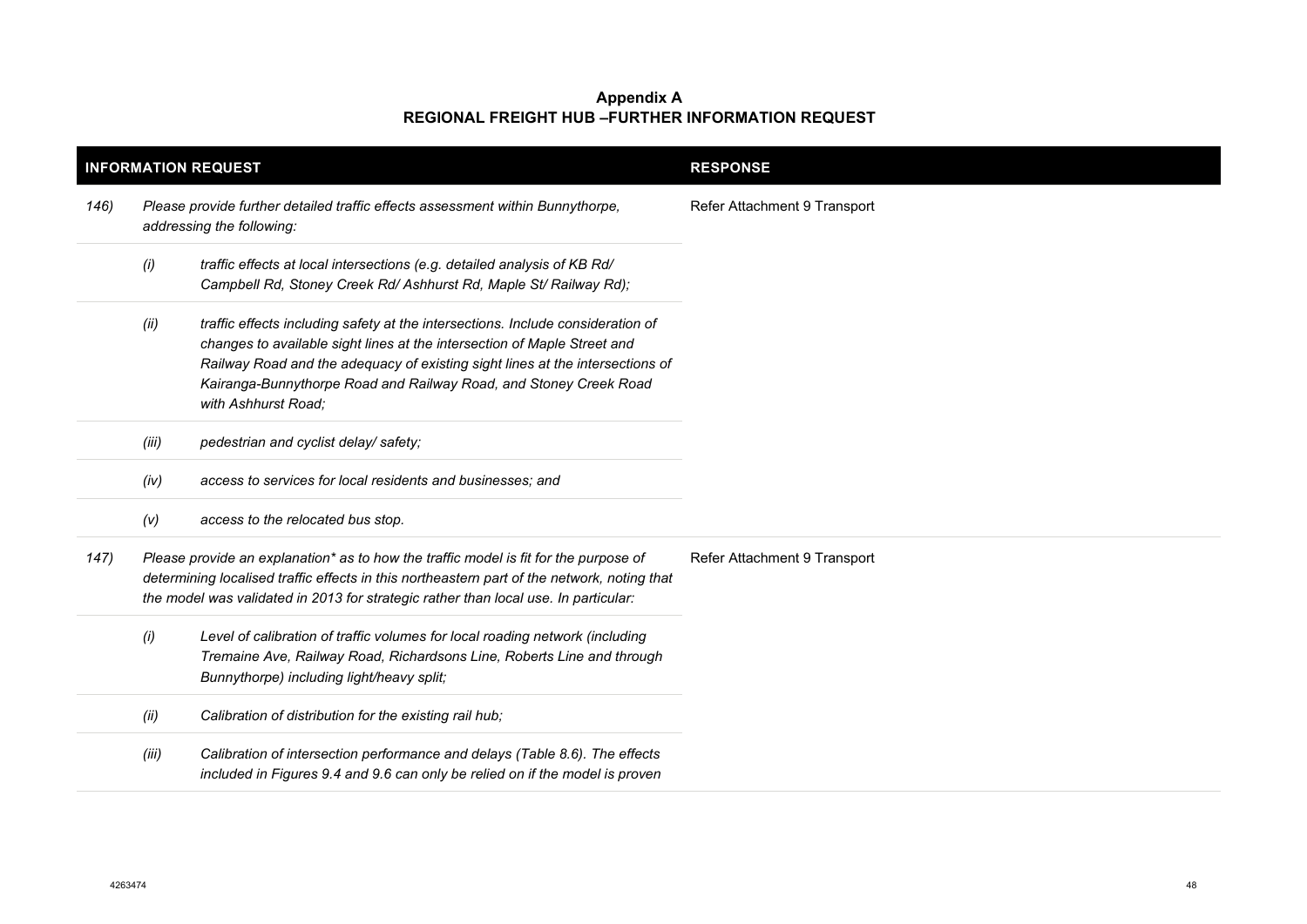**Appendix A**
**REGIONAL FREIGHT HUB –FURTHER INFORMATION REQUEST**

| INFORMATION REQUEST | | | RESPONSE |
|---|---|---|---|
| *146)* | *Please provide further detailed traffic effects assessment within Bunnythorpe, addressing the following:* | | Refer Attachment 9 Transport |
| | *(i)* | *traffic effects at local intersections (e.g. detailed analysis of KB Rd/ Campbell Rd, Stoney Creek Rd/ Ashhurst Rd, Maple St/ Railway Rd);* | |
| | *(ii)* | *traffic effects including safety at the intersections. Include consideration of changes to available sight lines at the intersection of Maple Street and Railway Road and the adequacy of existing sight lines at the intersections of Kairanga-Bunnythorpe Road and Railway Road, and Stoney Creek Road with Ashhurst Road;* | |
| | *(iii)* | *pedestrian and cyclist delay/ safety;* | |
| | *(iv)* | *access to services for local residents and businesses; and* | |
| | *(v)* | *access to the relocated bus stop.* | |
| *147)* | *Please provide an explanation* as to how the traffic model is fit for the purpose of determining localised traffic effects in this northeastern part of the network, noting that the model was validated in 2013 for strategic rather than local use. In particular:* | | Refer Attachment 9 Transport |
| | *(i)* | *Level of calibration of traffic volumes for local roading network (including Tremaine Ave, Railway Road, Richardsons Line, Roberts Line and through Bunnythorpe) including light/heavy split;* | |
| | *(ii)* | *Calibration of distribution for the existing rail hub;* | |
| | *(iii)* | *Calibration of intersection performance and delays (Table 8.6). The effects included in Figures 9.4 and 9.6 can only be relied on if the model is proven* | |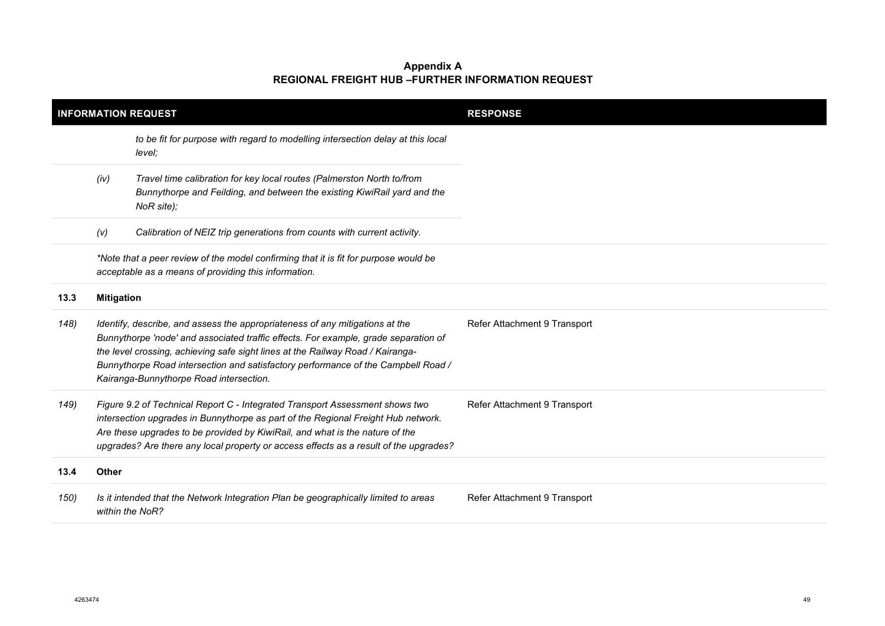**Appendix A**
**REGIONAL FREIGHT HUB –FURTHER INFORMATION REQUEST**

| INFORMATION REQUEST | | | RESPONSE |
|---|---|---|---|
| | | *to be fit for purpose with regard to modelling intersection delay at this local level;* | |
| | *(iv)* | *Travel time calibration for key local routes (Palmerston North to/from Bunnythorpe and Feilding, and between the existing KiwiRail yard and the NoR site);* | |
| | *(v)* | *Calibration of NEIZ trip generations from counts with current activity.* | |
| | *\*Note that a peer review of the model confirming that it is fit for purpose would be acceptable as a means of providing this information.* | | |
| **13.3** | **Mitigation** | | |
| *148)* | *Identify, describe, and assess the appropriateness of any mitigations at the Bunnythorpe 'node' and associated traffic effects. For example, grade separation of the level crossing, achieving safe sight lines at the Railway Road / Kairanga-Bunnythorpe Road intersection and satisfactory performance of the Campbell Road / Kairanga-Bunnythorpe Road intersection.* | | Refer Attachment 9 Transport |
| *149)* | *Figure 9.2 of Technical Report C - Integrated Transport Assessment shows two intersection upgrades in Bunnythorpe as part of the Regional Freight Hub network. Are these upgrades to be provided by KiwiRail, and what is the nature of the upgrades? Are there any local property or access effects as a result of the upgrades?* | | Refer Attachment 9 Transport |
| **13.4** | **Other** | | |
| *150)* | *Is it intended that the Network Integration Plan be geographically limited to areas within the NoR?* | | Refer Attachment 9 Transport |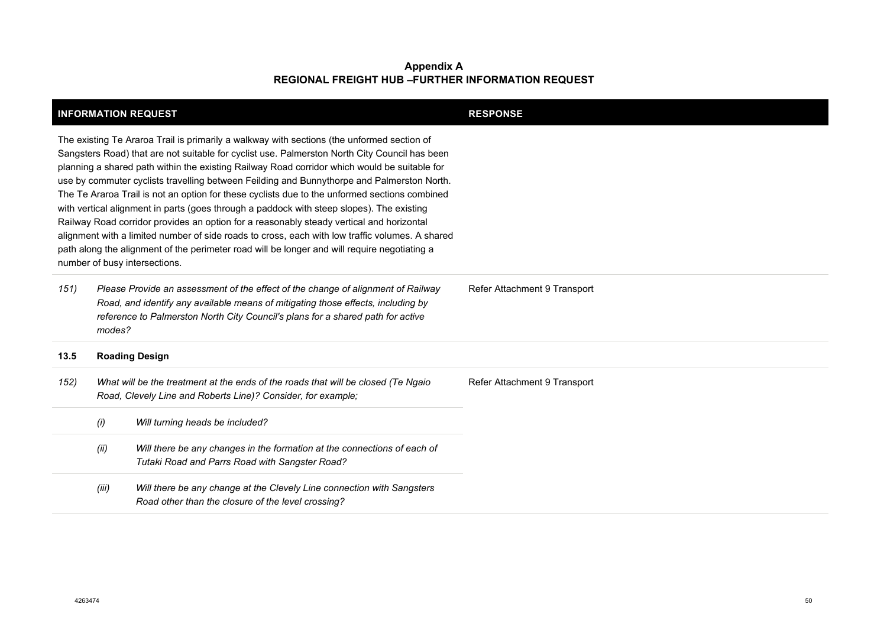**Appendix A**
**REGIONAL FREIGHT HUB –FURTHER INFORMATION REQUEST**

| INFORMATION REQUEST | RESPONSE |
| --- | --- |
| The existing Te Araroa Trail is primarily a walkway with sections (the unformed section of Sangsters Road) that are not suitable for cyclist use. Palmerston North City Council has been planning a shared path within the existing Railway Road corridor which would be suitable for use by commuter cyclists travelling between Feilding and Bunnythorpe and Palmerston North. The Te Araroa Trail is not an option for these cyclists due to the unformed sections combined with vertical alignment in parts (goes through a paddock with steep slopes). The existing Railway Road corridor provides an option for a reasonably steady vertical and horizontal alignment with a limited number of side roads to cross, each with low traffic volumes. A shared path along the alignment of the perimeter road will be longer and will require negotiating a number of busy intersections. | |
| *151) Please Provide an assessment of the effect of the change of alignment of Railway Road, and identify any available means of mitigating those effects, including by reference to Palmerston North City Council's plans for a shared path for active modes?* | Refer Attachment 9 Transport |
| **13.5 Roading Design** | |
| *152) What will be the treatment at the ends of the roads that will be closed (Te Ngaio Road, Clevely Line and Roberts Line)? Consider, for example;* | Refer Attachment 9 Transport |
| *(i) Will turning heads be included?* | |
| *(ii) Will there be any changes in the formation at the connections of each of Tutaki Road and Parrs Road with Sangster Road?* | |
| *(iii) Will there be any change at the Clevely Line connection with Sangsters Road other than the closure of the level crossing?* | |

4263474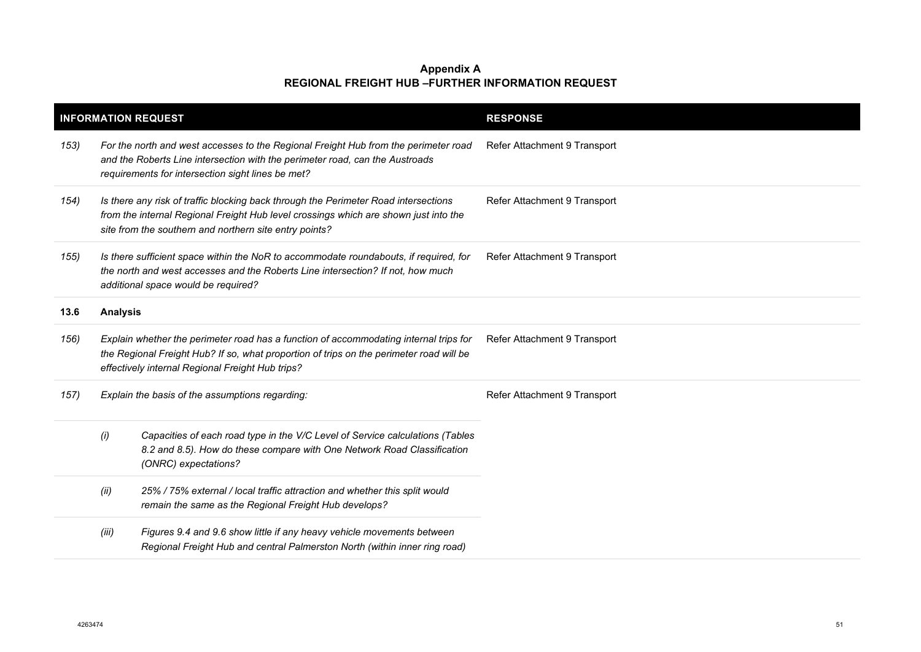**Appendix A**
**REGIONAL FREIGHT HUB –FURTHER INFORMATION REQUEST**

| INFORMATION REQUEST | | | RESPONSE |
|---|---|---|---|
| *153)* | *For the north and west accesses to the Regional Freight Hub from the perimeter road and the Roberts Line intersection with the perimeter road, can the Austroads requirements for intersection sight lines be met?* | | Refer Attachment 9 Transport |
| *154)* | *Is there any risk of traffic blocking back through the Perimeter Road intersections from the internal Regional Freight Hub level crossings which are shown just into the site from the southern and northern site entry points?* | | Refer Attachment 9 Transport |
| *155)* | *Is there sufficient space within the NoR to accommodate roundabouts, if required, for the north and west accesses and the Roberts Line intersection? If not, how much additional space would be required?* | | Refer Attachment 9 Transport |
| **13.6** | **Analysis** | | |
| *156)* | *Explain whether the perimeter road has a function of accommodating internal trips for the Regional Freight Hub? If so, what proportion of trips on the perimeter road will be effectively internal Regional Freight Hub trips?* | | Refer Attachment 9 Transport |
| *157)* | *Explain the basis of the assumptions regarding:* | | Refer Attachment 9 Transport |
| | *(i)* | *Capacities of each road type in the V/C Level of Service calculations (Tables 8.2 and 8.5). How do these compare with One Network Road Classification (ONRC) expectations?* | |
| | *(ii)* | *25% / 75% external / local traffic attraction and whether this split would remain the same as the Regional Freight Hub develops?* | |
| | *(iii)* | *Figures 9.4 and 9.6 show little if any heavy vehicle movements between Regional Freight Hub and central Palmerston North (within inner ring road)* | |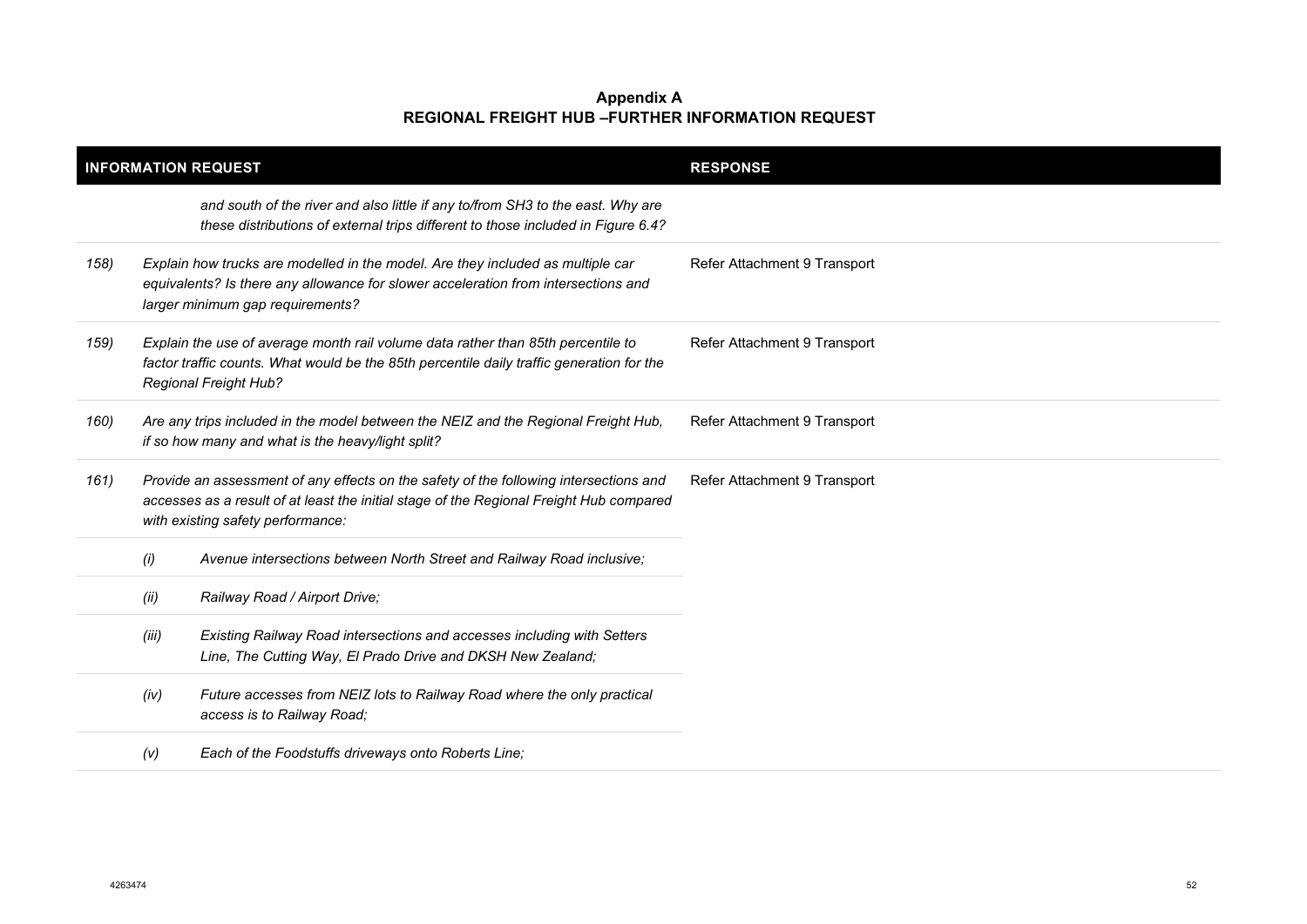**Appendix A**
**REGIONAL FREIGHT HUB –FURTHER INFORMATION REQUEST**

| INFORMATION REQUEST | | | RESPONSE |
|---|---|---|---|
| | | *and south of the river and also little if any to/from SH3 to the east. Why are these distributions of external trips different to those included in Figure 6.4?* | |
| *158)* | *Explain how trucks are modelled in the model. Are they included as multiple car equivalents? Is there any allowance for slower acceleration from intersections and larger minimum gap requirements?* | | Refer Attachment 9 Transport |
| *159)* | *Explain the use of average month rail volume data rather than 85th percentile to factor traffic counts. What would be the 85th percentile daily traffic generation for the Regional Freight Hub?* | | Refer Attachment 9 Transport |
| *160)* | *Are any trips included in the model between the NEIZ and the Regional Freight Hub, if so how many and what is the heavy/light split?* | | Refer Attachment 9 Transport |
| *161)* | *Provide an assessment of any effects on the safety of the following intersections and accesses as a result of at least the initial stage of the Regional Freight Hub compared with existing safety performance:* | | Refer Attachment 9 Transport |
| | *(i)* | *Avenue intersections between North Street and Railway Road inclusive;* | |
| | *(ii)* | *Railway Road / Airport Drive;* | |
| | *(iii)* | *Existing Railway Road intersections and accesses including with Setters Line, The Cutting Way, El Prado Drive and DKSH New Zealand;* | |
| | *(iv)* | *Future accesses from NEIZ lots to Railway Road where the only practical access is to Railway Road;* | |
| | *(v)* | *Each of the Foodstuffs driveways onto Roberts Line;* | |

4263474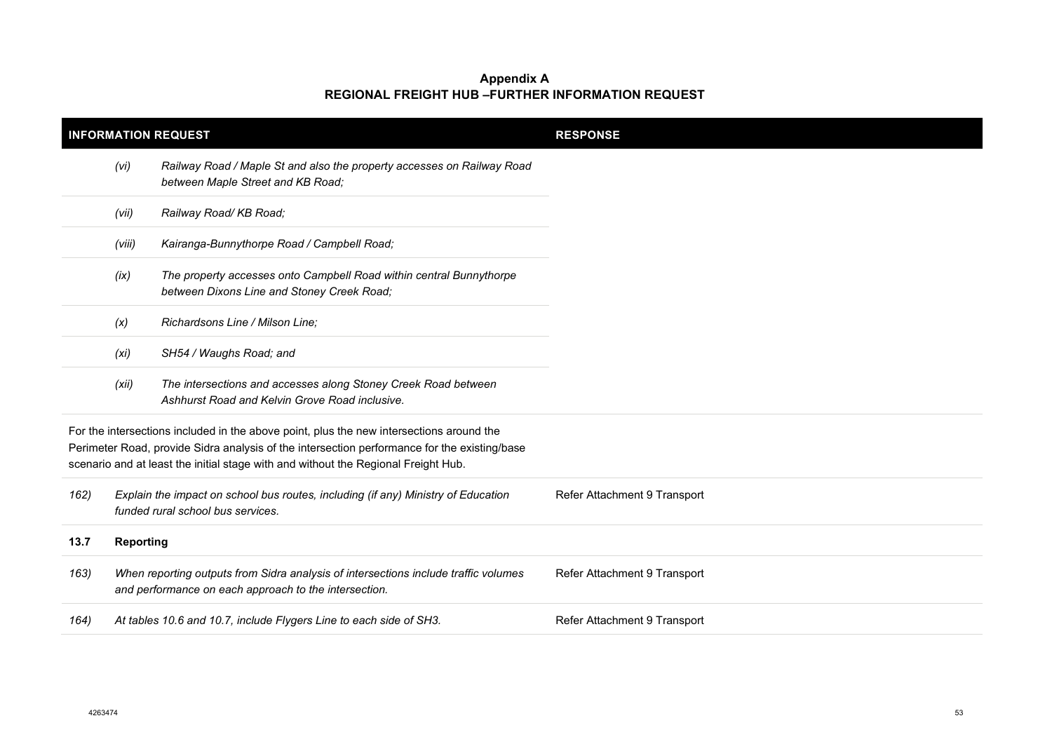**Appendix A**
**REGIONAL FREIGHT HUB –FURTHER INFORMATION REQUEST**

| INFORMATION REQUEST | | | RESPONSE |
|---|---|---|---|
| | *(vi)* | *Railway Road / Maple St and also the property accesses on Railway Road between Maple Street and KB Road;* | |
| | *(vii)* | *Railway Road/ KB Road;* | |
| | *(viii)* | *Kairanga-Bunnythorpe Road / Campbell Road;* | |
| | *(ix)* | *The property accesses onto Campbell Road within central Bunnythorpe between Dixons Line and Stoney Creek Road;* | |
| | *(x)* | *Richardsons Line / Milson Line;* | |
| | *(xi)* | *SH54 / Waughs Road; and* | |
| | *(xii)* | *The intersections and accesses along Stoney Creek Road between Ashhurst Road and Kelvin Grove Road inclusive.* | |
| For the intersections included in the above point, plus the new intersections around the Perimeter Road, provide Sidra analysis of the intersection performance for the existing/base scenario and at least the initial stage with and without the Regional Freight Hub. | | | |
| *162)* | *Explain the impact on school bus routes, including (if any) Ministry of Education funded rural school bus services.* | | Refer Attachment 9 Transport |
| **13.7** | **Reporting** | | |
| *163)* | *When reporting outputs from Sidra analysis of intersections include traffic volumes and performance on each approach to the intersection.* | | Refer Attachment 9 Transport |
| *164)* | *At tables 10.6 and 10.7, include Flygers Line to each side of SH3.* | | Refer Attachment 9 Transport |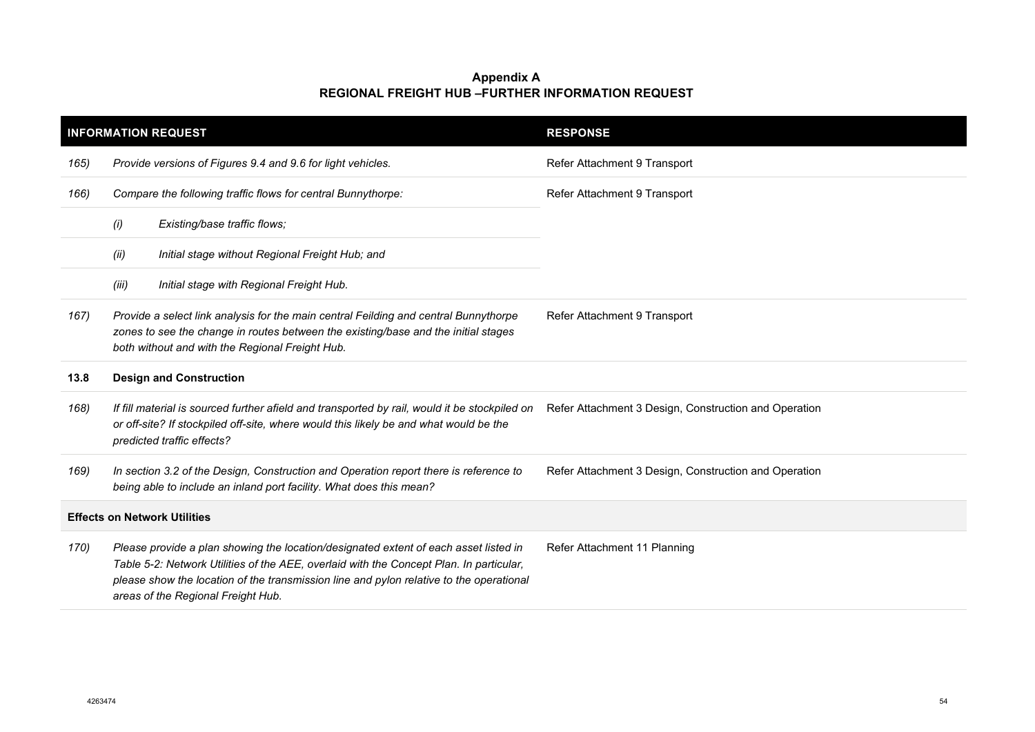**Appendix A**
**REGIONAL FREIGHT HUB –FURTHER INFORMATION REQUEST**

| INFORMATION REQUEST | | | RESPONSE |
|---|---|---|---|
| *165)* | *Provide versions of Figures 9.4 and 9.6 for light vehicles.* | | Refer Attachment 9 Transport |
| *166)* | *Compare the following traffic flows for central Bunnythorpe:* | | Refer Attachment 9 Transport |
| | *(i)* | *Existing/base traffic flows;* | |
| | *(ii)* | *Initial stage without Regional Freight Hub; and* | |
| | *(iii)* | *Initial stage with Regional Freight Hub.* | |
| *167)* | *Provide a select link analysis for the main central Feilding and central Bunnythorpe zones to see the change in routes between the existing/base and the initial stages both without and with the Regional Freight Hub.* | | Refer Attachment 9 Transport |
| **13.8** | **Design and Construction** | | |
| *168)* | *If fill material is sourced further afield and transported by rail, would it be stockpiled on or off-site? If stockpiled off-site, where would this likely be and what would be the predicted traffic effects?* | | Refer Attachment 3 Design, Construction and Operation |
| *169)* | *In section 3.2 of the Design, Construction and Operation report there is reference to being able to include an inland port facility. What does this mean?* | | Refer Attachment 3 Design, Construction and Operation |
| **Effects on Network Utilities** | | | |
| *170)* | *Please provide a plan showing the location/designated extent of each asset listed in Table 5-2: Network Utilities of the AEE, overlaid with the Concept Plan. In particular, please show the location of the transmission line and pylon relative to the operational areas of the Regional Freight Hub.* | | Refer Attachment 11 Planning |

4263474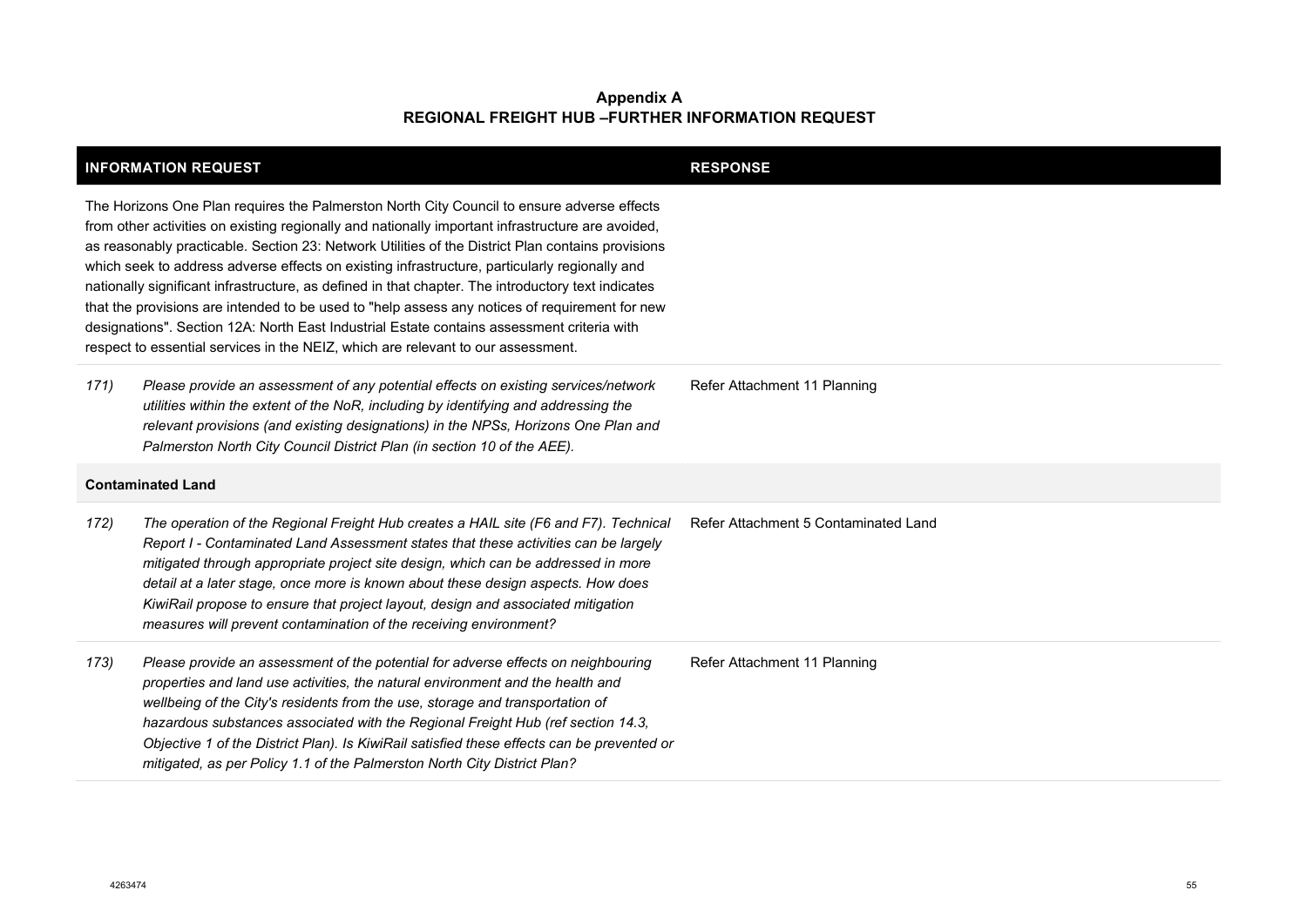**Appendix A**
**REGIONAL FREIGHT HUB –FURTHER INFORMATION REQUEST**

| INFORMATION REQUEST | | RESPONSE |
|---|---|---|
| The Horizons One Plan requires the Palmerston North City Council to ensure adverse effects from other activities on existing regionally and nationally important infrastructure are avoided, as reasonably practicable. Section 23: Network Utilities of the District Plan contains provisions which seek to address adverse effects on existing infrastructure, particularly regionally and nationally significant infrastructure, as defined in that chapter. The introductory text indicates that the provisions are intended to be used to "help assess any notices of requirement for new designations". Section 12A: North East Industrial Estate contains assessment criteria with respect to essential services in the NEIZ, which are relevant to our assessment. | | |
| *171)* | *Please provide an assessment of any potential effects on existing services/network utilities within the extent of the NoR, including by identifying and addressing the relevant provisions (and existing designations) in the NPSs, Horizons One Plan and Palmerston North City Council District Plan (in section 10 of the AEE).* | Refer Attachment 11 Planning |
| **Contaminated Land** | | |
| *172)* | *The operation of the Regional Freight Hub creates a HAIL site (F6 and F7). Technical Report I - Contaminated Land Assessment states that these activities can be largely mitigated through appropriate project site design, which can be addressed in more detail at a later stage, once more is known about these design aspects. How does KiwiRail propose to ensure that project layout, design and associated mitigation measures will prevent contamination of the receiving environment?* | Refer Attachment 5 Contaminated Land |
| *173)* | *Please provide an assessment of the potential for adverse effects on neighbouring properties and land use activities, the natural environment and the health and wellbeing of the City's residents from the use, storage and transportation of hazardous substances associated with the Regional Freight Hub (ref section 14.3, Objective 1 of the District Plan). Is KiwiRail satisfied these effects can be prevented or mitigated, as per Policy 1.1 of the Palmerston North City District Plan?* | Refer Attachment 11 Planning |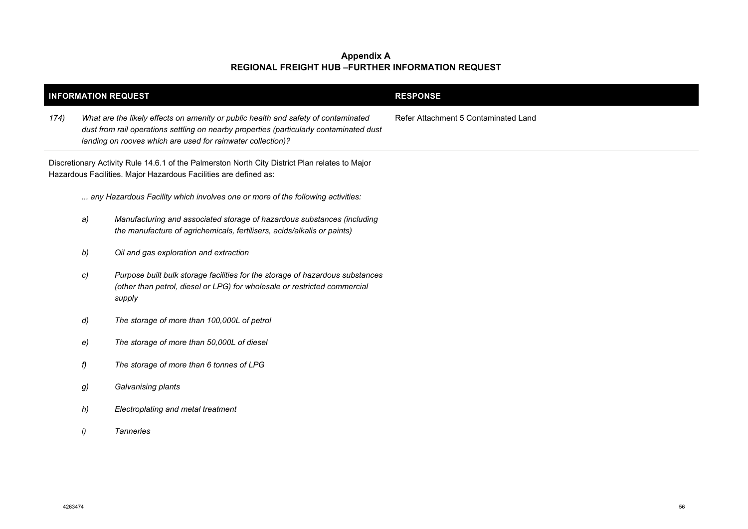**Appendix A**
**REGIONAL FREIGHT HUB –FURTHER INFORMATION REQUEST**

| INFORMATION REQUEST | RESPONSE |
|---|---|
| *174) What are the likely effects on amenity or public health and safety of contaminated dust from rail operations settling on nearby properties (particularly contaminated dust landing on rooves which are used for rainwater collection)?* | Refer Attachment 5 Contaminated Land |
| Discretionary Activity Rule 14.6.1 of the Palmerston North City District Plan relates to Major Hazardous Facilities. Major Hazardous Facilities are defined as:<br><br>*... any Hazardous Facility which involves one or more of the following activities:*<br><br>*a) Manufacturing and associated storage of hazardous substances (including the manufacture of agrichemicals, fertilisers, acids/alkalis or paints)*<br><br>*b) Oil and gas exploration and extraction*<br><br>*c) Purpose built bulk storage facilities for the storage of hazardous substances (other than petrol, diesel or LPG) for wholesale or restricted commercial supply*<br><br>*d) The storage of more than 100,000L of petrol*<br><br>*e) The storage of more than 50,000L of diesel*<br><br>*f) The storage of more than 6 tonnes of LPG*<br><br>*g) Galvanising plants*<br><br>*h) Electroplating and metal treatment*<br><br>*i) Tanneries* | |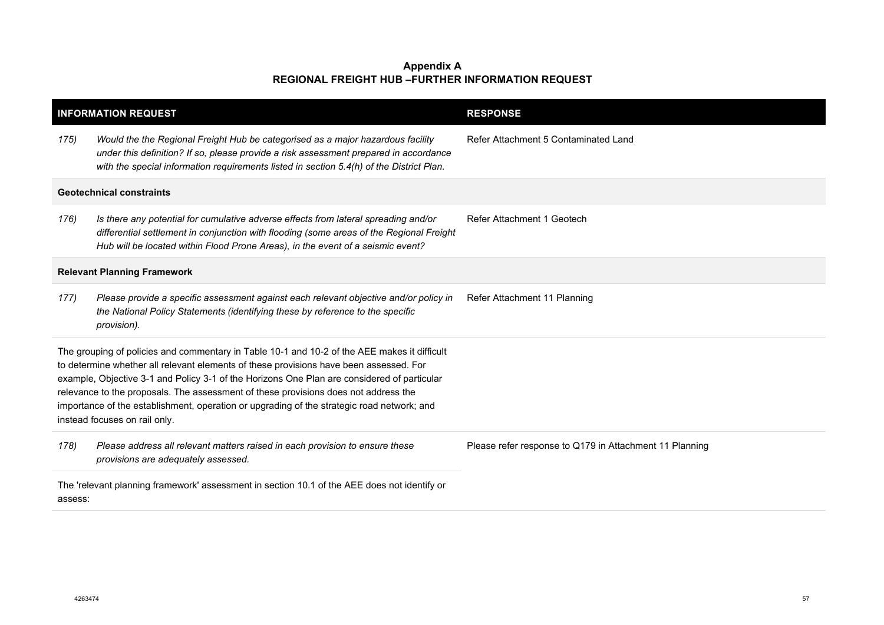**Appendix A**
**REGIONAL FREIGHT HUB –FURTHER INFORMATION REQUEST**

| INFORMATION REQUEST | | RESPONSE |
|---|---|---|
| *175)* | *Would the the Regional Freight Hub be categorised as a major hazardous facility under this definition? If so, please provide a risk assessment prepared in accordance with the special information requirements listed in section 5.4(h) of the District Plan.* | Refer Attachment 5 Contaminated Land |
| **Geotechnical constraints** | | |
| *176)* | *Is there any potential for cumulative adverse effects from lateral spreading and/or differential settlement in conjunction with flooding (some areas of the Regional Freight Hub will be located within Flood Prone Areas), in the event of a seismic event?* | Refer Attachment 1 Geotech |
| **Relevant Planning Framework** | | |
| *177)* | *Please provide a specific assessment against each relevant objective and/or policy in the National Policy Statements (identifying these by reference to the specific provision).* | Refer Attachment 11 Planning |
| The grouping of policies and commentary in Table 10-1 and 10-2 of the AEE makes it difficult to determine whether all relevant elements of these provisions have been assessed. For example, Objective 3-1 and Policy 3-1 of the Horizons One Plan are considered of particular relevance to the proposals. The assessment of these provisions does not address the importance of the establishment, operation or upgrading of the strategic road network; and instead focuses on rail only. | | |
| *178)* | *Please address all relevant matters raised in each provision to ensure these provisions are adequately assessed.* | Please refer response to Q179 in Attachment 11 Planning |
| The 'relevant planning framework' assessment in section 10.1 of the AEE does not identify or assess: | | |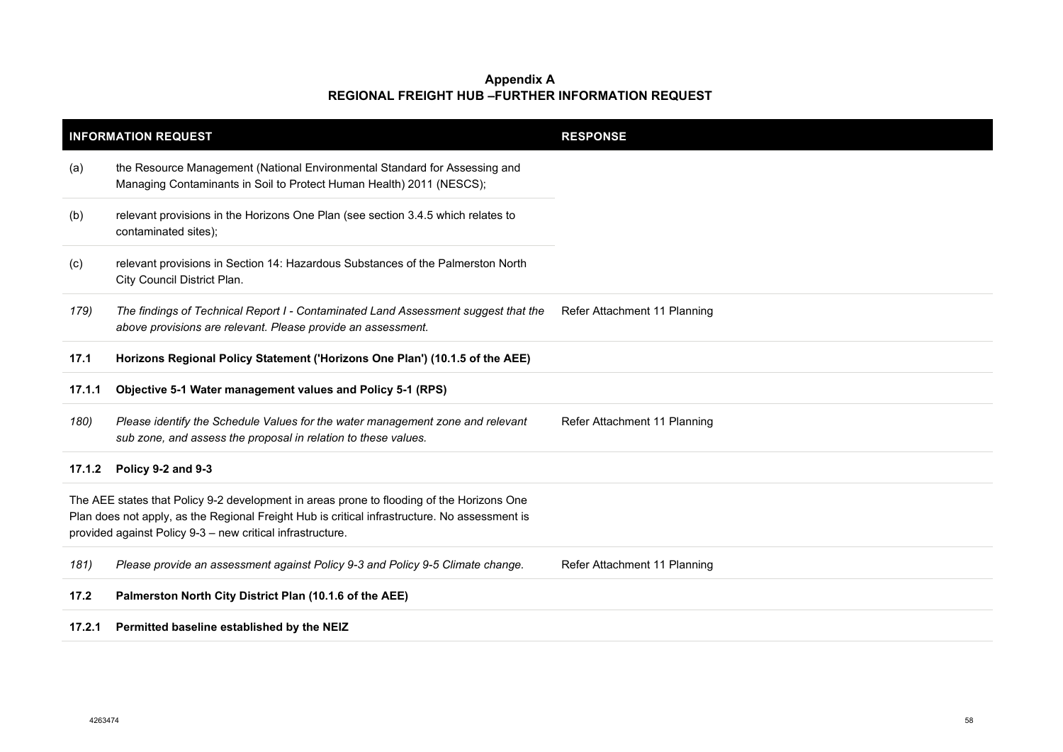**Appendix A**
**REGIONAL FREIGHT HUB –FURTHER INFORMATION REQUEST**

| INFORMATION REQUEST | | RESPONSE |
|---|---|---|
| (a) | the Resource Management (National Environmental Standard for Assessing and Managing Contaminants in Soil to Protect Human Health) 2011 (NESCS); | |
| (b) | relevant provisions in the Horizons One Plan (see section 3.4.5 which relates to contaminated sites); | |
| (c) | relevant provisions in Section 14: Hazardous Substances of the Palmerston North City Council District Plan. | |
| *179)* | *The findings of Technical Report I - Contaminated Land Assessment suggest that the above provisions are relevant. Please provide an assessment.* | Refer Attachment 11 Planning |
| **17.1** | **Horizons Regional Policy Statement ('Horizons One Plan') (10.1.5 of the AEE)** | |
| **17.1.1** | **Objective 5-1 Water management values and Policy 5-1 (RPS)** | |
| *180)* | *Please identify the Schedule Values for the water management zone and relevant sub zone, and assess the proposal in relation to these values.* | Refer Attachment 11 Planning |
| **17.1.2** | **Policy 9-2 and 9-3** | |
| The AEE states that Policy 9-2 development in areas prone to flooding of the Horizons One Plan does not apply, as the Regional Freight Hub is critical infrastructure. No assessment is provided against Policy 9-3 – new critical infrastructure. | | |
| *181)* | *Please provide an assessment against Policy 9-3 and Policy 9-5 Climate change.* | Refer Attachment 11 Planning |
| **17.2** | **Palmerston North City District Plan (10.1.6 of the AEE)** | |
| **17.2.1** | **Permitted baseline established by the NEIZ** | |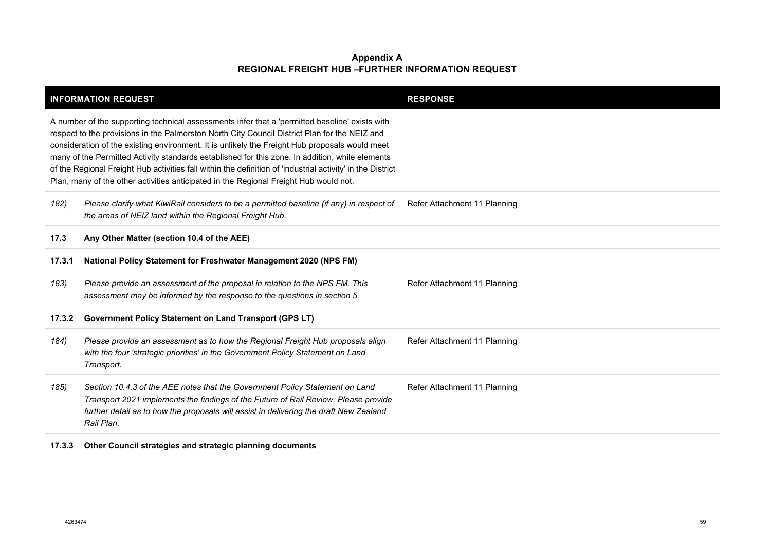**Appendix A**
**REGIONAL FREIGHT HUB –FURTHER INFORMATION REQUEST**

| INFORMATION REQUEST | | RESPONSE |
|---|---|---|
| A number of the supporting technical assessments infer that a 'permitted baseline' exists with respect to the provisions in the Palmerston North City Council District Plan for the NEIZ and consideration of the existing environment. It is unlikely the Freight Hub proposals would meet many of the Permitted Activity standards established for this zone. In addition, while elements of the Regional Freight Hub activities fall within the definition of 'industrial activity' in the District Plan, many of the other activities anticipated in the Regional Freight Hub would not. | | |
| *182)* | *Please clarify what KiwiRail considers to be a permitted baseline (if any) in respect of the areas of NEIZ land within the Regional Freight Hub.* | Refer Attachment 11 Planning |
| **17.3** | **Any Other Matter (section 10.4 of the AEE)** | |
| **17.3.1** | **National Policy Statement for Freshwater Management 2020 (NPS FM)** | |
| *183)* | *Please provide an assessment of the proposal in relation to the NPS FM. This assessment may be informed by the response to the questions in section 5.* | Refer Attachment 11 Planning |
| **17.3.2** | **Government Policy Statement on Land Transport (GPS LT)** | |
| *184)* | *Please provide an assessment as to how the Regional Freight Hub proposals align with the four 'strategic priorities' in the Government Policy Statement on Land Transport.* | Refer Attachment 11 Planning |
| *185)* | *Section 10.4.3 of the AEE notes that the Government Policy Statement on Land Transport 2021 implements the findings of the Future of Rail Review. Please provide further detail as to how the proposals will assist in delivering the draft New Zealand Rail Plan.* | Refer Attachment 11 Planning |
| **17.3.3** | **Other Council strategies and strategic planning documents** | |

4263474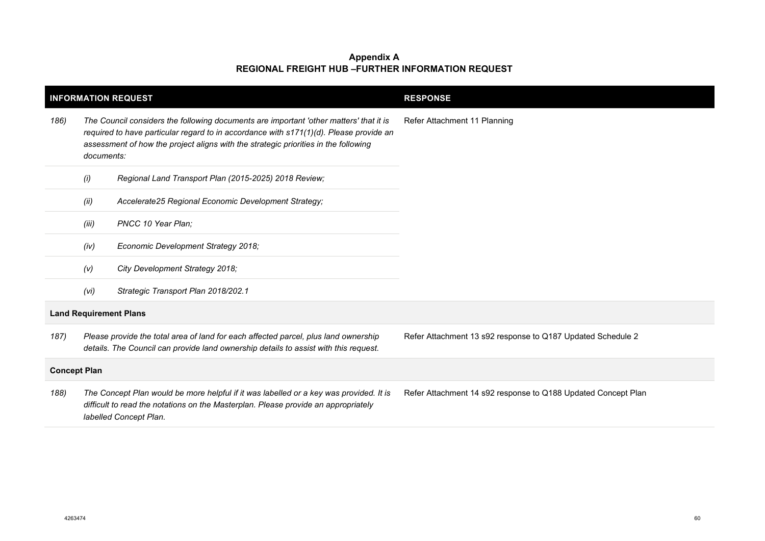**Appendix A**
**REGIONAL FREIGHT HUB –FURTHER INFORMATION REQUEST**

| INFORMATION REQUEST | | | RESPONSE |
|---|---|---|---|
| *186)* | *The Council considers the following documents are important 'other matters' that it is required to have particular regard to in accordance with s171(1)(d). Please provide an assessment of how the project aligns with the strategic priorities in the following documents:* | | Refer Attachment 11 Planning |
| | *(i)* | *Regional Land Transport Plan (2015-2025) 2018 Review;* | |
| | *(ii)* | *Accelerate25 Regional Economic Development Strategy;* | |
| | *(iii)* | *PNCC 10 Year Plan;* | |
| | *(iv)* | *Economic Development Strategy 2018;* | |
| | *(v)* | *City Development Strategy 2018;* | |
| | *(vi)* | *Strategic Transport Plan 2018/202.1* | |
| **Land Requirement Plans** | | | |
| *187)* | *Please provide the total area of land for each affected parcel, plus land ownership details. The Council can provide land ownership details to assist with this request.* | | Refer Attachment 13 s92 response to Q187 Updated Schedule 2 |
| **Concept Plan** | | | |
| *188)* | *The Concept Plan would be more helpful if it was labelled or a key was provided. It is difficult to read the notations on the Masterplan. Please provide an appropriately labelled Concept Plan.* | | Refer Attachment 14 s92 response to Q188 Updated Concept Plan |

4263474